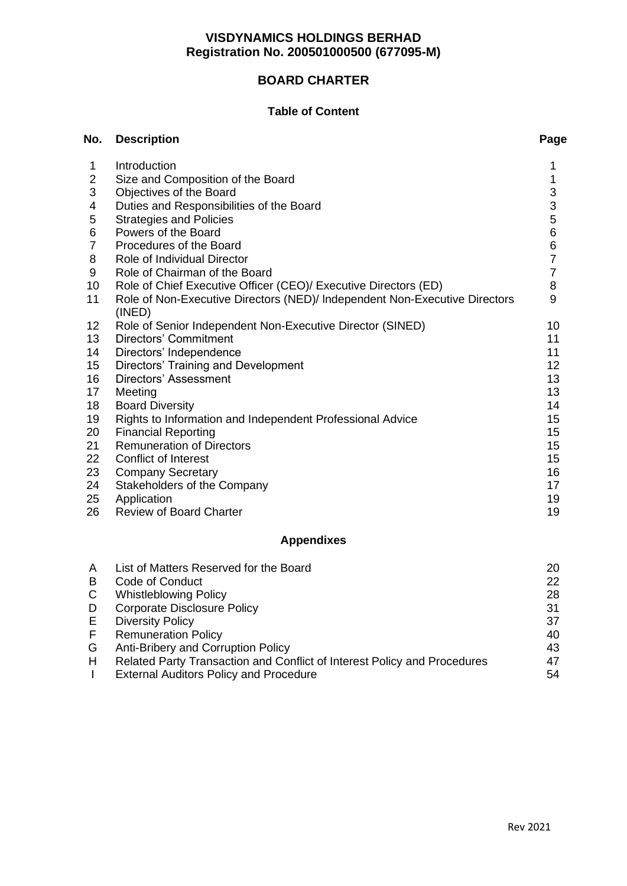# VISDYNAMICS HOLDINGS BERHAD
**Registration No. 200501000500 (677095-M)**

## BOARD CHARTER

### Table of Content

| No. | Description | Page |
|---|---|---|
| 1 | Introduction | 1 |
| 2 | Size and Composition of the Board | 1 |
| 3 | Objectives of the Board | 3 |
| 4 | Duties and Responsibilities of the Board | 3 |
| 5 | Strategies and Policies | 5 |
| 6 | Powers of the Board | 6 |
| 7 | Procedures of the Board | 6 |
| 8 | Role of Individual Director | 7 |
| 9 | Role of Chairman of the Board | 7 |
| 10 | Role of Chief Executive Officer (CEO)/ Executive Directors (ED) | 8 |
| 11 | Role of Non-Executive Directors (NED)/ Independent Non-Executive Directors (INED) | 9 |
| 12 | Role of Senior Independent Non-Executive Director (SINED) | 10 |
| 13 | Directors' Commitment | 11 |
| 14 | Directors' Independence | 11 |
| 15 | Directors' Training and Development | 12 |
| 16 | Directors' Assessment | 13 |
| 17 | Meeting | 13 |
| 18 | Board Diversity | 14 |
| 19 | Rights to Information and Independent Professional Advice | 15 |
| 20 | Financial Reporting | 15 |
| 21 | Remuneration of Directors | 15 |
| 22 | Conflict of Interest | 15 |
| 23 | Company Secretary | 16 |
| 24 | Stakeholders of the Company | 17 |
| 25 | Application | 19 |
| 26 | Review of Board Charter | 19 |

### Appendixes

| | | |
|---|---|---|
| A | List of Matters Reserved for the Board | 20 |
| B | Code of Conduct | 22 |
| C | Whistleblowing Policy | 28 |
| D | Corporate Disclosure Policy | 31 |
| E | Diversity Policy | 37 |
| F | Remuneration Policy | 40 |
| G | Anti-Bribery and Corruption Policy | 43 |
| H | Related Party Transaction and Conflict of Interest Policy and Procedures | 47 |
| I | External Auditors Policy and Procedure | 54 |

Rev 2021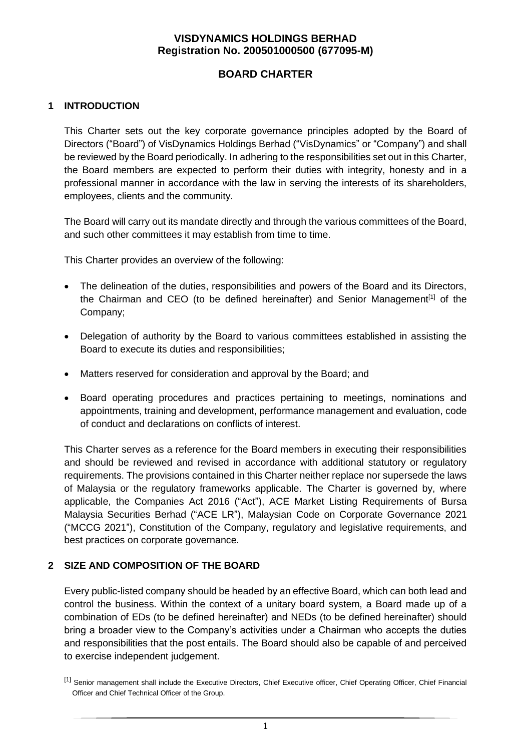**VISDYNAMICS HOLDINGS BERHAD**
**Registration No. 200501000500 (677095-M)**

# BOARD CHARTER

## 1 INTRODUCTION

This Charter sets out the key corporate governance principles adopted by the Board of Directors ("Board") of VisDynamics Holdings Berhad ("VisDynamics" or "Company") and shall be reviewed by the Board periodically. In adhering to the responsibilities set out in this Charter, the Board members are expected to perform their duties with integrity, honesty and in a professional manner in accordance with the law in serving the interests of its shareholders, employees, clients and the community.

The Board will carry out its mandate directly and through the various committees of the Board, and such other committees it may establish from time to time.

This Charter provides an overview of the following:

- The delineation of the duties, responsibilities and powers of the Board and its Directors, the Chairman and CEO (to be defined hereinafter) and Senior Management[1] of the Company;
- Delegation of authority by the Board to various committees established in assisting the Board to execute its duties and responsibilities;
- Matters reserved for consideration and approval by the Board; and
- Board operating procedures and practices pertaining to meetings, nominations and appointments, training and development, performance management and evaluation, code of conduct and declarations on conflicts of interest.

This Charter serves as a reference for the Board members in executing their responsibilities and should be reviewed and revised in accordance with additional statutory or regulatory requirements. The provisions contained in this Charter neither replace nor supersede the laws of Malaysia or the regulatory frameworks applicable. The Charter is governed by, where applicable, the Companies Act 2016 ("Act"), ACE Market Listing Requirements of Bursa Malaysia Securities Berhad ("ACE LR"), Malaysian Code on Corporate Governance 2021 ("MCCG 2021"), Constitution of the Company, regulatory and legislative requirements, and best practices on corporate governance.

## 2 SIZE AND COMPOSITION OF THE BOARD

Every public-listed company should be headed by an effective Board, which can both lead and control the business. Within the context of a unitary board system, a Board made up of a combination of EDs (to be defined hereinafter) and NEDs (to be defined hereinafter) should bring a broader view to the Company's activities under a Chairman who accepts the duties and responsibilities that the post entails. The Board should also be capable of and perceived to exercise independent judgement.

[1] Senior management shall include the Executive Directors, Chief Executive officer, Chief Operating Officer, Chief Financial Officer and Chief Technical Officer of the Group.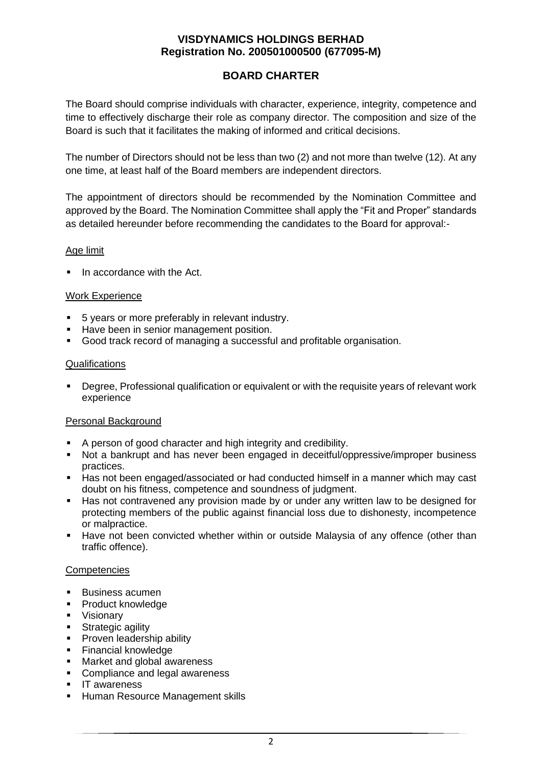**VISDYNAMICS HOLDINGS BERHAD**
**Registration No. 200501000500 (677095-M)**

# BOARD CHARTER

The Board should comprise individuals with character, experience, integrity, competence and time to effectively discharge their role as company director. The composition and size of the Board is such that it facilitates the making of informed and critical decisions.

The number of Directors should not be less than two (2) and not more than twelve (12). At any one time, at least half of the Board members are independent directors.

The appointment of directors should be recommended by the Nomination Committee and approved by the Board. The Nomination Committee shall apply the "Fit and Proper" standards as detailed hereunder before recommending the candidates to the Board for approval:-

Age limit

- In accordance with the Act.

Work Experience

- 5 years or more preferably in relevant industry.
- Have been in senior management position.
- Good track record of managing a successful and profitable organisation.

Qualifications

- Degree, Professional qualification or equivalent or with the requisite years of relevant work experience

Personal Background

- A person of good character and high integrity and credibility.
- Not a bankrupt and has never been engaged in deceitful/oppressive/improper business practices.
- Has not been engaged/associated or had conducted himself in a manner which may cast doubt on his fitness, competence and soundness of judgment.
- Has not contravened any provision made by or under any written law to be designed for protecting members of the public against financial loss due to dishonesty, incompetence or malpractice.
- Have not been convicted whether within or outside Malaysia of any offence (other than traffic offence).

Competencies

- Business acumen
- Product knowledge
- Visionary
- Strategic agility
- Proven leadership ability
- Financial knowledge
- Market and global awareness
- Compliance and legal awareness
- IT awareness
- Human Resource Management skills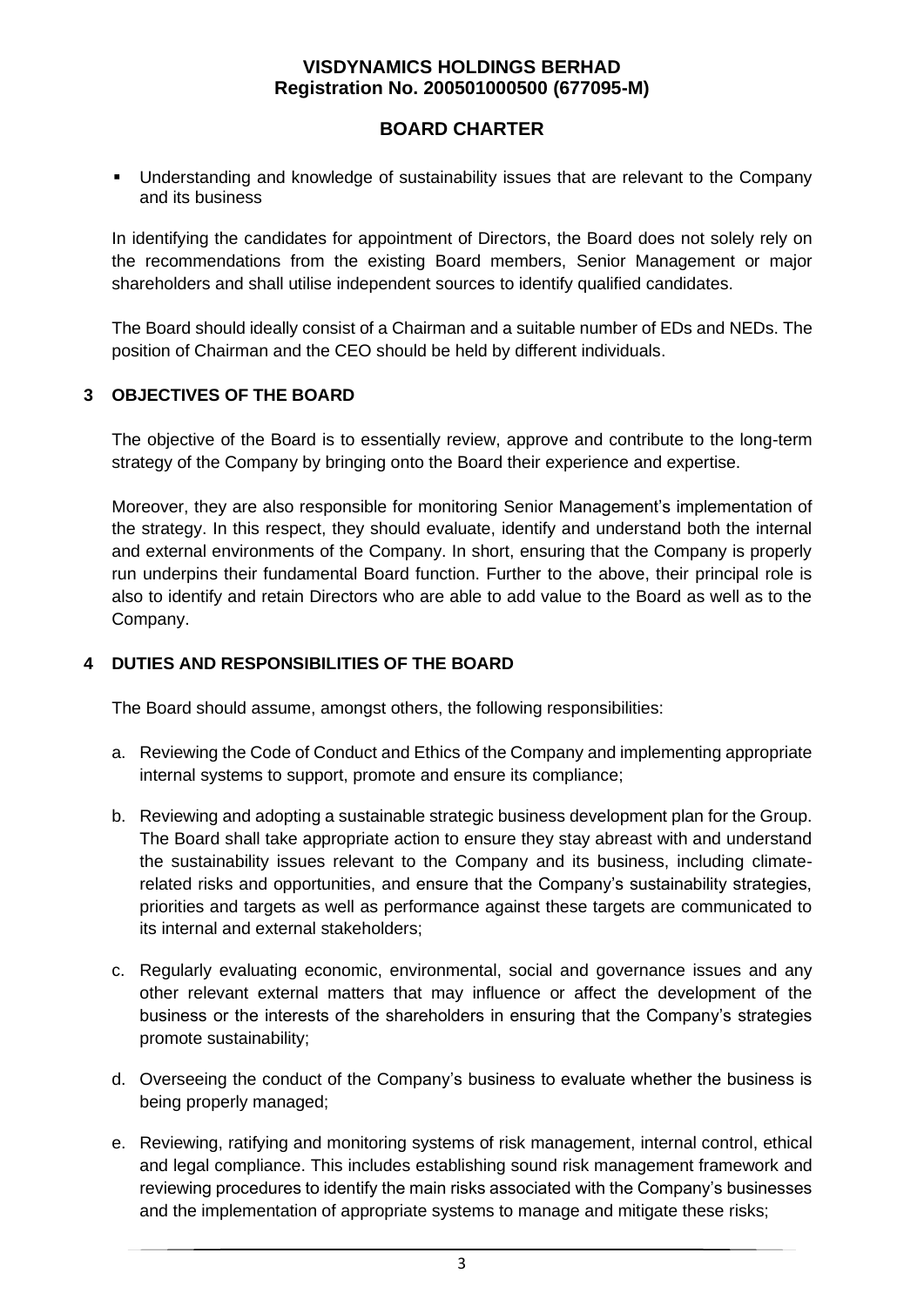- Understanding and knowledge of sustainability issues that are relevant to the Company and its business

In identifying the candidates for appointment of Directors, the Board does not solely rely on the recommendations from the existing Board members, Senior Management or major shareholders and shall utilise independent sources to identify qualified candidates.

The Board should ideally consist of a Chairman and a suitable number of EDs and NEDs. The position of Chairman and the CEO should be held by different individuals.

## 3 OBJECTIVES OF THE BOARD

The objective of the Board is to essentially review, approve and contribute to the long-term strategy of the Company by bringing onto the Board their experience and expertise.

Moreover, they are also responsible for monitoring Senior Management's implementation of the strategy. In this respect, they should evaluate, identify and understand both the internal and external environments of the Company. In short, ensuring that the Company is properly run underpins their fundamental Board function. Further to the above, their principal role is also to identify and retain Directors who are able to add value to the Board as well as to the Company.

## 4 DUTIES AND RESPONSIBILITIES OF THE BOARD

The Board should assume, amongst others, the following responsibilities:

a. Reviewing the Code of Conduct and Ethics of the Company and implementing appropriate internal systems to support, promote and ensure its compliance;

b. Reviewing and adopting a sustainable strategic business development plan for the Group. The Board shall take appropriate action to ensure they stay abreast with and understand the sustainability issues relevant to the Company and its business, including climate-related risks and opportunities, and ensure that the Company's sustainability strategies, priorities and targets as well as performance against these targets are communicated to its internal and external stakeholders;

c. Regularly evaluating economic, environmental, social and governance issues and any other relevant external matters that may influence or affect the development of the business or the interests of the shareholders in ensuring that the Company's strategies promote sustainability;

d. Overseeing the conduct of the Company's business to evaluate whether the business is being properly managed;

e. Reviewing, ratifying and monitoring systems of risk management, internal control, ethical and legal compliance. This includes establishing sound risk management framework and reviewing procedures to identify the main risks associated with the Company's businesses and the implementation of appropriate systems to manage and mitigate these risks;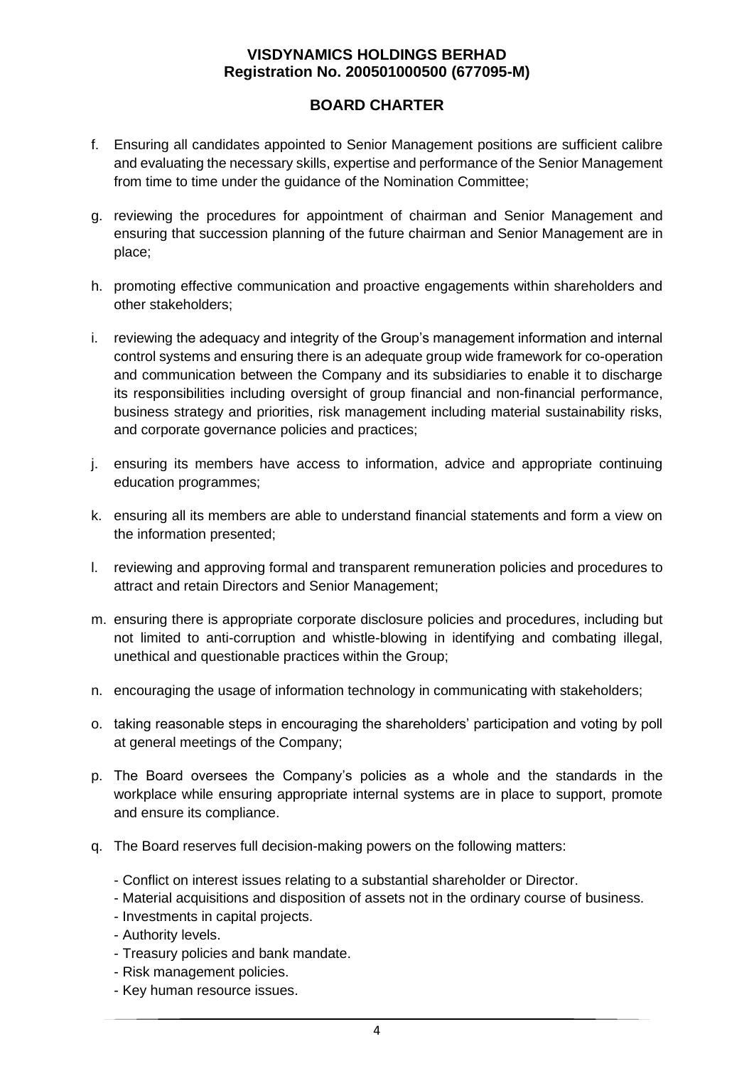f. Ensuring all candidates appointed to Senior Management positions are sufficient calibre and evaluating the necessary skills, expertise and performance of the Senior Management from time to time under the guidance of the Nomination Committee;

g. reviewing the procedures for appointment of chairman and Senior Management and ensuring that succession planning of the future chairman and Senior Management are in place;

h. promoting effective communication and proactive engagements within shareholders and other stakeholders;

i. reviewing the adequacy and integrity of the Group's management information and internal control systems and ensuring there is an adequate group wide framework for co-operation and communication between the Company and its subsidiaries to enable it to discharge its responsibilities including oversight of group financial and non-financial performance, business strategy and priorities, risk management including material sustainability risks, and corporate governance policies and practices;

j. ensuring its members have access to information, advice and appropriate continuing education programmes;

k. ensuring all its members are able to understand financial statements and form a view on the information presented;

l. reviewing and approving formal and transparent remuneration policies and procedures to attract and retain Directors and Senior Management;

m. ensuring there is appropriate corporate disclosure policies and procedures, including but not limited to anti-corruption and whistle-blowing in identifying and combating illegal, unethical and questionable practices within the Group;

n. encouraging the usage of information technology in communicating with stakeholders;

o. taking reasonable steps in encouraging the shareholders' participation and voting by poll at general meetings of the Company;

p. The Board oversees the Company's policies as a whole and the standards in the workplace while ensuring appropriate internal systems are in place to support, promote and ensure its compliance.

q. The Board reserves full decision-making powers on the following matters:

   - Conflict on interest issues relating to a substantial shareholder or Director.
   - Material acquisitions and disposition of assets not in the ordinary course of business.
   - Investments in capital projects.
   - Authority levels.
   - Treasury policies and bank mandate.
   - Risk management policies.
   - Key human resource issues.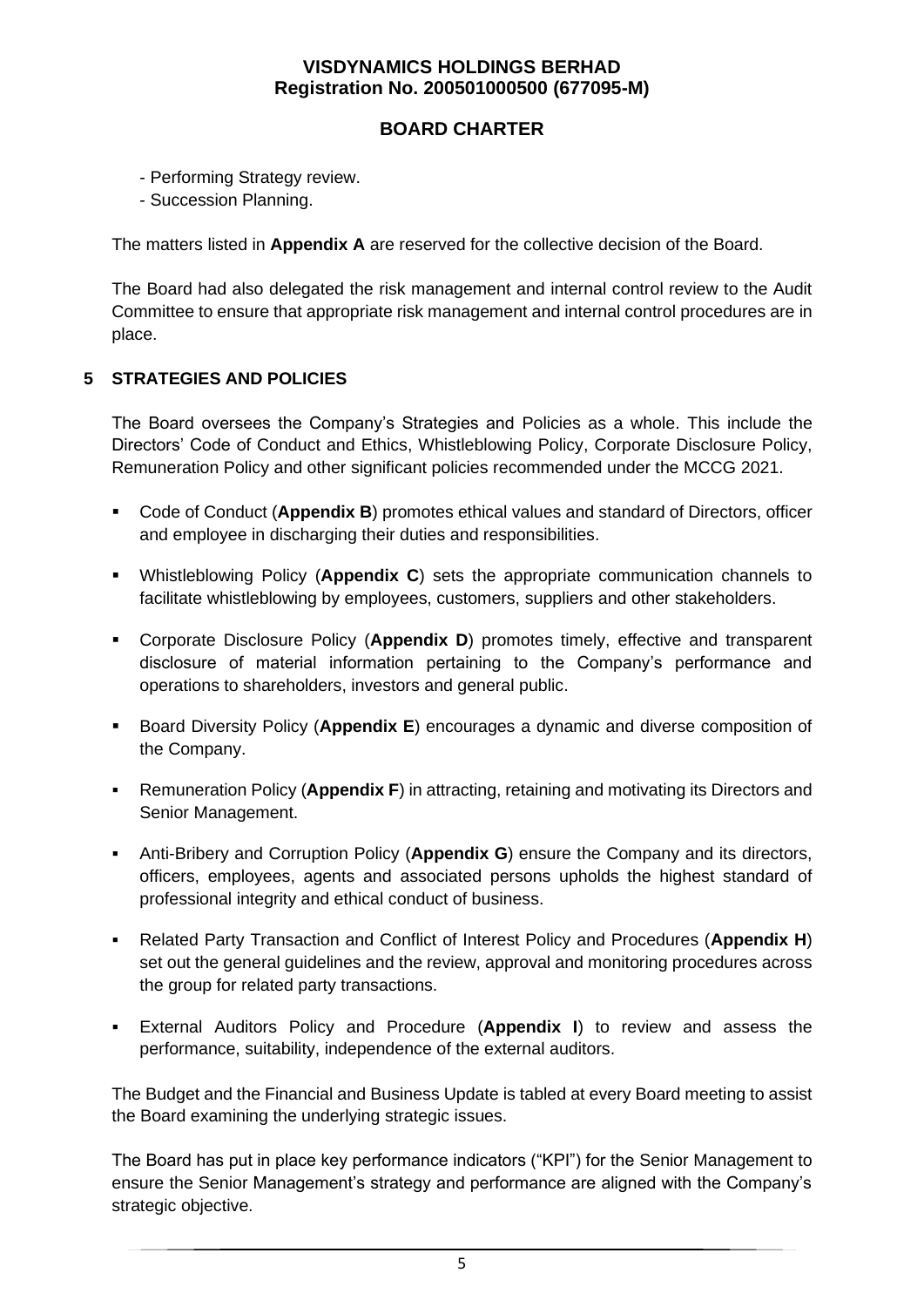- Performing Strategy review.
- Succession Planning.

The matters listed in **Appendix A** are reserved for the collective decision of the Board.

The Board had also delegated the risk management and internal control review to the Audit Committee to ensure that appropriate risk management and internal control procedures are in place.

## 5 STRATEGIES AND POLICIES

The Board oversees the Company's Strategies and Policies as a whole. This include the Directors' Code of Conduct and Ethics, Whistleblowing Policy, Corporate Disclosure Policy, Remuneration Policy and other significant policies recommended under the MCCG 2021.

- Code of Conduct (**Appendix B**) promotes ethical values and standard of Directors, officer and employee in discharging their duties and responsibilities.
- Whistleblowing Policy (**Appendix C**) sets the appropriate communication channels to facilitate whistleblowing by employees, customers, suppliers and other stakeholders.
- Corporate Disclosure Policy (**Appendix D**) promotes timely, effective and transparent disclosure of material information pertaining to the Company's performance and operations to shareholders, investors and general public.
- Board Diversity Policy (**Appendix E**) encourages a dynamic and diverse composition of the Company.
- Remuneration Policy (**Appendix F**) in attracting, retaining and motivating its Directors and Senior Management.
- Anti-Bribery and Corruption Policy (**Appendix G**) ensure the Company and its directors, officers, employees, agents and associated persons upholds the highest standard of professional integrity and ethical conduct of business.
- Related Party Transaction and Conflict of Interest Policy and Procedures (**Appendix H**) set out the general guidelines and the review, approval and monitoring procedures across the group for related party transactions.
- External Auditors Policy and Procedure (**Appendix I**) to review and assess the performance, suitability, independence of the external auditors.

The Budget and the Financial and Business Update is tabled at every Board meeting to assist the Board examining the underlying strategic issues.

The Board has put in place key performance indicators ("KPI") for the Senior Management to ensure the Senior Management's strategy and performance are aligned with the Company's strategic objective.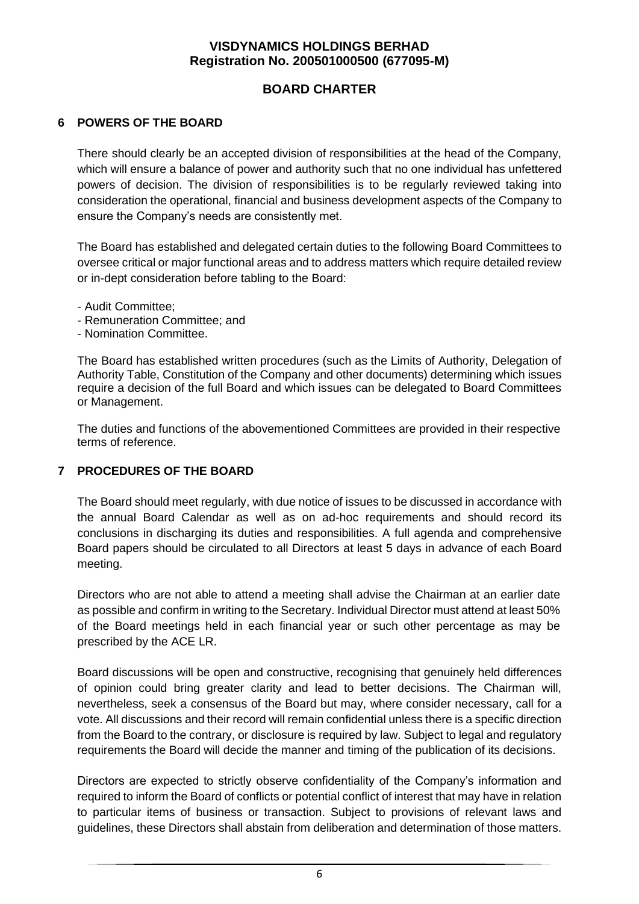## 6 POWERS OF THE BOARD

There should clearly be an accepted division of responsibilities at the head of the Company, which will ensure a balance of power and authority such that no one individual has unfettered powers of decision. The division of responsibilities is to be regularly reviewed taking into consideration the operational, financial and business development aspects of the Company to ensure the Company's needs are consistently met.

The Board has established and delegated certain duties to the following Board Committees to oversee critical or major functional areas and to address matters which require detailed review or in-dept consideration before tabling to the Board:

- Audit Committee;
- Remuneration Committee; and
- Nomination Committee.

The Board has established written procedures (such as the Limits of Authority, Delegation of Authority Table, Constitution of the Company and other documents) determining which issues require a decision of the full Board and which issues can be delegated to Board Committees or Management.

The duties and functions of the abovementioned Committees are provided in their respective terms of reference.

## 7 PROCEDURES OF THE BOARD

The Board should meet regularly, with due notice of issues to be discussed in accordance with the annual Board Calendar as well as on ad-hoc requirements and should record its conclusions in discharging its duties and responsibilities. A full agenda and comprehensive Board papers should be circulated to all Directors at least 5 days in advance of each Board meeting.

Directors who are not able to attend a meeting shall advise the Chairman at an earlier date as possible and confirm in writing to the Secretary. Individual Director must attend at least 50% of the Board meetings held in each financial year or such other percentage as may be prescribed by the ACE LR.

Board discussions will be open and constructive, recognising that genuinely held differences of opinion could bring greater clarity and lead to better decisions. The Chairman will, nevertheless, seek a consensus of the Board but may, where consider necessary, call for a vote. All discussions and their record will remain confidential unless there is a specific direction from the Board to the contrary, or disclosure is required by law. Subject to legal and regulatory requirements the Board will decide the manner and timing of the publication of its decisions.

Directors are expected to strictly observe confidentiality of the Company's information and required to inform the Board of conflicts or potential conflict of interest that may have in relation to particular items of business or transaction. Subject to provisions of relevant laws and guidelines, these Directors shall abstain from deliberation and determination of those matters.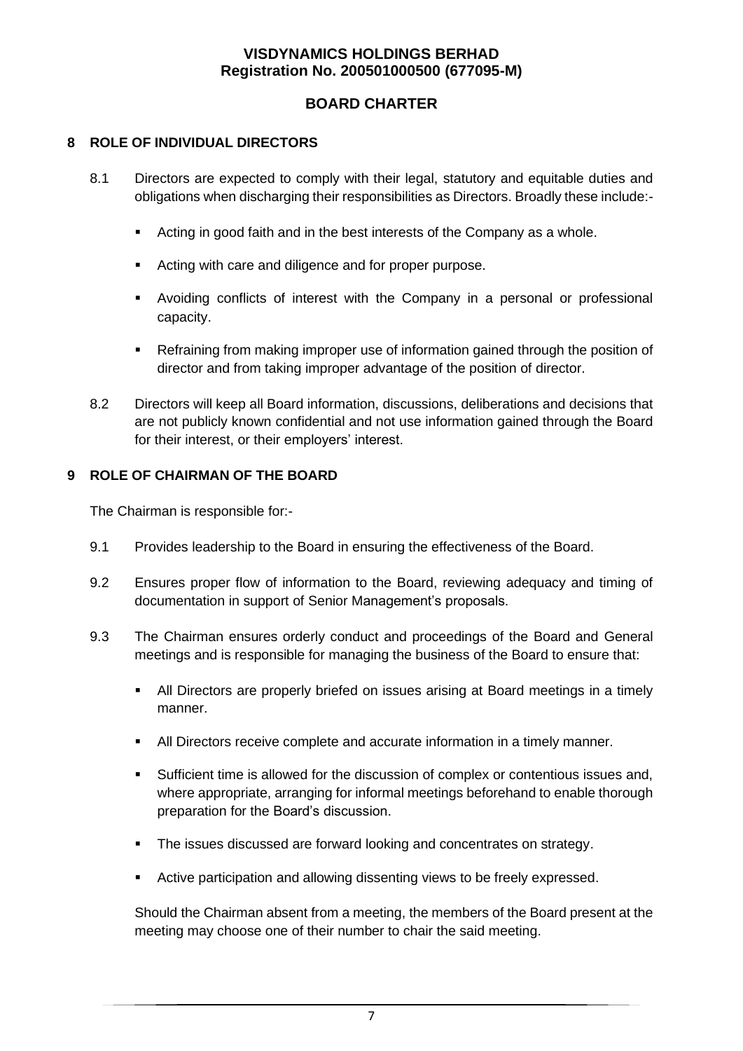## 8 ROLE OF INDIVIDUAL DIRECTORS

8.1 Directors are expected to comply with their legal, statutory and equitable duties and obligations when discharging their responsibilities as Directors. Broadly these include:-

- Acting in good faith and in the best interests of the Company as a whole.
- Acting with care and diligence and for proper purpose.
- Avoiding conflicts of interest with the Company in a personal or professional capacity.
- Refraining from making improper use of information gained through the position of director and from taking improper advantage of the position of director.

8.2 Directors will keep all Board information, discussions, deliberations and decisions that are not publicly known confidential and not use information gained through the Board for their interest, or their employers' interest.

## 9 ROLE OF CHAIRMAN OF THE BOARD

The Chairman is responsible for:-

9.1 Provides leadership to the Board in ensuring the effectiveness of the Board.

9.2 Ensures proper flow of information to the Board, reviewing adequacy and timing of documentation in support of Senior Management's proposals.

9.3 The Chairman ensures orderly conduct and proceedings of the Board and General meetings and is responsible for managing the business of the Board to ensure that:

- All Directors are properly briefed on issues arising at Board meetings in a timely manner.
- All Directors receive complete and accurate information in a timely manner.
- Sufficient time is allowed for the discussion of complex or contentious issues and, where appropriate, arranging for informal meetings beforehand to enable thorough preparation for the Board's discussion.
- The issues discussed are forward looking and concentrates on strategy.
- Active participation and allowing dissenting views to be freely expressed.

Should the Chairman absent from a meeting, the members of the Board present at the meeting may choose one of their number to chair the said meeting.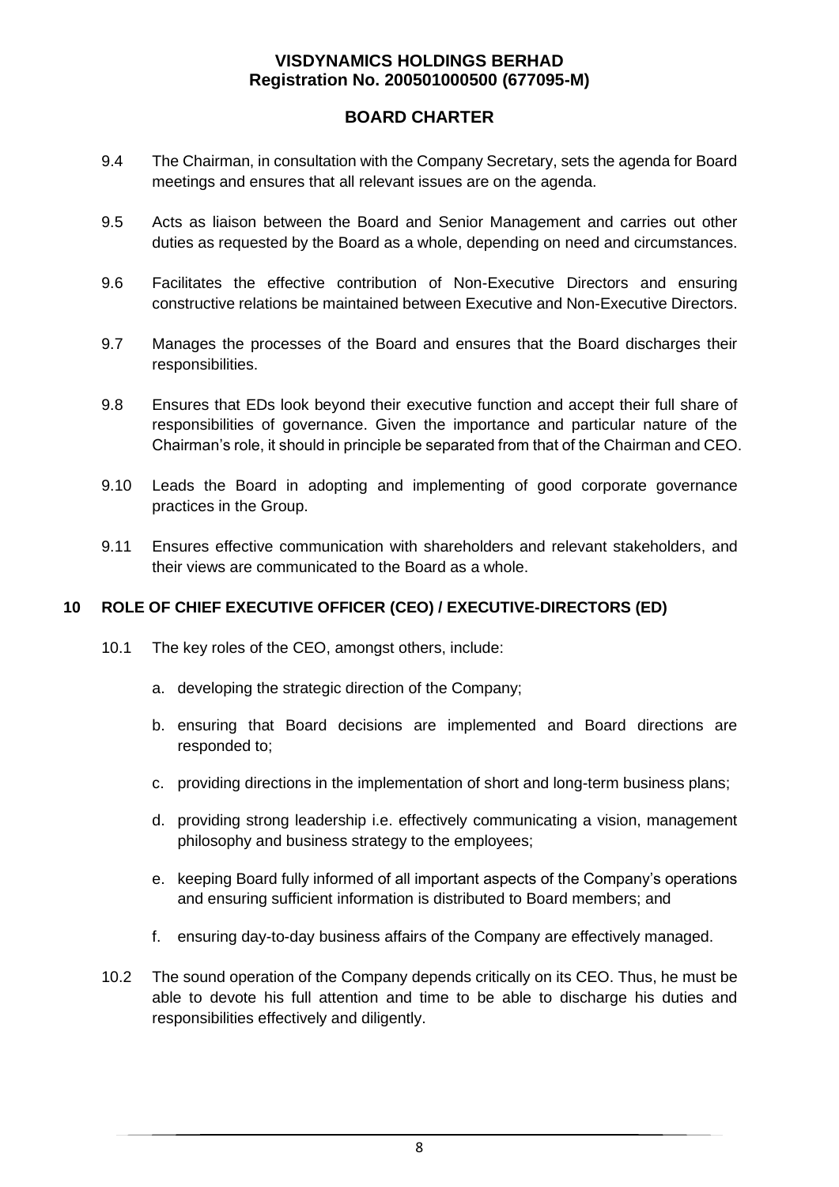9.4 The Chairman, in consultation with the Company Secretary, sets the agenda for Board meetings and ensures that all relevant issues are on the agenda.

9.5 Acts as liaison between the Board and Senior Management and carries out other duties as requested by the Board as a whole, depending on need and circumstances.

9.6 Facilitates the effective contribution of Non-Executive Directors and ensuring constructive relations be maintained between Executive and Non-Executive Directors.

9.7 Manages the processes of the Board and ensures that the Board discharges their responsibilities.

9.8 Ensures that EDs look beyond their executive function and accept their full share of responsibilities of governance. Given the importance and particular nature of the Chairman's role, it should in principle be separated from that of the Chairman and CEO.

9.10 Leads the Board in adopting and implementing of good corporate governance practices in the Group.

9.11 Ensures effective communication with shareholders and relevant stakeholders, and their views are communicated to the Board as a whole.

## 10 ROLE OF CHIEF EXECUTIVE OFFICER (CEO) / EXECUTIVE-DIRECTORS (ED)

10.1 The key roles of the CEO, amongst others, include:

a. developing the strategic direction of the Company;

b. ensuring that Board decisions are implemented and Board directions are responded to;

c. providing directions in the implementation of short and long-term business plans;

d. providing strong leadership i.e. effectively communicating a vision, management philosophy and business strategy to the employees;

e. keeping Board fully informed of all important aspects of the Company's operations and ensuring sufficient information is distributed to Board members; and

f. ensuring day-to-day business affairs of the Company are effectively managed.

10.2 The sound operation of the Company depends critically on its CEO. Thus, he must be able to devote his full attention and time to be able to discharge his duties and responsibilities effectively and diligently.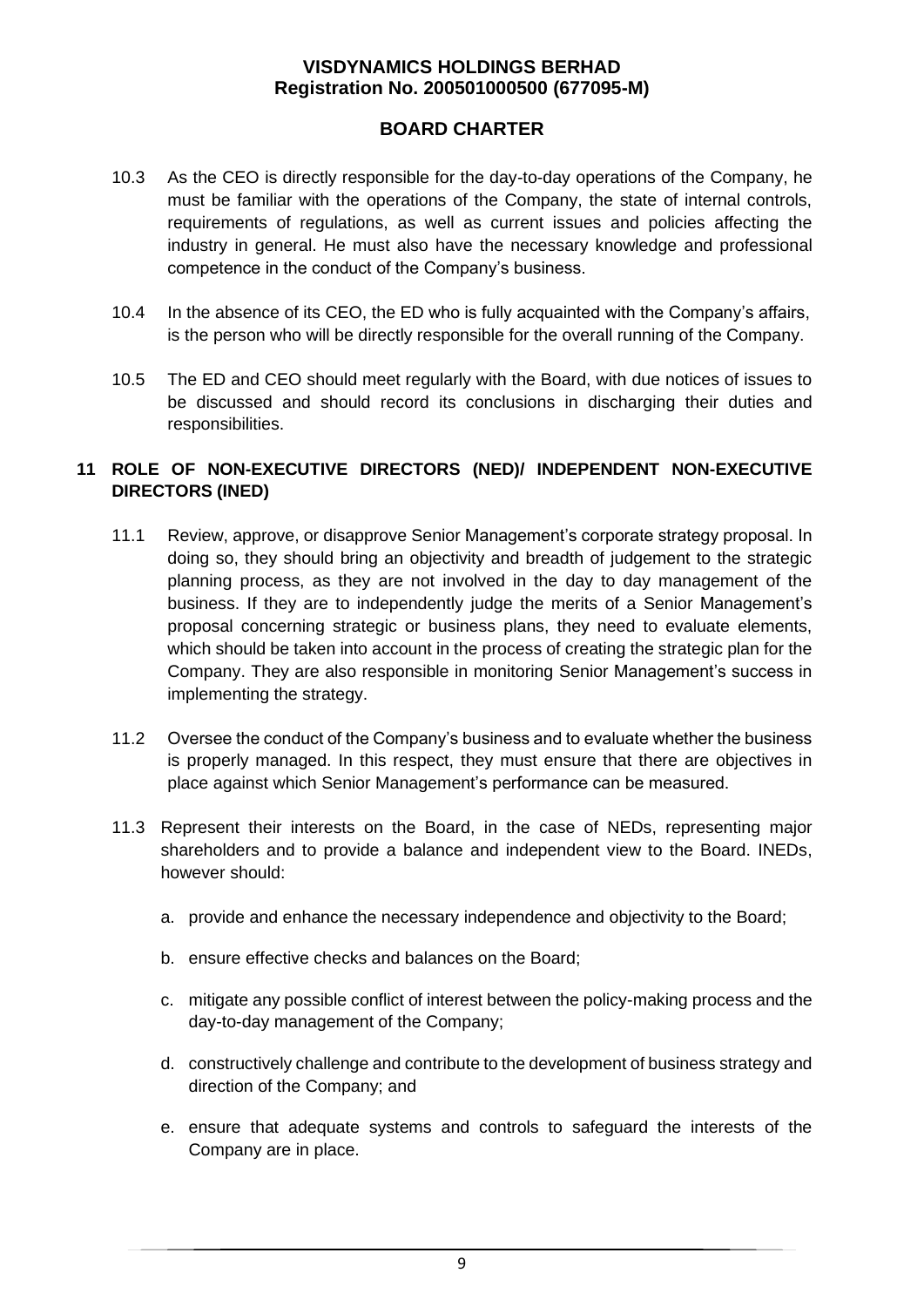10.3 As the CEO is directly responsible for the day-to-day operations of the Company, he must be familiar with the operations of the Company, the state of internal controls, requirements of regulations, as well as current issues and policies affecting the industry in general. He must also have the necessary knowledge and professional competence in the conduct of the Company's business.

10.4 In the absence of its CEO, the ED who is fully acquainted with the Company's affairs, is the person who will be directly responsible for the overall running of the Company.

10.5 The ED and CEO should meet regularly with the Board, with due notices of issues to be discussed and should record its conclusions in discharging their duties and responsibilities.

## 11 ROLE OF NON-EXECUTIVE DIRECTORS (NED)/ INDEPENDENT NON-EXECUTIVE DIRECTORS (INED)

11.1 Review, approve, or disapprove Senior Management's corporate strategy proposal. In doing so, they should bring an objectivity and breadth of judgement to the strategic planning process, as they are not involved in the day to day management of the business. If they are to independently judge the merits of a Senior Management's proposal concerning strategic or business plans, they need to evaluate elements, which should be taken into account in the process of creating the strategic plan for the Company. They are also responsible in monitoring Senior Management's success in implementing the strategy.

11.2 Oversee the conduct of the Company's business and to evaluate whether the business is properly managed. In this respect, they must ensure that there are objectives in place against which Senior Management's performance can be measured.

11.3 Represent their interests on the Board, in the case of NEDs, representing major shareholders and to provide a balance and independent view to the Board. INEDs, however should:

a. provide and enhance the necessary independence and objectivity to the Board;

b. ensure effective checks and balances on the Board;

c. mitigate any possible conflict of interest between the policy-making process and the day-to-day management of the Company;

d. constructively challenge and contribute to the development of business strategy and direction of the Company; and

e. ensure that adequate systems and controls to safeguard the interests of the Company are in place.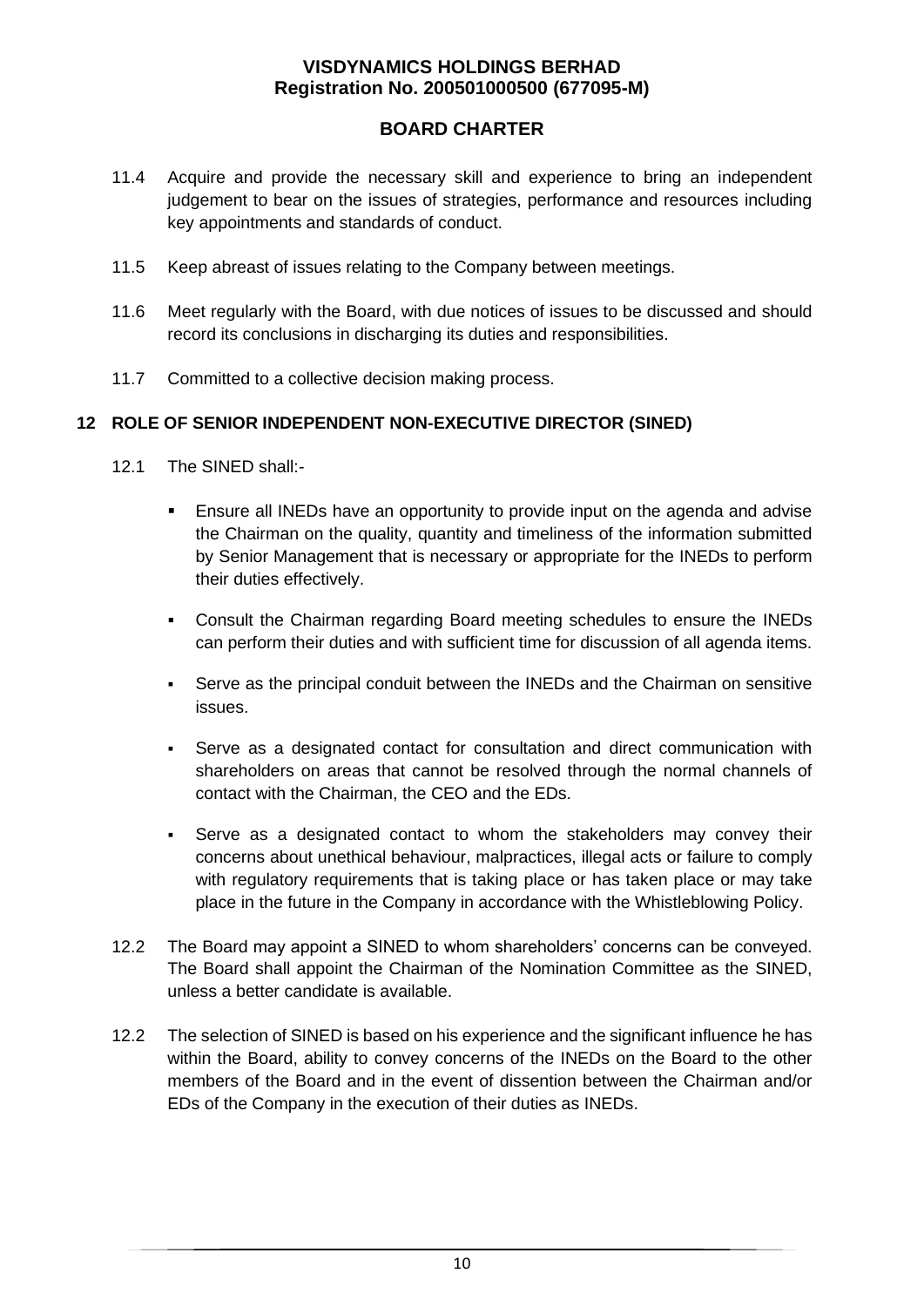11.4 Acquire and provide the necessary skill and experience to bring an independent judgement to bear on the issues of strategies, performance and resources including key appointments and standards of conduct.

11.5 Keep abreast of issues relating to the Company between meetings.

11.6 Meet regularly with the Board, with due notices of issues to be discussed and should record its conclusions in discharging its duties and responsibilities.

11.7 Committed to a collective decision making process.

## 12 ROLE OF SENIOR INDEPENDENT NON-EXECUTIVE DIRECTOR (SINED)

12.1 The SINED shall:-

- Ensure all INEDs have an opportunity to provide input on the agenda and advise the Chairman on the quality, quantity and timeliness of the information submitted by Senior Management that is necessary or appropriate for the INEDs to perform their duties effectively.
- Consult the Chairman regarding Board meeting schedules to ensure the INEDs can perform their duties and with sufficient time for discussion of all agenda items.
- Serve as the principal conduit between the INEDs and the Chairman on sensitive issues.
- Serve as a designated contact for consultation and direct communication with shareholders on areas that cannot be resolved through the normal channels of contact with the Chairman, the CEO and the EDs.
- Serve as a designated contact to whom the stakeholders may convey their concerns about unethical behaviour, malpractices, illegal acts or failure to comply with regulatory requirements that is taking place or has taken place or may take place in the future in the Company in accordance with the Whistleblowing Policy.

12.2 The Board may appoint a SINED to whom shareholders' concerns can be conveyed. The Board shall appoint the Chairman of the Nomination Committee as the SINED, unless a better candidate is available.

12.2 The selection of SINED is based on his experience and the significant influence he has within the Board, ability to convey concerns of the INEDs on the Board to the other members of the Board and in the event of dissention between the Chairman and/or EDs of the Company in the execution of their duties as INEDs.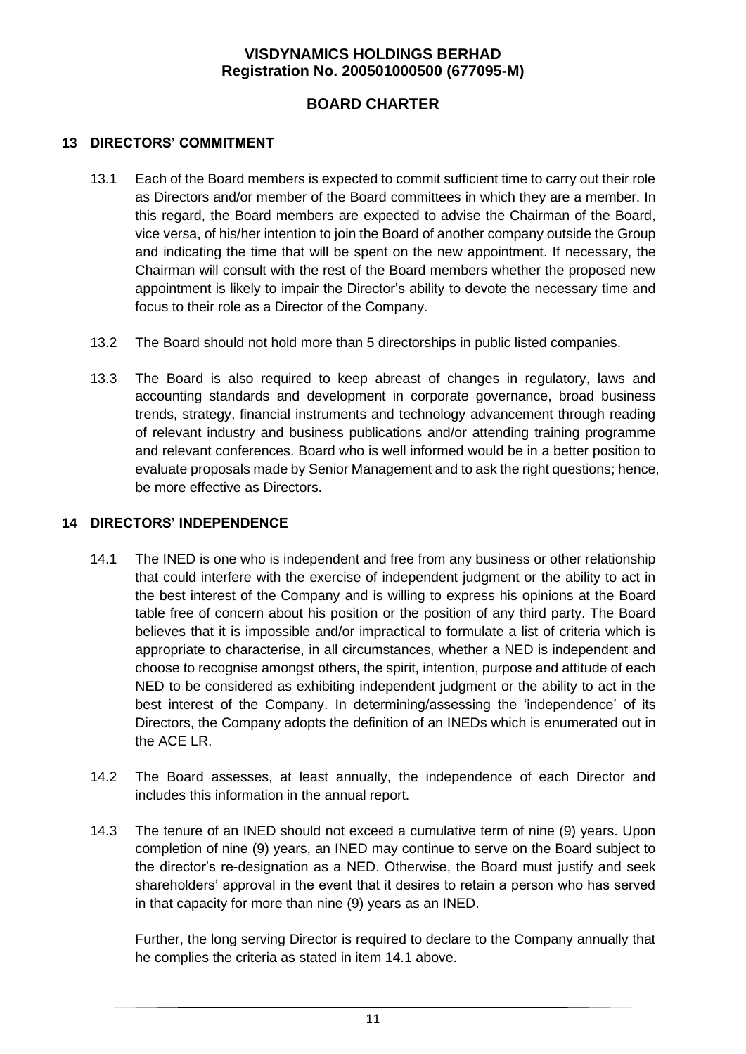## 13 DIRECTORS' COMMITMENT

13.1 Each of the Board members is expected to commit sufficient time to carry out their role as Directors and/or member of the Board committees in which they are a member. In this regard, the Board members are expected to advise the Chairman of the Board, vice versa, of his/her intention to join the Board of another company outside the Group and indicating the time that will be spent on the new appointment. If necessary, the Chairman will consult with the rest of the Board members whether the proposed new appointment is likely to impair the Director's ability to devote the necessary time and focus to their role as a Director of the Company.

13.2 The Board should not hold more than 5 directorships in public listed companies.

13.3 The Board is also required to keep abreast of changes in regulatory, laws and accounting standards and development in corporate governance, broad business trends, strategy, financial instruments and technology advancement through reading of relevant industry and business publications and/or attending training programme and relevant conferences. Board who is well informed would be in a better position to evaluate proposals made by Senior Management and to ask the right questions; hence, be more effective as Directors.

## 14 DIRECTORS' INDEPENDENCE

14.1 The INED is one who is independent and free from any business or other relationship that could interfere with the exercise of independent judgment or the ability to act in the best interest of the Company and is willing to express his opinions at the Board table free of concern about his position or the position of any third party. The Board believes that it is impossible and/or impractical to formulate a list of criteria which is appropriate to characterise, in all circumstances, whether a NED is independent and choose to recognise amongst others, the spirit, intention, purpose and attitude of each NED to be considered as exhibiting independent judgment or the ability to act in the best interest of the Company. In determining/assessing the 'independence' of its Directors, the Company adopts the definition of an INEDs which is enumerated out in the ACE LR.

14.2 The Board assesses, at least annually, the independence of each Director and includes this information in the annual report.

14.3 The tenure of an INED should not exceed a cumulative term of nine (9) years. Upon completion of nine (9) years, an INED may continue to serve on the Board subject to the director's re-designation as a NED. Otherwise, the Board must justify and seek shareholders' approval in the event that it desires to retain a person who has served in that capacity for more than nine (9) years as an INED.

Further, the long serving Director is required to declare to the Company annually that he complies the criteria as stated in item 14.1 above.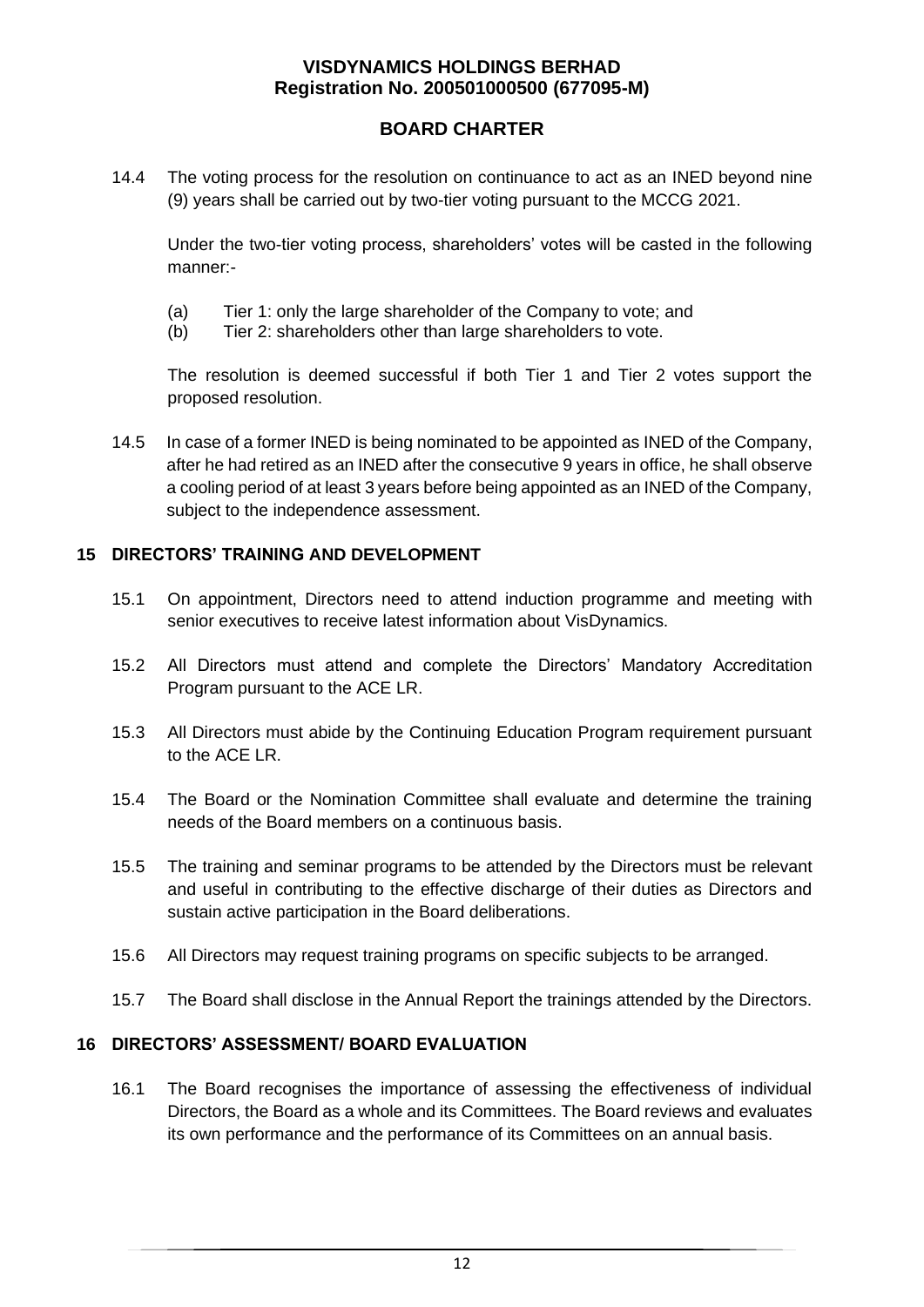14.4 The voting process for the resolution on continuance to act as an INED beyond nine (9) years shall be carried out by two-tier voting pursuant to the MCCG 2021.

Under the two-tier voting process, shareholders' votes will be casted in the following manner:-

(a) Tier 1: only the large shareholder of the Company to vote; and
(b) Tier 2: shareholders other than large shareholders to vote.

The resolution is deemed successful if both Tier 1 and Tier 2 votes support the proposed resolution.

14.5 In case of a former INED is being nominated to be appointed as INED of the Company, after he had retired as an INED after the consecutive 9 years in office, he shall observe a cooling period of at least 3 years before being appointed as an INED of the Company, subject to the independence assessment.

## 15 DIRECTORS' TRAINING AND DEVELOPMENT

15.1 On appointment, Directors need to attend induction programme and meeting with senior executives to receive latest information about VisDynamics.

15.2 All Directors must attend and complete the Directors' Mandatory Accreditation Program pursuant to the ACE LR.

15.3 All Directors must abide by the Continuing Education Program requirement pursuant to the ACE LR.

15.4 The Board or the Nomination Committee shall evaluate and determine the training needs of the Board members on a continuous basis.

15.5 The training and seminar programs to be attended by the Directors must be relevant and useful in contributing to the effective discharge of their duties as Directors and sustain active participation in the Board deliberations.

15.6 All Directors may request training programs on specific subjects to be arranged.

15.7 The Board shall disclose in the Annual Report the trainings attended by the Directors.

## 16 DIRECTORS' ASSESSMENT/ BOARD EVALUATION

16.1 The Board recognises the importance of assessing the effectiveness of individual Directors, the Board as a whole and its Committees. The Board reviews and evaluates its own performance and the performance of its Committees on an annual basis.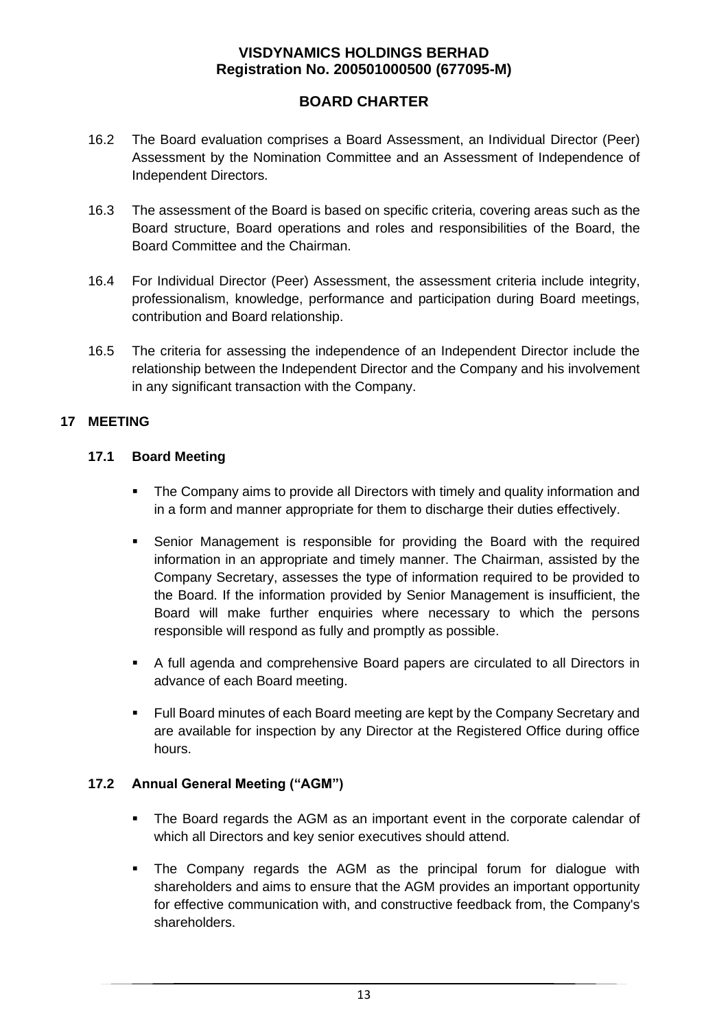16.2 The Board evaluation comprises a Board Assessment, an Individual Director (Peer) Assessment by the Nomination Committee and an Assessment of Independence of Independent Directors.

16.3 The assessment of the Board is based on specific criteria, covering areas such as the Board structure, Board operations and roles and responsibilities of the Board, the Board Committee and the Chairman.

16.4 For Individual Director (Peer) Assessment, the assessment criteria include integrity, professionalism, knowledge, performance and participation during Board meetings, contribution and Board relationship.

16.5 The criteria for assessing the independence of an Independent Director include the relationship between the Independent Director and the Company and his involvement in any significant transaction with the Company.

## 17 MEETING

### 17.1 Board Meeting

- The Company aims to provide all Directors with timely and quality information and in a form and manner appropriate for them to discharge their duties effectively.
- Senior Management is responsible for providing the Board with the required information in an appropriate and timely manner. The Chairman, assisted by the Company Secretary, assesses the type of information required to be provided to the Board. If the information provided by Senior Management is insufficient, the Board will make further enquiries where necessary to which the persons responsible will respond as fully and promptly as possible.
- A full agenda and comprehensive Board papers are circulated to all Directors in advance of each Board meeting.
- Full Board minutes of each Board meeting are kept by the Company Secretary and are available for inspection by any Director at the Registered Office during office hours.

### 17.2 Annual General Meeting ("AGM")

- The Board regards the AGM as an important event in the corporate calendar of which all Directors and key senior executives should attend.
- The Company regards the AGM as the principal forum for dialogue with shareholders and aims to ensure that the AGM provides an important opportunity for effective communication with, and constructive feedback from, the Company's shareholders.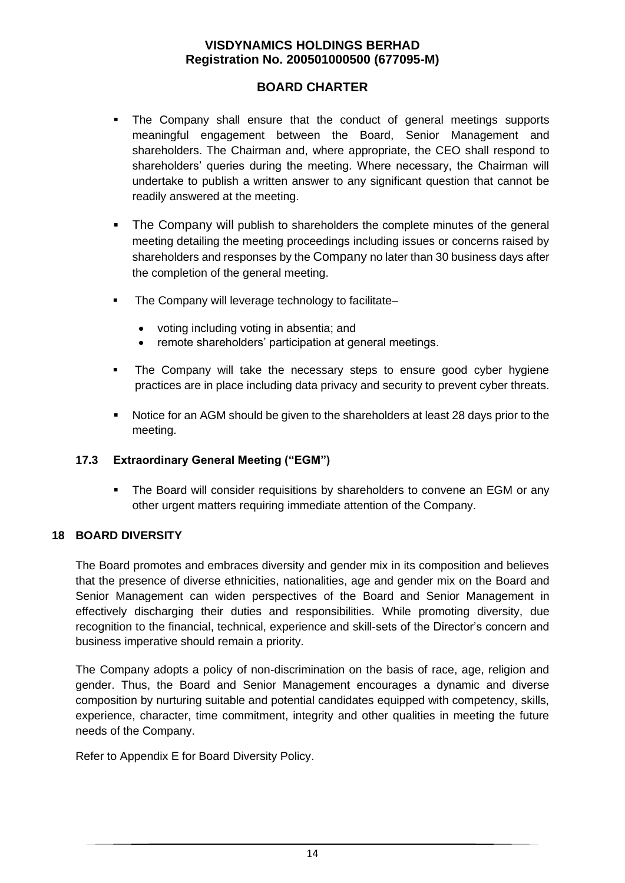- The Company shall ensure that the conduct of general meetings supports meaningful engagement between the Board, Senior Management and shareholders. The Chairman and, where appropriate, the CEO shall respond to shareholders' queries during the meeting. Where necessary, the Chairman will undertake to publish a written answer to any significant question that cannot be readily answered at the meeting.

- The Company will publish to shareholders the complete minutes of the general meeting detailing the meeting proceedings including issues or concerns raised by shareholders and responses by the Company no later than 30 business days after the completion of the general meeting.

- The Company will leverage technology to facilitate–
  - voting including voting in absentia; and
  - remote shareholders' participation at general meetings.

- The Company will take the necessary steps to ensure good cyber hygiene practices are in place including data privacy and security to prevent cyber threats.

- Notice for an AGM should be given to the shareholders at least 28 days prior to the meeting.

### 17.3 Extraordinary General Meeting ("EGM")

- The Board will consider requisitions by shareholders to convene an EGM or any other urgent matters requiring immediate attention of the Company.

## 18 BOARD DIVERSITY

The Board promotes and embraces diversity and gender mix in its composition and believes that the presence of diverse ethnicities, nationalities, age and gender mix on the Board and Senior Management can widen perspectives of the Board and Senior Management in effectively discharging their duties and responsibilities. While promoting diversity, due recognition to the financial, technical, experience and skill-sets of the Director's concern and business imperative should remain a priority.

The Company adopts a policy of non-discrimination on the basis of race, age, religion and gender. Thus, the Board and Senior Management encourages a dynamic and diverse composition by nurturing suitable and potential candidates equipped with competency, skills, experience, character, time commitment, integrity and other qualities in meeting the future needs of the Company.

Refer to Appendix E for Board Diversity Policy.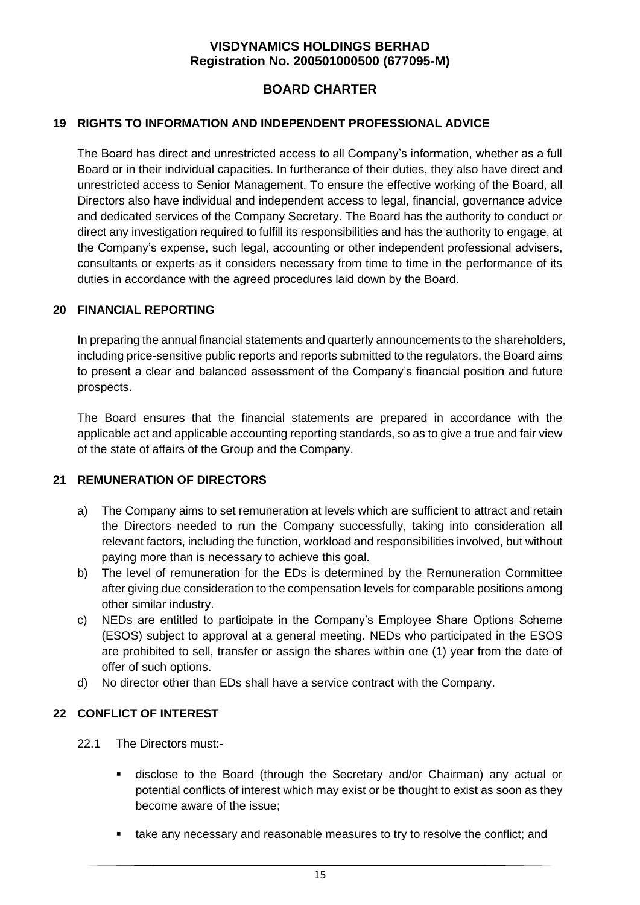## 19 RIGHTS TO INFORMATION AND INDEPENDENT PROFESSIONAL ADVICE

The Board has direct and unrestricted access to all Company's information, whether as a full Board or in their individual capacities. In furtherance of their duties, they also have direct and unrestricted access to Senior Management. To ensure the effective working of the Board, all Directors also have individual and independent access to legal, financial, governance advice and dedicated services of the Company Secretary. The Board has the authority to conduct or direct any investigation required to fulfill its responsibilities and has the authority to engage, at the Company's expense, such legal, accounting or other independent professional advisers, consultants or experts as it considers necessary from time to time in the performance of its duties in accordance with the agreed procedures laid down by the Board.

## 20 FINANCIAL REPORTING

In preparing the annual financial statements and quarterly announcements to the shareholders, including price-sensitive public reports and reports submitted to the regulators, the Board aims to present a clear and balanced assessment of the Company's financial position and future prospects.

The Board ensures that the financial statements are prepared in accordance with the applicable act and applicable accounting reporting standards, so as to give a true and fair view of the state of affairs of the Group and the Company.

## 21 REMUNERATION OF DIRECTORS

a) The Company aims to set remuneration at levels which are sufficient to attract and retain the Directors needed to run the Company successfully, taking into consideration all relevant factors, including the function, workload and responsibilities involved, but without paying more than is necessary to achieve this goal.
b) The level of remuneration for the EDs is determined by the Remuneration Committee after giving due consideration to the compensation levels for comparable positions among other similar industry.
c) NEDs are entitled to participate in the Company's Employee Share Options Scheme (ESOS) subject to approval at a general meeting. NEDs who participated in the ESOS are prohibited to sell, transfer or assign the shares within one (1) year from the date of offer of such options.
d) No director other than EDs shall have a service contract with the Company.

## 22 CONFLICT OF INTEREST

22.1 The Directors must:-

- disclose to the Board (through the Secretary and/or Chairman) any actual or potential conflicts of interest which may exist or be thought to exist as soon as they become aware of the issue;
- take any necessary and reasonable measures to try to resolve the conflict; and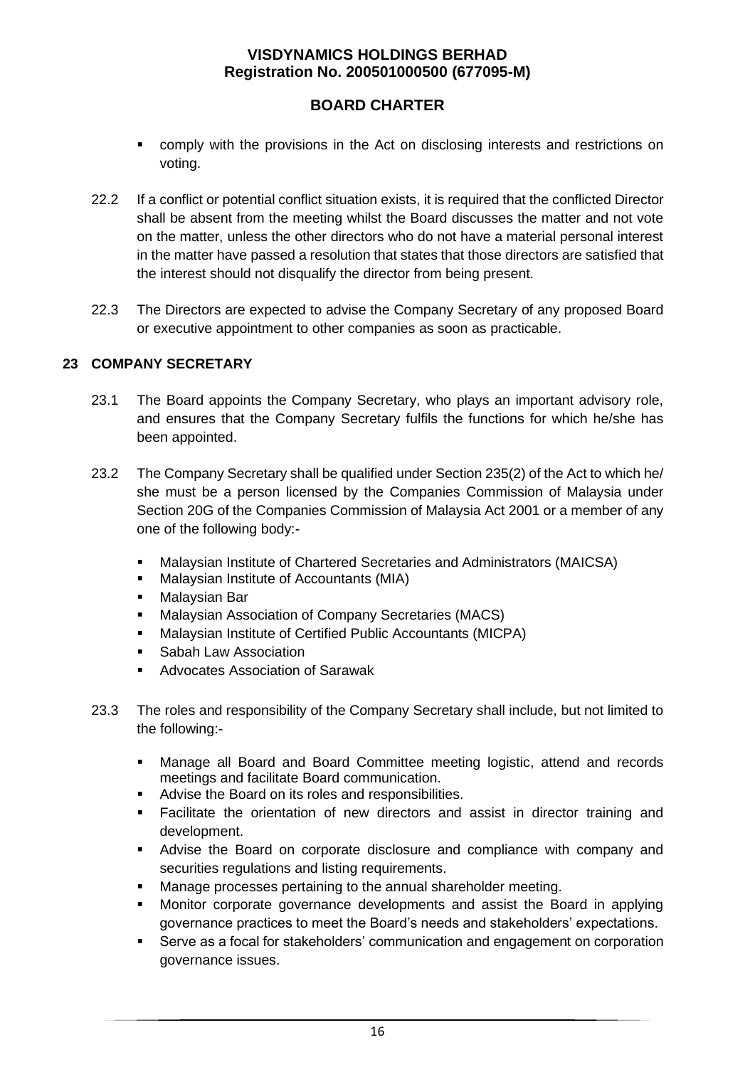- comply with the provisions in the Act on disclosing interests and restrictions on voting.

22.2 If a conflict or potential conflict situation exists, it is required that the conflicted Director shall be absent from the meeting whilst the Board discusses the matter and not vote on the matter, unless the other directors who do not have a material personal interest in the matter have passed a resolution that states that those directors are satisfied that the interest should not disqualify the director from being present.

22.3 The Directors are expected to advise the Company Secretary of any proposed Board or executive appointment to other companies as soon as practicable.

## 23 COMPANY SECRETARY

23.1 The Board appoints the Company Secretary, who plays an important advisory role, and ensures that the Company Secretary fulfils the functions for which he/she has been appointed.

23.2 The Company Secretary shall be qualified under Section 235(2) of the Act to which he/ she must be a person licensed by the Companies Commission of Malaysia under Section 20G of the Companies Commission of Malaysia Act 2001 or a member of any one of the following body:-

- Malaysian Institute of Chartered Secretaries and Administrators (MAICSA)
- Malaysian Institute of Accountants (MIA)
- Malaysian Bar
- Malaysian Association of Company Secretaries (MACS)
- Malaysian Institute of Certified Public Accountants (MICPA)
- Sabah Law Association
- Advocates Association of Sarawak

23.3 The roles and responsibility of the Company Secretary shall include, but not limited to the following:-

- Manage all Board and Board Committee meeting logistic, attend and records meetings and facilitate Board communication.
- Advise the Board on its roles and responsibilities.
- Facilitate the orientation of new directors and assist in director training and development.
- Advise the Board on corporate disclosure and compliance with company and securities regulations and listing requirements.
- Manage processes pertaining to the annual shareholder meeting.
- Monitor corporate governance developments and assist the Board in applying governance practices to meet the Board's needs and stakeholders' expectations.
- Serve as a focal for stakeholders' communication and engagement on corporation governance issues.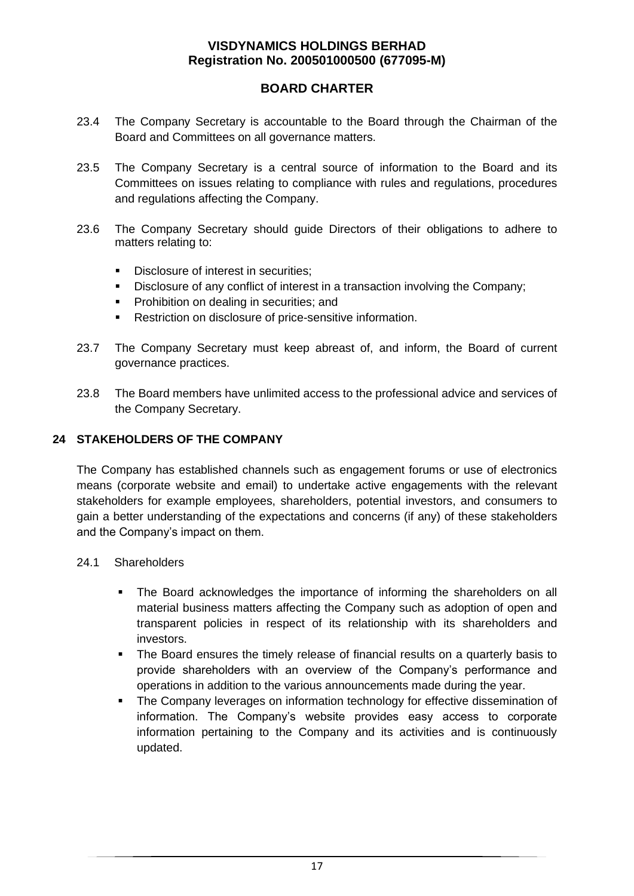23.4 The Company Secretary is accountable to the Board through the Chairman of the Board and Committees on all governance matters.

23.5 The Company Secretary is a central source of information to the Board and its Committees on issues relating to compliance with rules and regulations, procedures and regulations affecting the Company.

23.6 The Company Secretary should guide Directors of their obligations to adhere to matters relating to:

- Disclosure of interest in securities;
- Disclosure of any conflict of interest in a transaction involving the Company;
- Prohibition on dealing in securities; and
- Restriction on disclosure of price-sensitive information.

23.7 The Company Secretary must keep abreast of, and inform, the Board of current governance practices.

23.8 The Board members have unlimited access to the professional advice and services of the Company Secretary.

## 24 STAKEHOLDERS OF THE COMPANY

The Company has established channels such as engagement forums or use of electronics means (corporate website and email) to undertake active engagements with the relevant stakeholders for example employees, shareholders, potential investors, and consumers to gain a better understanding of the expectations and concerns (if any) of these stakeholders and the Company's impact on them.

24.1 Shareholders

- The Board acknowledges the importance of informing the shareholders on all material business matters affecting the Company such as adoption of open and transparent policies in respect of its relationship with its shareholders and investors.
- The Board ensures the timely release of financial results on a quarterly basis to provide shareholders with an overview of the Company's performance and operations in addition to the various announcements made during the year.
- The Company leverages on information technology for effective dissemination of information. The Company's website provides easy access to corporate information pertaining to the Company and its activities and is continuously updated.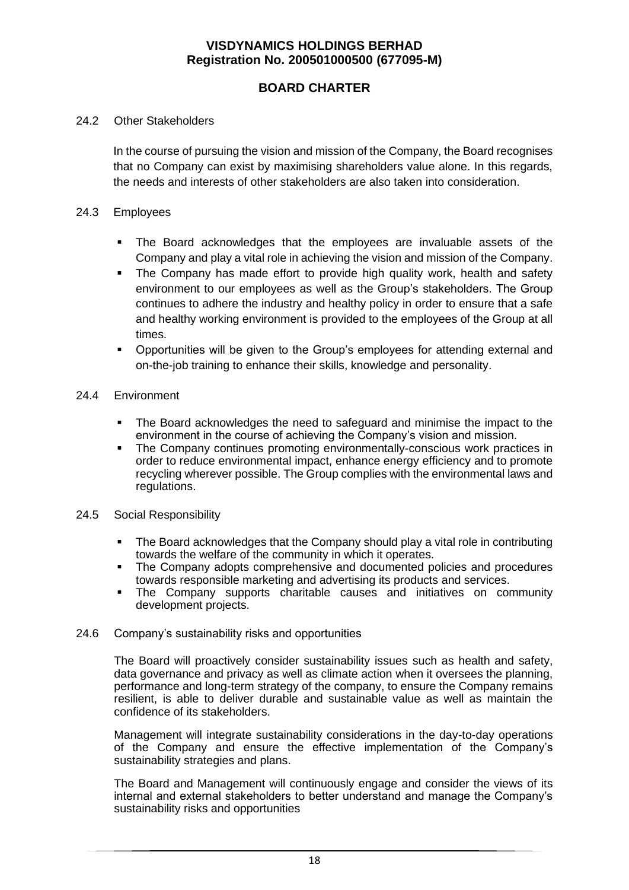24.2 Other Stakeholders

In the course of pursuing the vision and mission of the Company, the Board recognises that no Company can exist by maximising shareholders value alone. In this regards, the needs and interests of other stakeholders are also taken into consideration.

24.3 Employees

- The Board acknowledges that the employees are invaluable assets of the Company and play a vital role in achieving the vision and mission of the Company.
- The Company has made effort to provide high quality work, health and safety environment to our employees as well as the Group's stakeholders. The Group continues to adhere the industry and healthy policy in order to ensure that a safe and healthy working environment is provided to the employees of the Group at all times.
- Opportunities will be given to the Group's employees for attending external and on-the-job training to enhance their skills, knowledge and personality.

24.4 Environment

- The Board acknowledges the need to safeguard and minimise the impact to the environment in the course of achieving the Company's vision and mission.
- The Company continues promoting environmentally-conscious work practices in order to reduce environmental impact, enhance energy efficiency and to promote recycling wherever possible. The Group complies with the environmental laws and regulations.

24.5 Social Responsibility

- The Board acknowledges that the Company should play a vital role in contributing towards the welfare of the community in which it operates.
- The Company adopts comprehensive and documented policies and procedures towards responsible marketing and advertising its products and services.
- The Company supports charitable causes and initiatives on community development projects.

24.6 Company's sustainability risks and opportunities

The Board will proactively consider sustainability issues such as health and safety, data governance and privacy as well as climate action when it oversees the planning, performance and long-term strategy of the company, to ensure the Company remains resilient, is able to deliver durable and sustainable value as well as maintain the confidence of its stakeholders.

Management will integrate sustainability considerations in the day-to-day operations of the Company and ensure the effective implementation of the Company's sustainability strategies and plans.

The Board and Management will continuously engage and consider the views of its internal and external stakeholders to better understand and manage the Company's sustainability risks and opportunities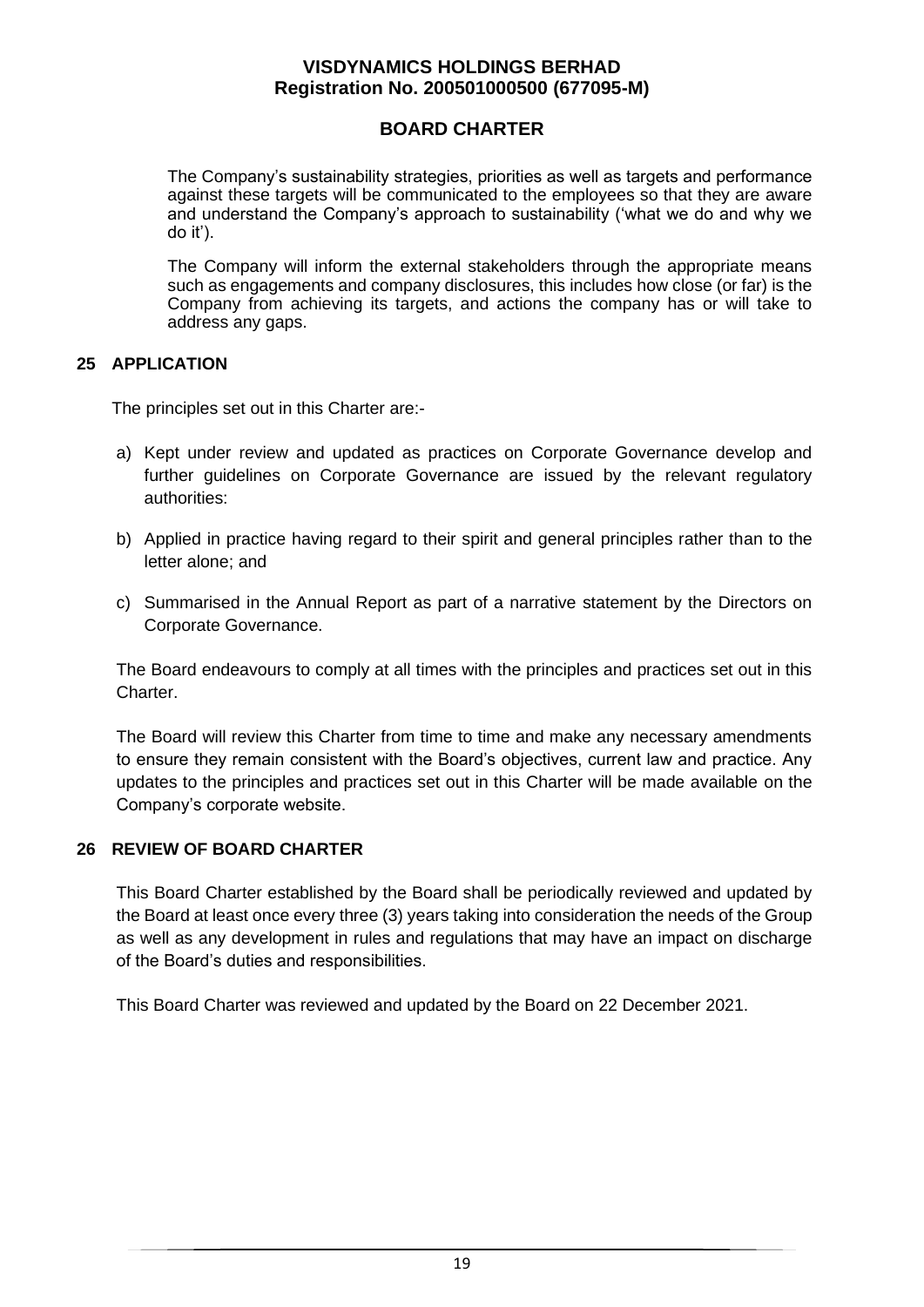The Company's sustainability strategies, priorities as well as targets and performance against these targets will be communicated to the employees so that they are aware and understand the Company's approach to sustainability ('what we do and why we do it').

The Company will inform the external stakeholders through the appropriate means such as engagements and company disclosures, this includes how close (or far) is the Company from achieving its targets, and actions the company has or will take to address any gaps.

## 25 APPLICATION

The principles set out in this Charter are:-

a) Kept under review and updated as practices on Corporate Governance develop and further guidelines on Corporate Governance are issued by the relevant regulatory authorities:

b) Applied in practice having regard to their spirit and general principles rather than to the letter alone; and

c) Summarised in the Annual Report as part of a narrative statement by the Directors on Corporate Governance.

The Board endeavours to comply at all times with the principles and practices set out in this Charter.

The Board will review this Charter from time to time and make any necessary amendments to ensure they remain consistent with the Board's objectives, current law and practice. Any updates to the principles and practices set out in this Charter will be made available on the Company's corporate website.

## 26 REVIEW OF BOARD CHARTER

This Board Charter established by the Board shall be periodically reviewed and updated by the Board at least once every three (3) years taking into consideration the needs of the Group as well as any development in rules and regulations that may have an impact on discharge of the Board's duties and responsibilities.

This Board Charter was reviewed and updated by the Board on 22 December 2021.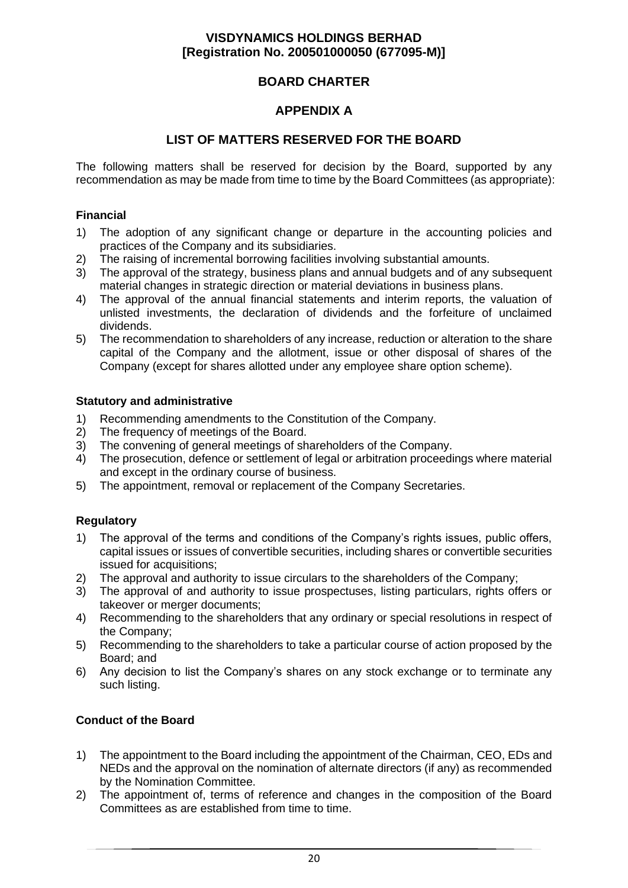**VISDYNAMICS HOLDINGS BERHAD**
**[Registration No. 200501000050 (677095-M)]**

# BOARD CHARTER

## APPENDIX A

## LIST OF MATTERS RESERVED FOR THE BOARD

The following matters shall be reserved for decision by the Board, supported by any recommendation as may be made from time to time by the Board Committees (as appropriate):

### Financial

1) The adoption of any significant change or departure in the accounting policies and practices of the Company and its subsidiaries.
2) The raising of incremental borrowing facilities involving substantial amounts.
3) The approval of the strategy, business plans and annual budgets and of any subsequent material changes in strategic direction or material deviations in business plans.
4) The approval of the annual financial statements and interim reports, the valuation of unlisted investments, the declaration of dividends and the forfeiture of unclaimed dividends.
5) The recommendation to shareholders of any increase, reduction or alteration to the share capital of the Company and the allotment, issue or other disposal of shares of the Company (except for shares allotted under any employee share option scheme).

### Statutory and administrative

1) Recommending amendments to the Constitution of the Company.
2) The frequency of meetings of the Board.
3) The convening of general meetings of shareholders of the Company.
4) The prosecution, defence or settlement of legal or arbitration proceedings where material and except in the ordinary course of business.
5) The appointment, removal or replacement of the Company Secretaries.

### Regulatory

1) The approval of the terms and conditions of the Company's rights issues, public offers, capital issues or issues of convertible securities, including shares or convertible securities issued for acquisitions;
2) The approval and authority to issue circulars to the shareholders of the Company;
3) The approval of and authority to issue prospectuses, listing particulars, rights offers or takeover or merger documents;
4) Recommending to the shareholders that any ordinary or special resolutions in respect of the Company;
5) Recommending to the shareholders to take a particular course of action proposed by the Board; and
6) Any decision to list the Company's shares on any stock exchange or to terminate any such listing.

### Conduct of the Board

1) The appointment to the Board including the appointment of the Chairman, CEO, EDs and NEDs and the approval on the nomination of alternate directors (if any) as recommended by the Nomination Committee.
2) The appointment of, terms of reference and changes in the composition of the Board Committees as are established from time to time.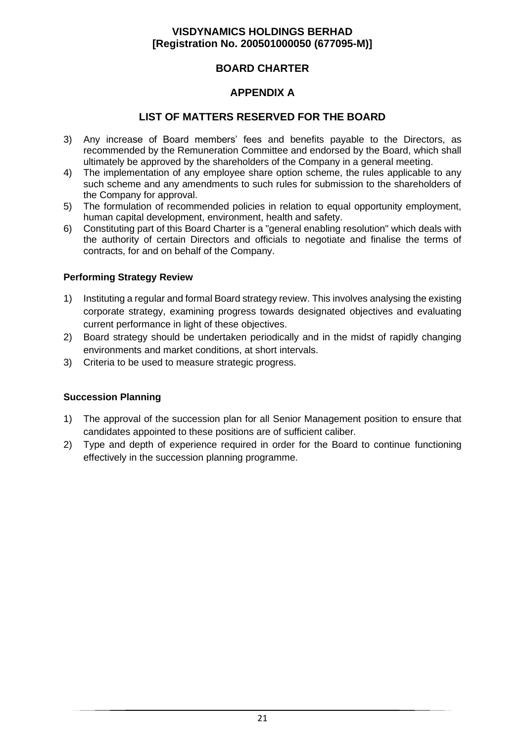**BOARD CHARTER**

**APPENDIX A**

**LIST OF MATTERS RESERVED FOR THE BOARD**

3) Any increase of Board members' fees and benefits payable to the Directors, as recommended by the Remuneration Committee and endorsed by the Board, which shall ultimately be approved by the shareholders of the Company in a general meeting.
4) The implementation of any employee share option scheme, the rules applicable to any such scheme and any amendments to such rules for submission to the shareholders of the Company for approval.
5) The formulation of recommended policies in relation to equal opportunity employment, human capital development, environment, health and safety.
6) Constituting part of this Board Charter is a "general enabling resolution" which deals with the authority of certain Directors and officials to negotiate and finalise the terms of contracts, for and on behalf of the Company.

**Performing Strategy Review**

1) Instituting a regular and formal Board strategy review. This involves analysing the existing corporate strategy, examining progress towards designated objectives and evaluating current performance in light of these objectives.
2) Board strategy should be undertaken periodically and in the midst of rapidly changing environments and market conditions, at short intervals.
3) Criteria to be used to measure strategic progress.

**Succession Planning**

1) The approval of the succession plan for all Senior Management position to ensure that candidates appointed to these positions are of sufficient caliber.
2) Type and depth of experience required in order for the Board to continue functioning effectively in the succession planning programme.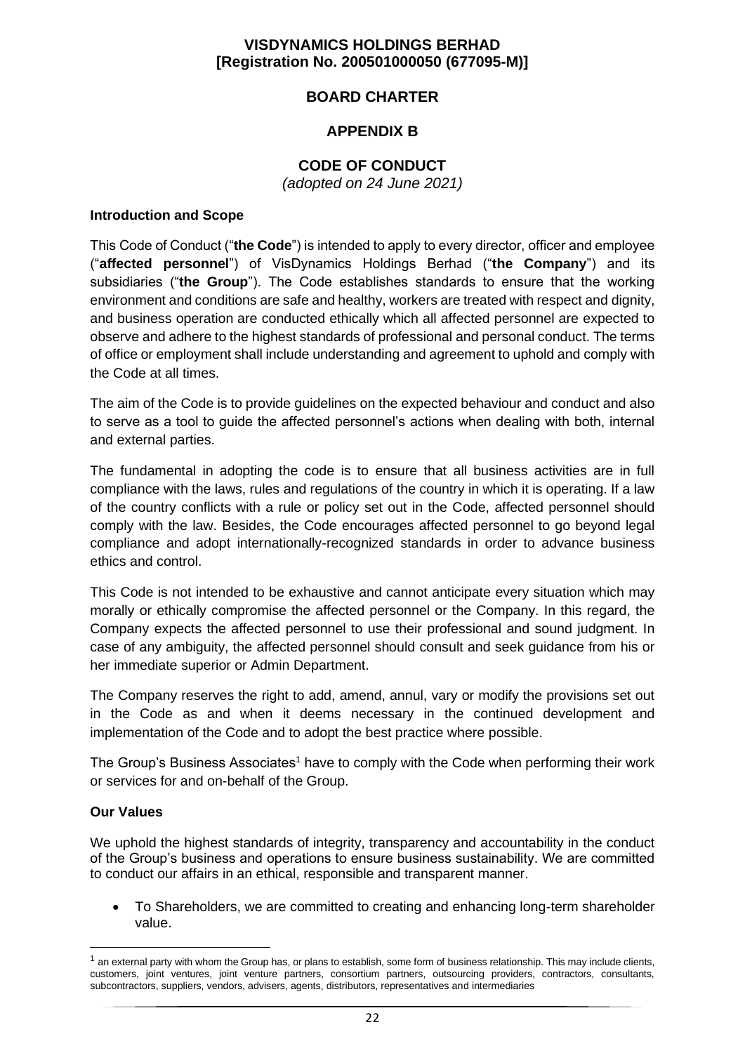**VISDYNAMICS HOLDINGS BERHAD**
**[Registration No. 200501000050 (677095-M)]**

# BOARD CHARTER

## APPENDIX B

## CODE OF CONDUCT

*(adopted on 24 June 2021)*

### Introduction and Scope

This Code of Conduct ("**the Code**") is intended to apply to every director, officer and employee ("**affected personnel**") of VisDynamics Holdings Berhad ("**the Company**") and its subsidiaries ("**the Group**"). The Code establishes standards to ensure that the working environment and conditions are safe and healthy, workers are treated with respect and dignity, and business operation are conducted ethically which all affected personnel are expected to observe and adhere to the highest standards of professional and personal conduct. The terms of office or employment shall include understanding and agreement to uphold and comply with the Code at all times.

The aim of the Code is to provide guidelines on the expected behaviour and conduct and also to serve as a tool to guide the affected personnel's actions when dealing with both, internal and external parties.

The fundamental in adopting the code is to ensure that all business activities are in full compliance with the laws, rules and regulations of the country in which it is operating. If a law of the country conflicts with a rule or policy set out in the Code, affected personnel should comply with the law. Besides, the Code encourages affected personnel to go beyond legal compliance and adopt internationally-recognized standards in order to advance business ethics and control.

This Code is not intended to be exhaustive and cannot anticipate every situation which may morally or ethically compromise the affected personnel or the Company. In this regard, the Company expects the affected personnel to use their professional and sound judgment. In case of any ambiguity, the affected personnel should consult and seek guidance from his or her immediate superior or Admin Department.

The Company reserves the right to add, amend, annul, vary or modify the provisions set out in the Code as and when it deems necessary in the continued development and implementation of the Code and to adopt the best practice where possible.

The Group's Business Associates[1] have to comply with the Code when performing their work or services for and on-behalf of the Group.

### Our Values

We uphold the highest standards of integrity, transparency and accountability in the conduct of the Group's business and operations to ensure business sustainability. We are committed to conduct our affairs in an ethical, responsible and transparent manner.

- To Shareholders, we are committed to creating and enhancing long-term shareholder value.

---

[1] an external party with whom the Group has, or plans to establish, some form of business relationship. This may include clients, customers, joint ventures, joint venture partners, consortium partners, outsourcing providers, contractors, consultants, subcontractors, suppliers, vendors, advisers, agents, distributors, representatives and intermediaries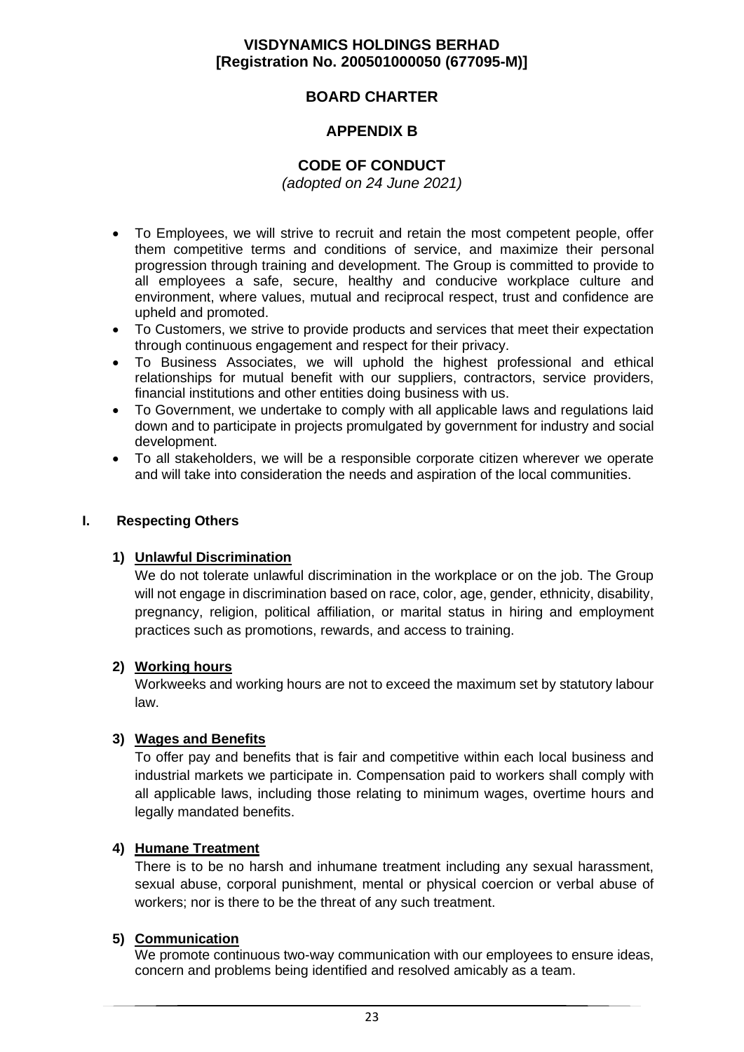# VISDYNAMICS HOLDINGS BERHAD
# [Registration No. 200501000050 (677095-M)]

## BOARD CHARTER

## APPENDIX B

## CODE OF CONDUCT

*(adopted on 24 June 2021)*

- To Employees, we will strive to recruit and retain the most competent people, offer them competitive terms and conditions of service, and maximize their personal progression through training and development. The Group is committed to provide to all employees a safe, secure, healthy and conducive workplace culture and environment, where values, mutual and reciprocal respect, trust and confidence are upheld and promoted.
- To Customers, we strive to provide products and services that meet their expectation through continuous engagement and respect for their privacy.
- To Business Associates, we will uphold the highest professional and ethical relationships for mutual benefit with our suppliers, contractors, service providers, financial institutions and other entities doing business with us.
- To Government, we undertake to comply with all applicable laws and regulations laid down and to participate in projects promulgated by government for industry and social development.
- To all stakeholders, we will be a responsible corporate citizen wherever we operate and will take into consideration the needs and aspiration of the local communities.

### I. Respecting Others

**1) <u>Unlawful Discrimination</u>**

We do not tolerate unlawful discrimination in the workplace or on the job. The Group will not engage in discrimination based on race, color, age, gender, ethnicity, disability, pregnancy, religion, political affiliation, or marital status in hiring and employment practices such as promotions, rewards, and access to training.

**2) <u>Working hours</u>**

Workweeks and working hours are not to exceed the maximum set by statutory labour law.

**3) <u>Wages and Benefits</u>**

To offer pay and benefits that is fair and competitive within each local business and industrial markets we participate in. Compensation paid to workers shall comply with all applicable laws, including those relating to minimum wages, overtime hours and legally mandated benefits.

**4) <u>Humane Treatment</u>**

There is to be no harsh and inhumane treatment including any sexual harassment, sexual abuse, corporal punishment, mental or physical coercion or verbal abuse of workers; nor is there to be the threat of any such treatment.

**5) <u>Communication</u>**

We promote continuous two-way communication with our employees to ensure ideas, concern and problems being identified and resolved amicably as a team.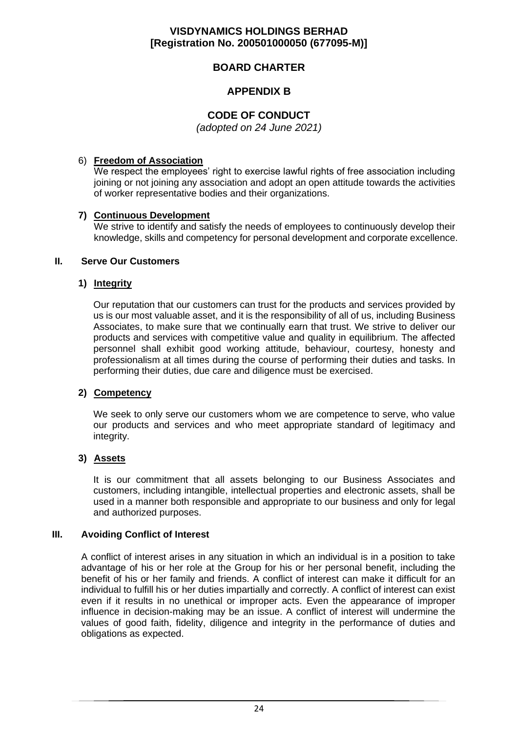6) **Freedom of Association**
We respect the employees' right to exercise lawful rights of free association including joining or not joining any association and adopt an open attitude towards the activities of worker representative bodies and their organizations.

**7) Continuous Development**
We strive to identify and satisfy the needs of employees to continuously develop their knowledge, skills and competency for personal development and corporate excellence.

## II. Serve Our Customers

**1) Integrity**

Our reputation that our customers can trust for the products and services provided by us is our most valuable asset, and it is the responsibility of all of us, including Business Associates, to make sure that we continually earn that trust. We strive to deliver our products and services with competitive value and quality in equilibrium. The affected personnel shall exhibit good working attitude, behaviour, courtesy, honesty and professionalism at all times during the course of performing their duties and tasks. In performing their duties, due care and diligence must be exercised.

**2) Competency**

We seek to only serve our customers whom we are competence to serve, who value our products and services and who meet appropriate standard of legitimacy and integrity.

**3) Assets**

It is our commitment that all assets belonging to our Business Associates and customers, including intangible, intellectual properties and electronic assets, shall be used in a manner both responsible and appropriate to our business and only for legal and authorized purposes.

## III. Avoiding Conflict of Interest

A conflict of interest arises in any situation in which an individual is in a position to take advantage of his or her role at the Group for his or her personal benefit, including the benefit of his or her family and friends. A conflict of interest can make it difficult for an individual to fulfill his or her duties impartially and correctly. A conflict of interest can exist even if it results in no unethical or improper acts. Even the appearance of improper influence in decision-making may be an issue. A conflict of interest will undermine the values of good faith, fidelity, diligence and integrity in the performance of duties and obligations as expected.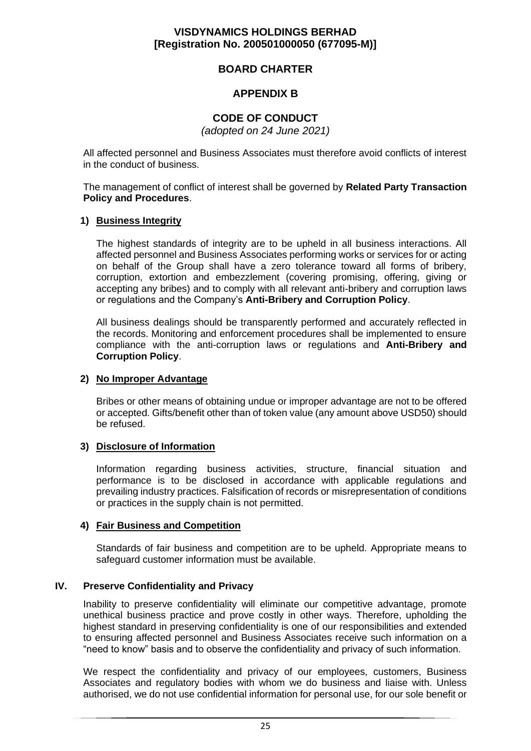All affected personnel and Business Associates must therefore avoid conflicts of interest in the conduct of business.

The management of conflict of interest shall be governed by **Related Party Transaction Policy and Procedures**.

**1) Business Integrity**

The highest standards of integrity are to be upheld in all business interactions. All affected personnel and Business Associates performing works or services for or acting on behalf of the Group shall have a zero tolerance toward all forms of bribery, corruption, extortion and embezzlement (covering promising, offering, giving or accepting any bribes) and to comply with all relevant anti-bribery and corruption laws or regulations and the Company's **Anti-Bribery and Corruption Policy**.

All business dealings should be transparently performed and accurately reflected in the records. Monitoring and enforcement procedures shall be implemented to ensure compliance with the anti-corruption laws or regulations and **Anti-Bribery and Corruption Policy**.

**2) No Improper Advantage**

Bribes or other means of obtaining undue or improper advantage are not to be offered or accepted. Gifts/benefit other than of token value (any amount above USD50) should be refused.

**3) Disclosure of Information**

Information regarding business activities, structure, financial situation and performance is to be disclosed in accordance with applicable regulations and prevailing industry practices. Falsification of records or misrepresentation of conditions or practices in the supply chain is not permitted.

**4) Fair Business and Competition**

Standards of fair business and competition are to be upheld. Appropriate means to safeguard customer information must be available.

## IV. Preserve Confidentiality and Privacy

Inability to preserve confidentiality will eliminate our competitive advantage, promote unethical business practice and prove costly in other ways. Therefore, upholding the highest standard in preserving confidentiality is one of our responsibilities and extended to ensuring affected personnel and Business Associates receive such information on a "need to know" basis and to observe the confidentiality and privacy of such information.

We respect the confidentiality and privacy of our employees, customers, Business Associates and regulatory bodies with whom we do business and liaise with. Unless authorised, we do not use confidential information for personal use, for our sole benefit or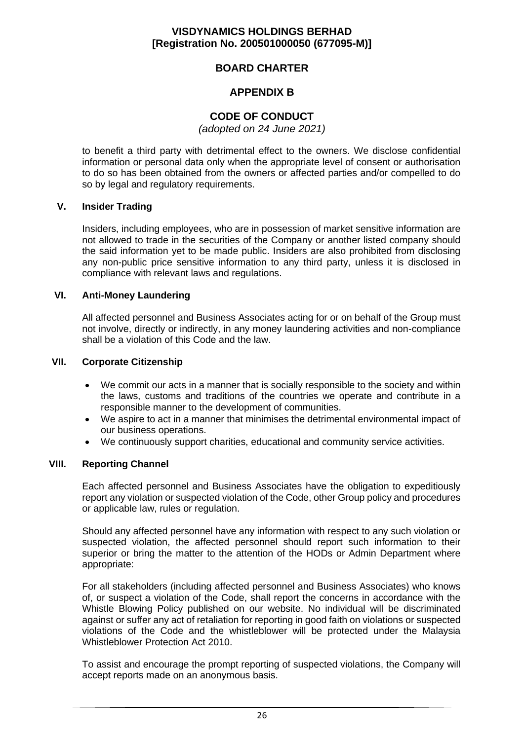to benefit a third party with detrimental effect to the owners. We disclose confidential information or personal data only when the appropriate level of consent or authorisation to do so has been obtained from the owners or affected parties and/or compelled to do so by legal and regulatory requirements.

### V. Insider Trading

Insiders, including employees, who are in possession of market sensitive information are not allowed to trade in the securities of the Company or another listed company should the said information yet to be made public. Insiders are also prohibited from disclosing any non-public price sensitive information to any third party, unless it is disclosed in compliance with relevant laws and regulations.

### VI. Anti-Money Laundering

All affected personnel and Business Associates acting for or on behalf of the Group must not involve, directly or indirectly, in any money laundering activities and non-compliance shall be a violation of this Code and the law.

### VII. Corporate Citizenship

- We commit our acts in a manner that is socially responsible to the society and within the laws, customs and traditions of the countries we operate and contribute in a responsible manner to the development of communities.
- We aspire to act in a manner that minimises the detrimental environmental impact of our business operations.
- We continuously support charities, educational and community service activities.

### VIII. Reporting Channel

Each affected personnel and Business Associates have the obligation to expeditiously report any violation or suspected violation of the Code, other Group policy and procedures or applicable law, rules or regulation.

Should any affected personnel have any information with respect to any such violation or suspected violation, the affected personnel should report such information to their superior or bring the matter to the attention of the HODs or Admin Department where appropriate:

For all stakeholders (including affected personnel and Business Associates) who knows of, or suspect a violation of the Code, shall report the concerns in accordance with the Whistle Blowing Policy published on our website. No individual will be discriminated against or suffer any act of retaliation for reporting in good faith on violations or suspected violations of the Code and the whistleblower will be protected under the Malaysia Whistleblower Protection Act 2010.

To assist and encourage the prompt reporting of suspected violations, the Company will accept reports made on an anonymous basis.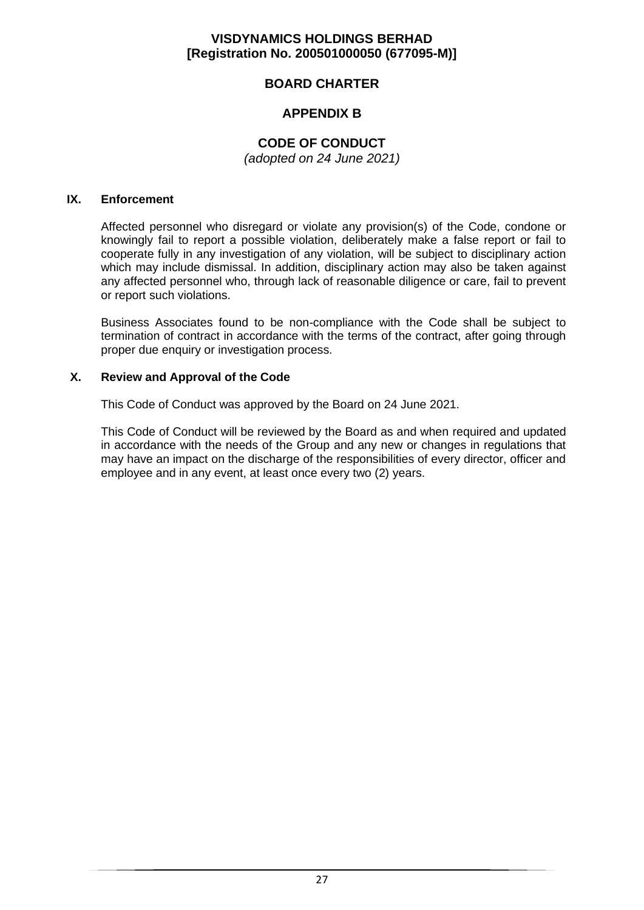**VISDYNAMICS HOLDINGS BERHAD**
**[Registration No. 200501000050 (677095-M)]**

**BOARD CHARTER**

**APPENDIX B**

**CODE OF CONDUCT**
*(adopted on 24 June 2021)*

## IX. Enforcement

Affected personnel who disregard or violate any provision(s) of the Code, condone or knowingly fail to report a possible violation, deliberately make a false report or fail to cooperate fully in any investigation of any violation, will be subject to disciplinary action which may include dismissal. In addition, disciplinary action may also be taken against any affected personnel who, through lack of reasonable diligence or care, fail to prevent or report such violations.

Business Associates found to be non-compliance with the Code shall be subject to termination of contract in accordance with the terms of the contract, after going through proper due enquiry or investigation process.

## X. Review and Approval of the Code

This Code of Conduct was approved by the Board on 24 June 2021.

This Code of Conduct will be reviewed by the Board as and when required and updated in accordance with the needs of the Group and any new or changes in regulations that may have an impact on the discharge of the responsibilities of every director, officer and employee and in any event, at least once every two (2) years.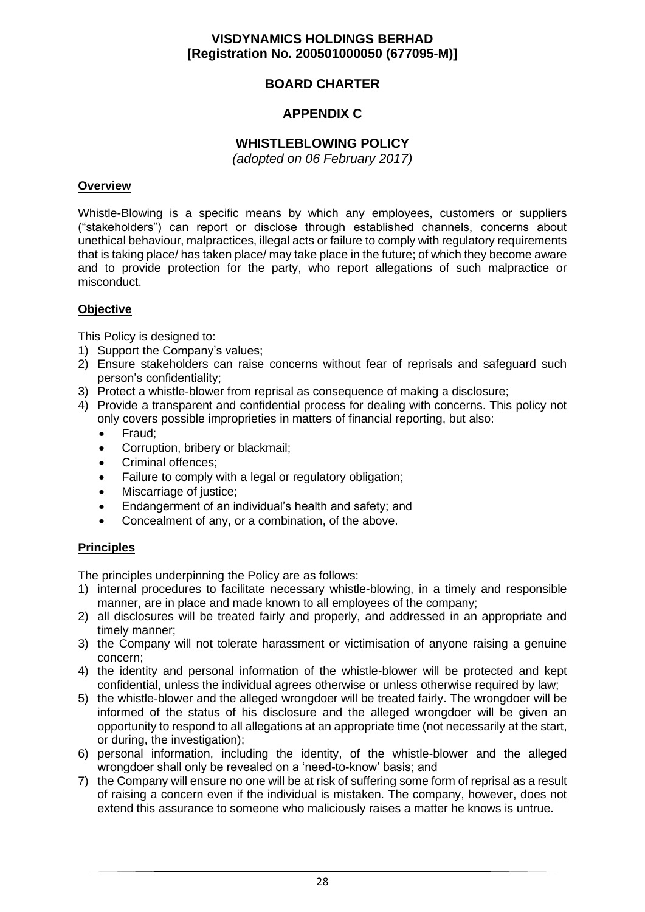**VISDYNAMICS HOLDINGS BERHAD**
**[Registration No. 200501000050 (677095-M)]**

# BOARD CHARTER

## APPENDIX C

## WHISTLEBLOWING POLICY

*(adopted on 06 February 2017)*

### Overview

Whistle-Blowing is a specific means by which any employees, customers or suppliers ("stakeholders") can report or disclose through established channels, concerns about unethical behaviour, malpractices, illegal acts or failure to comply with regulatory requirements that is taking place/ has taken place/ may take place in the future; of which they become aware and to provide protection for the party, who report allegations of such malpractice or misconduct.

### Objective

This Policy is designed to:

1) Support the Company's values;
2) Ensure stakeholders can raise concerns without fear of reprisals and safeguard such person's confidentiality;
3) Protect a whistle-blower from reprisal as consequence of making a disclosure;
4) Provide a transparent and confidential process for dealing with concerns. This policy not only covers possible improprieties in matters of financial reporting, but also:
   - Fraud;
   - Corruption, bribery or blackmail;
   - Criminal offences;
   - Failure to comply with a legal or regulatory obligation;
   - Miscarriage of justice;
   - Endangerment of an individual's health and safety; and
   - Concealment of any, or a combination, of the above.

### Principles

The principles underpinning the Policy are as follows:

1) internal procedures to facilitate necessary whistle-blowing, in a timely and responsible manner, are in place and made known to all employees of the company;
2) all disclosures will be treated fairly and properly, and addressed in an appropriate and timely manner;
3) the Company will not tolerate harassment or victimisation of anyone raising a genuine concern;
4) the identity and personal information of the whistle-blower will be protected and kept confidential, unless the individual agrees otherwise or unless otherwise required by law;
5) the whistle-blower and the alleged wrongdoer will be treated fairly. The wrongdoer will be informed of the status of his disclosure and the alleged wrongdoer will be given an opportunity to respond to all allegations at an appropriate time (not necessarily at the start, or during, the investigation);
6) personal information, including the identity, of the whistle-blower and the alleged wrongdoer shall only be revealed on a 'need-to-know' basis; and
7) the Company will ensure no one will be at risk of suffering some form of reprisal as a result of raising a concern even if the individual is mistaken. The company, however, does not extend this assurance to someone who maliciously raises a matter he knows is untrue.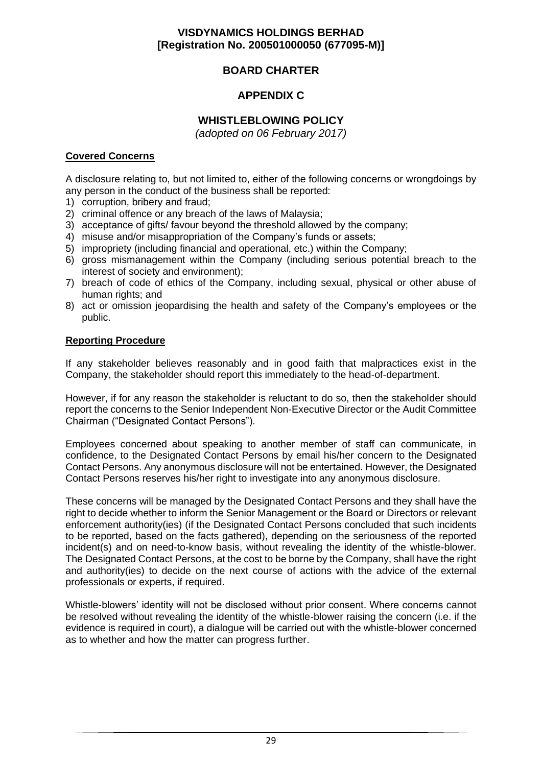**VISDYNAMICS HOLDINGS BERHAD**
**[Registration No. 200501000050 (677095-M)]**

# BOARD CHARTER

## APPENDIX C

## WHISTLEBLOWING POLICY

*(adopted on 06 February 2017)*

### Covered Concerns

A disclosure relating to, but not limited to, either of the following concerns or wrongdoings by any person in the conduct of the business shall be reported:

1) corruption, bribery and fraud;
2) criminal offence or any breach of the laws of Malaysia;
3) acceptance of gifts/ favour beyond the threshold allowed by the company;
4) misuse and/or misappropriation of the Company's funds or assets;
5) impropriety (including financial and operational, etc.) within the Company;
6) gross mismanagement within the Company (including serious potential breach to the interest of society and environment);
7) breach of code of ethics of the Company, including sexual, physical or other abuse of human rights; and
8) act or omission jeopardising the health and safety of the Company's employees or the public.

### Reporting Procedure

If any stakeholder believes reasonably and in good faith that malpractices exist in the Company, the stakeholder should report this immediately to the head-of-department.

However, if for any reason the stakeholder is reluctant to do so, then the stakeholder should report the concerns to the Senior Independent Non-Executive Director or the Audit Committee Chairman ("Designated Contact Persons").

Employees concerned about speaking to another member of staff can communicate, in confidence, to the Designated Contact Persons by email his/her concern to the Designated Contact Persons. Any anonymous disclosure will not be entertained. However, the Designated Contact Persons reserves his/her right to investigate into any anonymous disclosure.

These concerns will be managed by the Designated Contact Persons and they shall have the right to decide whether to inform the Senior Management or the Board or Directors or relevant enforcement authority(ies) (if the Designated Contact Persons concluded that such incidents to be reported, based on the facts gathered), depending on the seriousness of the reported incident(s) and on need-to-know basis, without revealing the identity of the whistle-blower. The Designated Contact Persons, at the cost to be borne by the Company, shall have the right and authority(ies) to decide on the next course of actions with the advice of the external professionals or experts, if required.

Whistle-blowers' identity will not be disclosed without prior consent. Where concerns cannot be resolved without revealing the identity of the whistle-blower raising the concern (i.e. if the evidence is required in court), a dialogue will be carried out with the whistle-blower concerned as to whether and how the matter can progress further.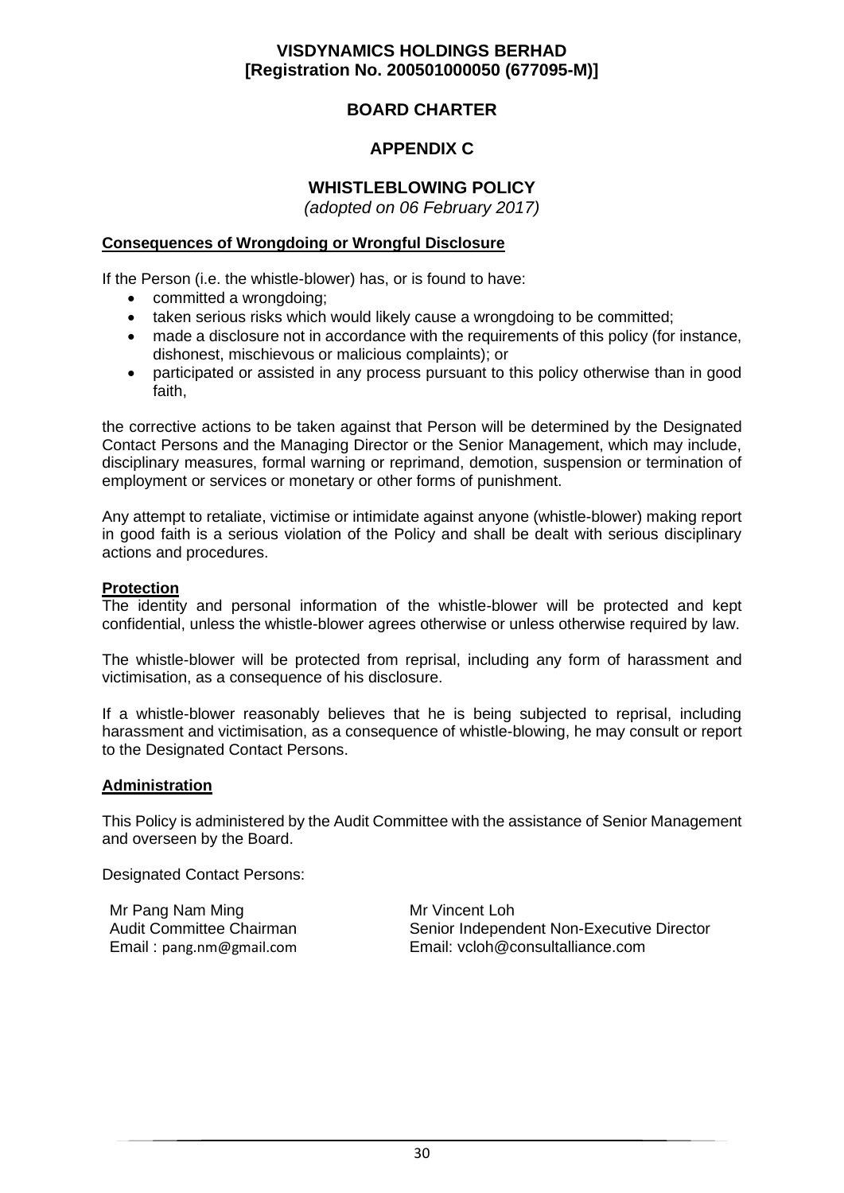**VISDYNAMICS HOLDINGS BERHAD**
**[Registration No. 200501000050 (677095-M)]**

# BOARD CHARTER

## APPENDIX C

## WHISTLEBLOWING POLICY

*(adopted on 06 February 2017)*

**Consequences of Wrongdoing or Wrongful Disclosure**

If the Person (i.e. the whistle-blower) has, or is found to have:

- committed a wrongdoing;
- taken serious risks which would likely cause a wrongdoing to be committed;
- made a disclosure not in accordance with the requirements of this policy (for instance, dishonest, mischievous or malicious complaints); or
- participated or assisted in any process pursuant to this policy otherwise than in good faith,

the corrective actions to be taken against that Person will be determined by the Designated Contact Persons and the Managing Director or the Senior Management, which may include, disciplinary measures, formal warning or reprimand, demotion, suspension or termination of employment or services or monetary or other forms of punishment.

Any attempt to retaliate, victimise or intimidate against anyone (whistle-blower) making report in good faith is a serious violation of the Policy and shall be dealt with serious disciplinary actions and procedures.

**Protection**

The identity and personal information of the whistle-blower will be protected and kept confidential, unless the whistle-blower agrees otherwise or unless otherwise required by law.

The whistle-blower will be protected from reprisal, including any form of harassment and victimisation, as a consequence of his disclosure.

If a whistle-blower reasonably believes that he is being subjected to reprisal, including harassment and victimisation, as a consequence of whistle-blowing, he may consult or report to the Designated Contact Persons.

**Administration**

This Policy is administered by the Audit Committee with the assistance of Senior Management and overseen by the Board.

Designated Contact Persons:

Mr Pang Nam Ming
Audit Committee Chairman
Email : pang.nm@gmail.com

Mr Vincent Loh
Senior Independent Non-Executive Director
Email: vcloh@consultalliance.com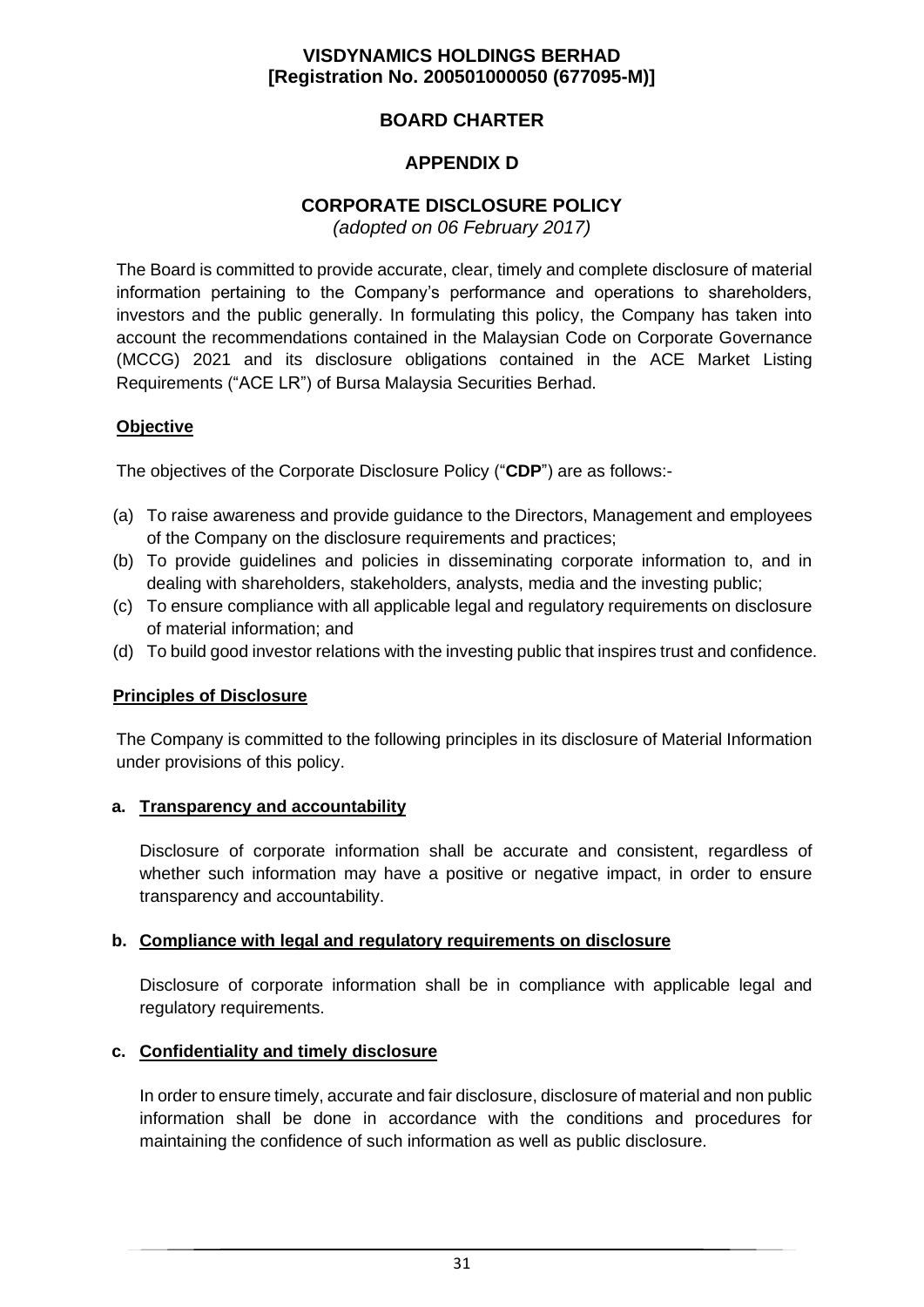**VISDYNAMICS HOLDINGS BERHAD**
**[Registration No. 200501000050 (677095-M)]**

# BOARD CHARTER

## APPENDIX D

## CORPORATE DISCLOSURE POLICY

*(adopted on 06 February 2017)*

The Board is committed to provide accurate, clear, timely and complete disclosure of material information pertaining to the Company's performance and operations to shareholders, investors and the public generally. In formulating this policy, the Company has taken into account the recommendations contained in the Malaysian Code on Corporate Governance (MCCG) 2021 and its disclosure obligations contained in the ACE Market Listing Requirements ("ACE LR") of Bursa Malaysia Securities Berhad.

### Objective

The objectives of the Corporate Disclosure Policy ("**CDP**") are as follows:-

(a) To raise awareness and provide guidance to the Directors, Management and employees of the Company on the disclosure requirements and practices;
(b) To provide guidelines and policies in disseminating corporate information to, and in dealing with shareholders, stakeholders, analysts, media and the investing public;
(c) To ensure compliance with all applicable legal and regulatory requirements on disclosure of material information; and
(d) To build good investor relations with the investing public that inspires trust and confidence.

### Principles of Disclosure

The Company is committed to the following principles in its disclosure of Material Information under provisions of this policy.

**a. Transparency and accountability**

Disclosure of corporate information shall be accurate and consistent, regardless of whether such information may have a positive or negative impact, in order to ensure transparency and accountability.

**b. Compliance with legal and regulatory requirements on disclosure**

Disclosure of corporate information shall be in compliance with applicable legal and regulatory requirements.

**c. Confidentiality and timely disclosure**

In order to ensure timely, accurate and fair disclosure, disclosure of material and non public information shall be done in accordance with the conditions and procedures for maintaining the confidence of such information as well as public disclosure.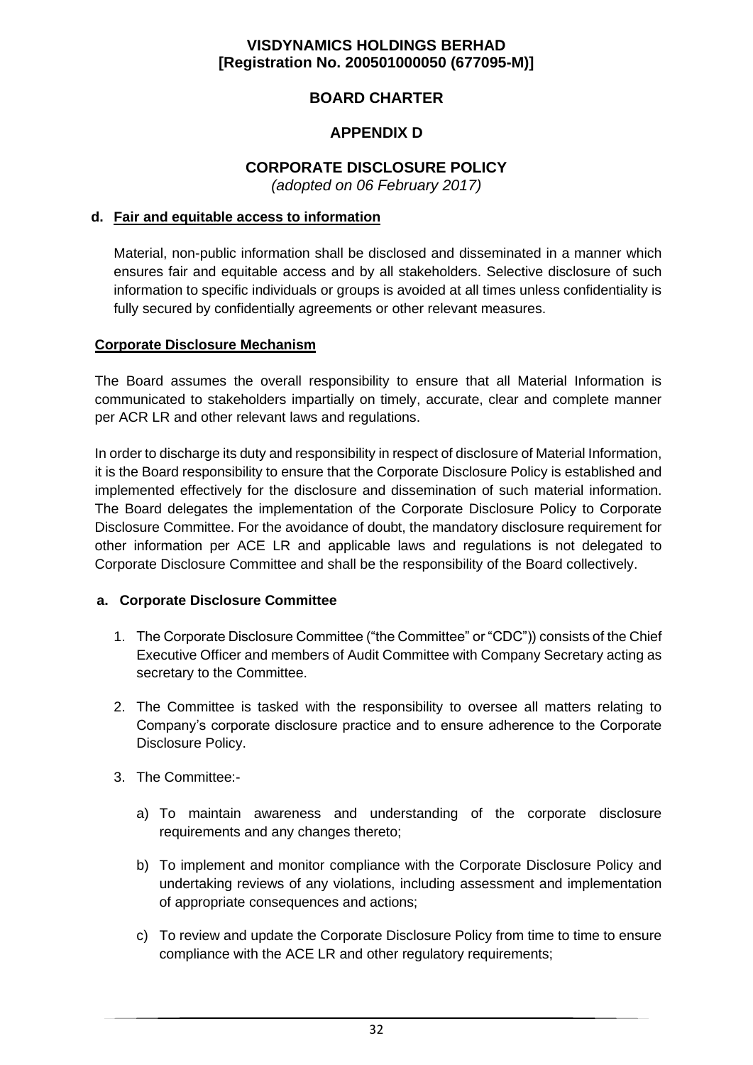**VISDYNAMICS HOLDINGS BERHAD**
**[Registration No. 200501000050 (677095-M)]**

**BOARD CHARTER**

**APPENDIX D**

**CORPORATE DISCLOSURE POLICY**
*(adopted on 06 February 2017)*

**d. Fair and equitable access to information**

Material, non-public information shall be disclosed and disseminated in a manner which ensures fair and equitable access and by all stakeholders. Selective disclosure of such information to specific individuals or groups is avoided at all times unless confidentiality is fully secured by confidentially agreements or other relevant measures.

**Corporate Disclosure Mechanism**

The Board assumes the overall responsibility to ensure that all Material Information is communicated to stakeholders impartially on timely, accurate, clear and complete manner per ACR LR and other relevant laws and regulations.

In order to discharge its duty and responsibility in respect of disclosure of Material Information, it is the Board responsibility to ensure that the Corporate Disclosure Policy is established and implemented effectively for the disclosure and dissemination of such material information. The Board delegates the implementation of the Corporate Disclosure Policy to Corporate Disclosure Committee. For the avoidance of doubt, the mandatory disclosure requirement for other information per ACE LR and applicable laws and regulations is not delegated to Corporate Disclosure Committee and shall be the responsibility of the Board collectively.

**a. Corporate Disclosure Committee**

1. The Corporate Disclosure Committee ("the Committee" or "CDC")) consists of the Chief Executive Officer and members of Audit Committee with Company Secretary acting as secretary to the Committee.

2. The Committee is tasked with the responsibility to oversee all matters relating to Company's corporate disclosure practice and to ensure adherence to the Corporate Disclosure Policy.

3. The Committee:-

   a) To maintain awareness and understanding of the corporate disclosure requirements and any changes thereto;

   b) To implement and monitor compliance with the Corporate Disclosure Policy and undertaking reviews of any violations, including assessment and implementation of appropriate consequences and actions;

   c) To review and update the Corporate Disclosure Policy from time to time to ensure compliance with the ACE LR and other regulatory requirements;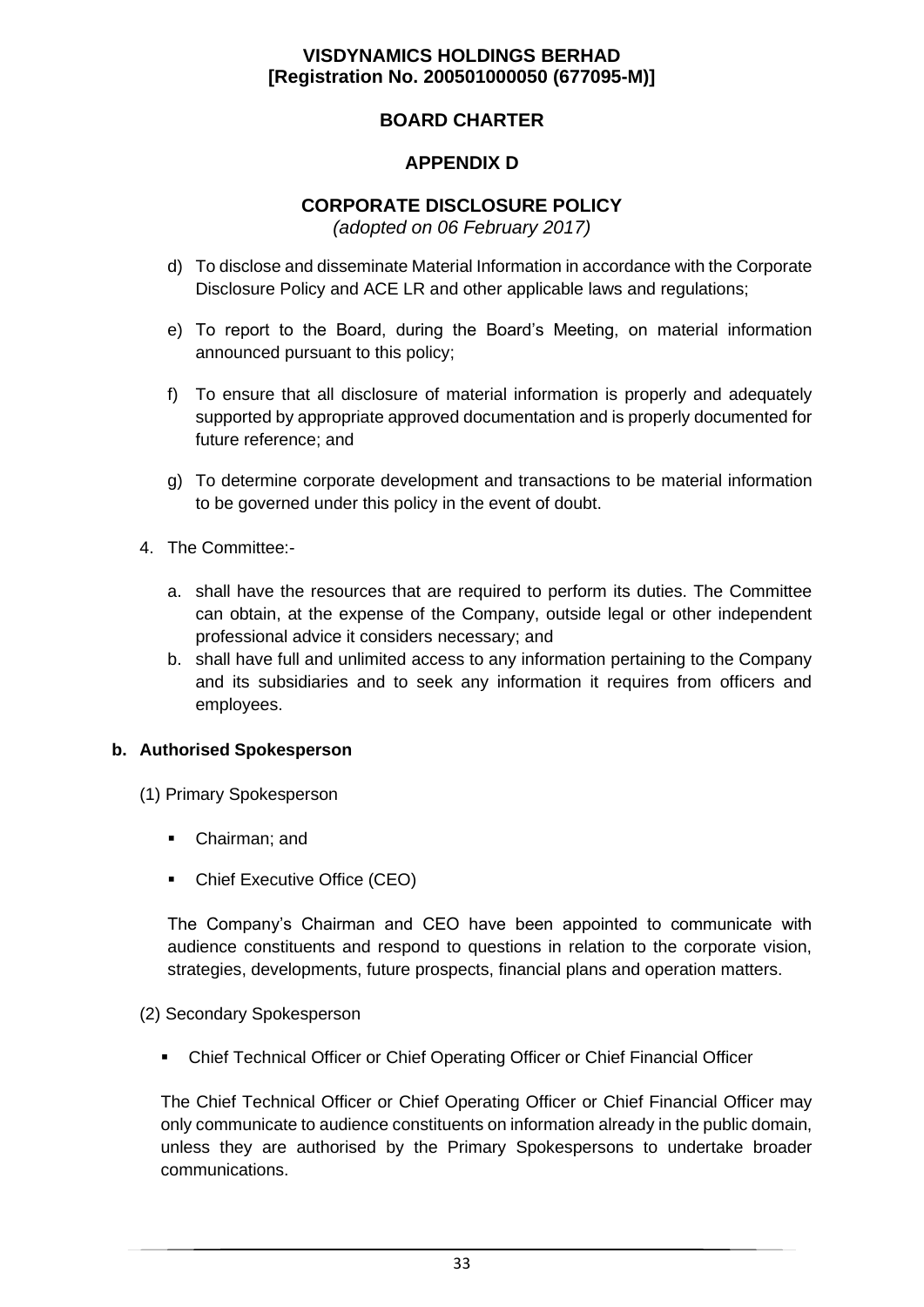d) To disclose and disseminate Material Information in accordance with the Corporate Disclosure Policy and ACE LR and other applicable laws and regulations;

e) To report to the Board, during the Board's Meeting, on material information announced pursuant to this policy;

f) To ensure that all disclosure of material information is properly and adequately supported by appropriate approved documentation and is properly documented for future reference; and

g) To determine corporate development and transactions to be material information to be governed under this policy in the event of doubt.

4. The Committee:-

   a. shall have the resources that are required to perform its duties. The Committee can obtain, at the expense of the Company, outside legal or other independent professional advice it considers necessary; and
   b. shall have full and unlimited access to any information pertaining to the Company and its subsidiaries and to seek any information it requires from officers and employees.

**b. Authorised Spokesperson**

(1) Primary Spokesperson

- Chairman; and
- Chief Executive Office (CEO)

The Company's Chairman and CEO have been appointed to communicate with audience constituents and respond to questions in relation to the corporate vision, strategies, developments, future prospects, financial plans and operation matters.

(2) Secondary Spokesperson

- Chief Technical Officer or Chief Operating Officer or Chief Financial Officer

The Chief Technical Officer or Chief Operating Officer or Chief Financial Officer may only communicate to audience constituents on information already in the public domain, unless they are authorised by the Primary Spokespersons to undertake broader communications.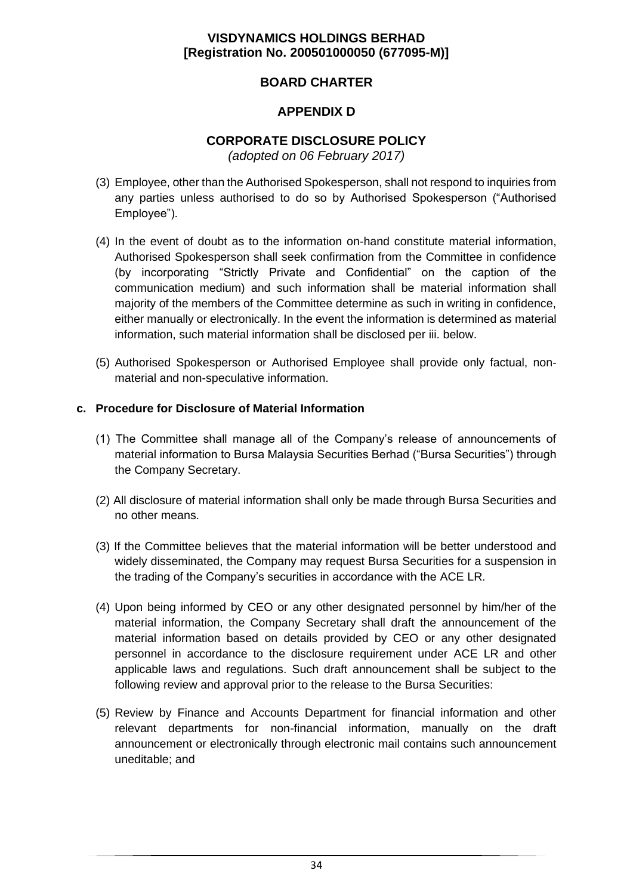# VISDYNAMICS HOLDINGS BERHAD
**[Registration No. 200501000050 (677095-M)]**

## BOARD CHARTER

## APPENDIX D

## CORPORATE DISCLOSURE POLICY

*(adopted on 06 February 2017)*

(3) Employee, other than the Authorised Spokesperson, shall not respond to inquiries from any parties unless authorised to do so by Authorised Spokesperson ("Authorised Employee").

(4) In the event of doubt as to the information on-hand constitute material information, Authorised Spokesperson shall seek confirmation from the Committee in confidence (by incorporating "Strictly Private and Confidential" on the caption of the communication medium) and such information shall be material information shall majority of the members of the Committee determine as such in writing in confidence, either manually or electronically. In the event the information is determined as material information, such material information shall be disclosed per iii. below.

(5) Authorised Spokesperson or Authorised Employee shall provide only factual, non-material and non-speculative information.

**c. Procedure for Disclosure of Material Information**

(1) The Committee shall manage all of the Company's release of announcements of material information to Bursa Malaysia Securities Berhad ("Bursa Securities") through the Company Secretary.

(2) All disclosure of material information shall only be made through Bursa Securities and no other means.

(3) If the Committee believes that the material information will be better understood and widely disseminated, the Company may request Bursa Securities for a suspension in the trading of the Company's securities in accordance with the ACE LR.

(4) Upon being informed by CEO or any other designated personnel by him/her of the material information, the Company Secretary shall draft the announcement of the material information based on details provided by CEO or any other designated personnel in accordance to the disclosure requirement under ACE LR and other applicable laws and regulations. Such draft announcement shall be subject to the following review and approval prior to the release to the Bursa Securities:

(5) Review by Finance and Accounts Department for financial information and other relevant departments for non-financial information, manually on the draft announcement or electronically through electronic mail contains such announcement uneditable; and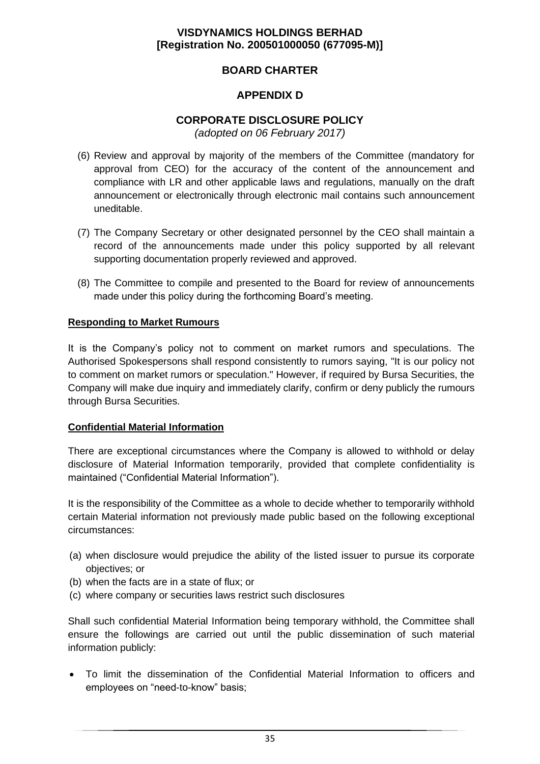(6) Review and approval by majority of the members of the Committee (mandatory for approval from CEO) for the accuracy of the content of the announcement and compliance with LR and other applicable laws and regulations, manually on the draft announcement or electronically through electronic mail contains such announcement uneditable.

(7) The Company Secretary or other designated personnel by the CEO shall maintain a record of the announcements made under this policy supported by all relevant supporting documentation properly reviewed and approved.

(8) The Committee to compile and presented to the Board for review of announcements made under this policy during the forthcoming Board's meeting.

**Responding to Market Rumours**

It is the Company's policy not to comment on market rumors and speculations. The Authorised Spokespersons shall respond consistently to rumors saying, "It is our policy not to comment on market rumors or speculation." However, if required by Bursa Securities, the Company will make due inquiry and immediately clarify, confirm or deny publicly the rumours through Bursa Securities.

**Confidential Material Information**

There are exceptional circumstances where the Company is allowed to withhold or delay disclosure of Material Information temporarily, provided that complete confidentiality is maintained ("Confidential Material Information").

It is the responsibility of the Committee as a whole to decide whether to temporarily withhold certain Material information not previously made public based on the following exceptional circumstances:

(a) when disclosure would prejudice the ability of the listed issuer to pursue its corporate objectives; or
(b) when the facts are in a state of flux; or
(c) where company or securities laws restrict such disclosures

Shall such confidential Material Information being temporary withhold, the Committee shall ensure the followings are carried out until the public dissemination of such material information publicly:

- To limit the dissemination of the Confidential Material Information to officers and employees on "need-to-know" basis;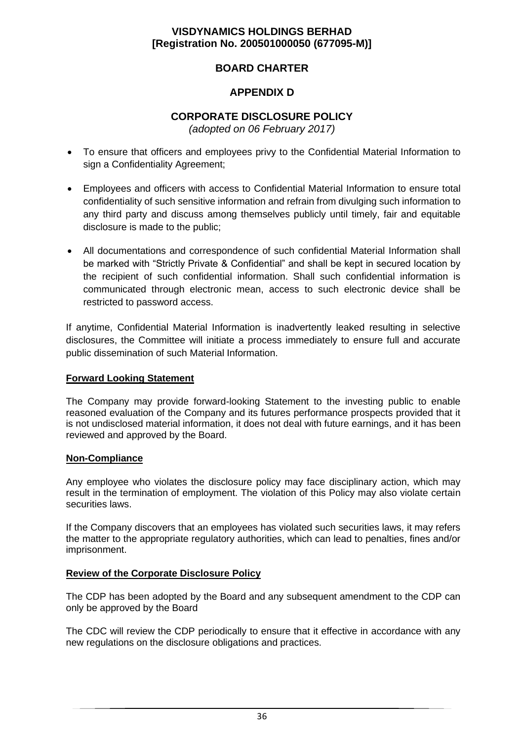# VISDYNAMICS HOLDINGS BERHAD
## [Registration No. 200501000050 (677095-M)]

## BOARD CHARTER

## APPENDIX D

## CORPORATE DISCLOSURE POLICY

*(adopted on 06 February 2017)*

- To ensure that officers and employees privy to the Confidential Material Information to sign a Confidentiality Agreement;
- Employees and officers with access to Confidential Material Information to ensure total confidentiality of such sensitive information and refrain from divulging such information to any third party and discuss among themselves publicly until timely, fair and equitable disclosure is made to the public;
- All documentations and correspondence of such confidential Material Information shall be marked with "Strictly Private & Confidential" and shall be kept in secured location by the recipient of such confidential information. Shall such confidential information is communicated through electronic mean, access to such electronic device shall be restricted to password access.

If anytime, Confidential Material Information is inadvertently leaked resulting in selective disclosures, the Committee will initiate a process immediately to ensure full and accurate public dissemination of such Material Information.

**Forward Looking Statement**

The Company may provide forward-looking Statement to the investing public to enable reasoned evaluation of the Company and its futures performance prospects provided that it is not undisclosed material information, it does not deal with future earnings, and it has been reviewed and approved by the Board.

**Non-Compliance**

Any employee who violates the disclosure policy may face disciplinary action, which may result in the termination of employment. The violation of this Policy may also violate certain securities laws.

If the Company discovers that an employees has violated such securities laws, it may refers the matter to the appropriate regulatory authorities, which can lead to penalties, fines and/or imprisonment.

**Review of the Corporate Disclosure Policy**

The CDP has been adopted by the Board and any subsequent amendment to the CDP can only be approved by the Board

The CDC will review the CDP periodically to ensure that it effective in accordance with any new regulations on the disclosure obligations and practices.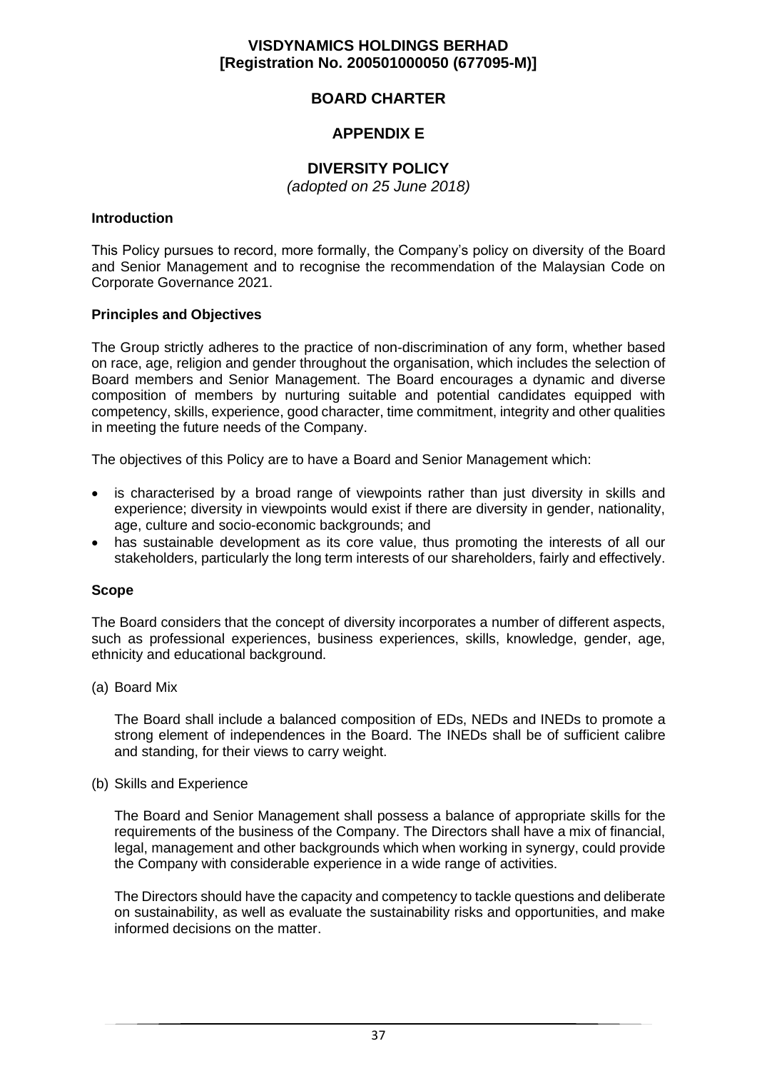**VISDYNAMICS HOLDINGS BERHAD**
**[Registration No. 200501000050 (677095-M)]**

# BOARD CHARTER

## APPENDIX E

## DIVERSITY POLICY

*(adopted on 25 June 2018)*

### Introduction

This Policy pursues to record, more formally, the Company's policy on diversity of the Board and Senior Management and to recognise the recommendation of the Malaysian Code on Corporate Governance 2021.

### Principles and Objectives

The Group strictly adheres to the practice of non-discrimination of any form, whether based on race, age, religion and gender throughout the organisation, which includes the selection of Board members and Senior Management. The Board encourages a dynamic and diverse composition of members by nurturing suitable and potential candidates equipped with competency, skills, experience, good character, time commitment, integrity and other qualities in meeting the future needs of the Company.

The objectives of this Policy are to have a Board and Senior Management which:

- is characterised by a broad range of viewpoints rather than just diversity in skills and experience; diversity in viewpoints would exist if there are diversity in gender, nationality, age, culture and socio-economic backgrounds; and
- has sustainable development as its core value, thus promoting the interests of all our stakeholders, particularly the long term interests of our shareholders, fairly and effectively.

### Scope

The Board considers that the concept of diversity incorporates a number of different aspects, such as professional experiences, business experiences, skills, knowledge, gender, age, ethnicity and educational background.

(a) Board Mix

The Board shall include a balanced composition of EDs, NEDs and INEDs to promote a strong element of independences in the Board. The INEDs shall be of sufficient calibre and standing, for their views to carry weight.

(b) Skills and Experience

The Board and Senior Management shall possess a balance of appropriate skills for the requirements of the business of the Company. The Directors shall have a mix of financial, legal, management and other backgrounds which when working in synergy, could provide the Company with considerable experience in a wide range of activities.

The Directors should have the capacity and competency to tackle questions and deliberate on sustainability, as well as evaluate the sustainability risks and opportunities, and make informed decisions on the matter.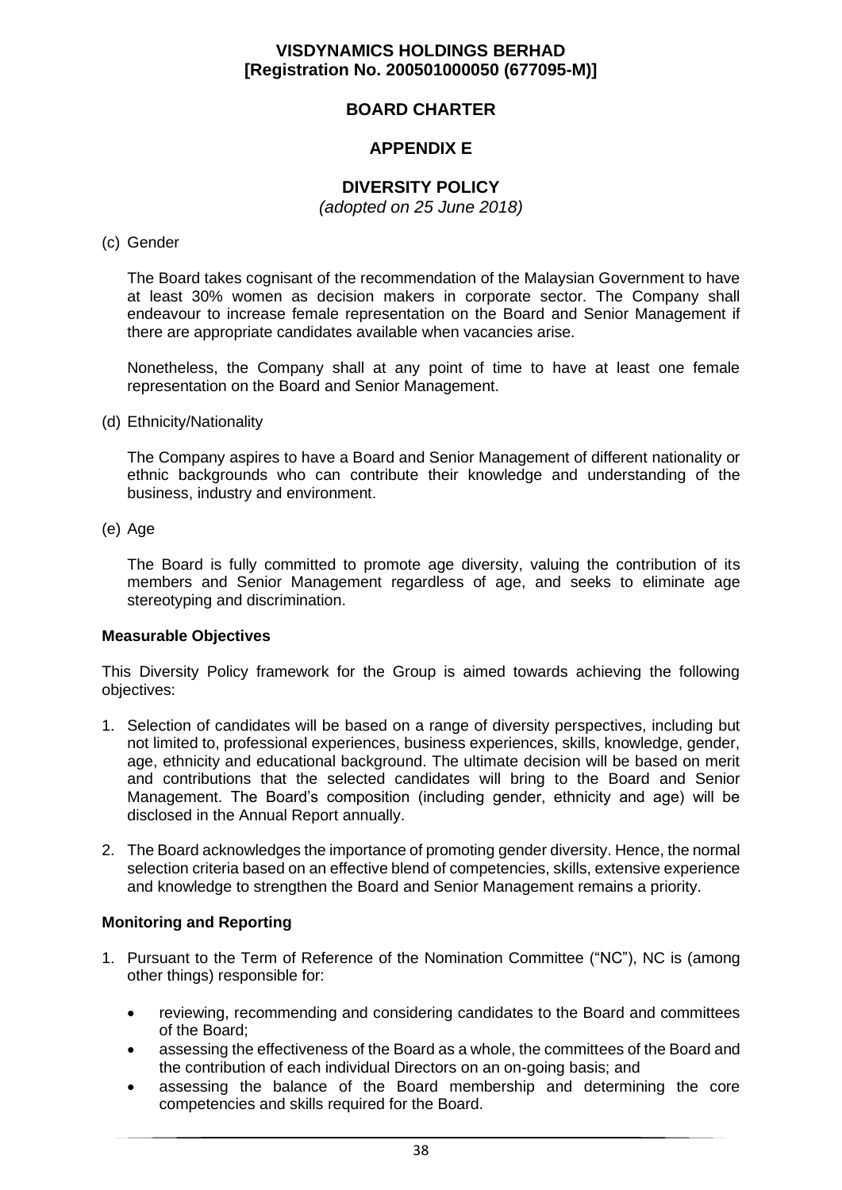**VISDYNAMICS HOLDINGS BERHAD**
**[Registration No. 200501000050 (677095-M)]**

**BOARD CHARTER**

**APPENDIX E**

**DIVERSITY POLICY**
*(adopted on 25 June 2018)*

(c) Gender

The Board takes cognisant of the recommendation of the Malaysian Government to have at least 30% women as decision makers in corporate sector. The Company shall endeavour to increase female representation on the Board and Senior Management if there are appropriate candidates available when vacancies arise.

Nonetheless, the Company shall at any point of time to have at least one female representation on the Board and Senior Management.

(d) Ethnicity/Nationality

The Company aspires to have a Board and Senior Management of different nationality or ethnic backgrounds who can contribute their knowledge and understanding of the business, industry and environment.

(e) Age

The Board is fully committed to promote age diversity, valuing the contribution of its members and Senior Management regardless of age, and seeks to eliminate age stereotyping and discrimination.

**Measurable Objectives**

This Diversity Policy framework for the Group is aimed towards achieving the following objectives:

1. Selection of candidates will be based on a range of diversity perspectives, including but not limited to, professional experiences, business experiences, skills, knowledge, gender, age, ethnicity and educational background. The ultimate decision will be based on merit and contributions that the selected candidates will bring to the Board and Senior Management. The Board's composition (including gender, ethnicity and age) will be disclosed in the Annual Report annually.
2. The Board acknowledges the importance of promoting gender diversity. Hence, the normal selection criteria based on an effective blend of competencies, skills, extensive experience and knowledge to strengthen the Board and Senior Management remains a priority.

**Monitoring and Reporting**

1. Pursuant to the Term of Reference of the Nomination Committee ("NC"), NC is (among other things) responsible for:
   - reviewing, recommending and considering candidates to the Board and committees of the Board;
   - assessing the effectiveness of the Board as a whole, the committees of the Board and the contribution of each individual Directors on an on-going basis; and
   - assessing the balance of the Board membership and determining the core competencies and skills required for the Board.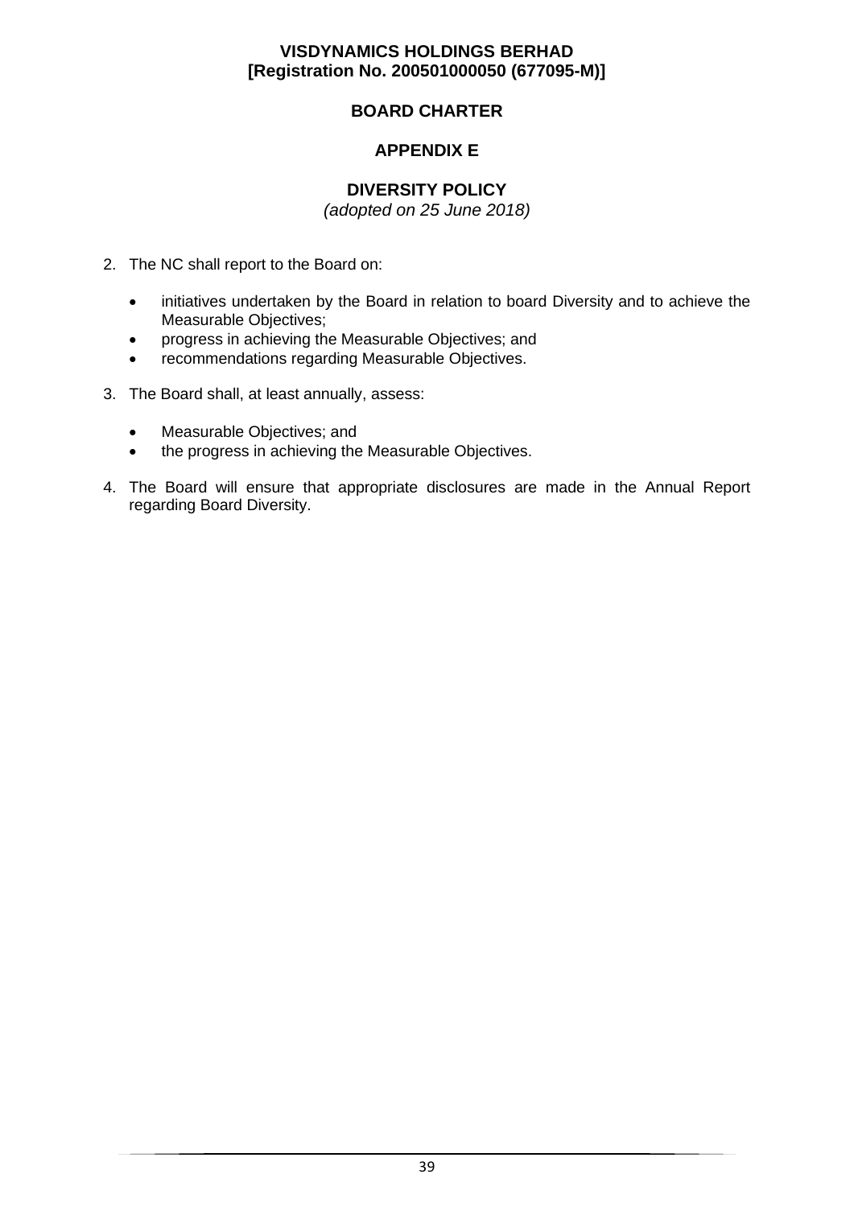**VISDYNAMICS HOLDINGS BERHAD**
**[Registration No. 200501000050 (677095-M)]**

# BOARD CHARTER

## APPENDIX E

## DIVERSITY POLICY

*(adopted on 25 June 2018)*

2. The NC shall report to the Board on:

   - initiatives undertaken by the Board in relation to board Diversity and to achieve the Measurable Objectives;
   - progress in achieving the Measurable Objectives; and
   - recommendations regarding Measurable Objectives.

3. The Board shall, at least annually, assess:

   - Measurable Objectives; and
   - the progress in achieving the Measurable Objectives.

4. The Board will ensure that appropriate disclosures are made in the Annual Report regarding Board Diversity.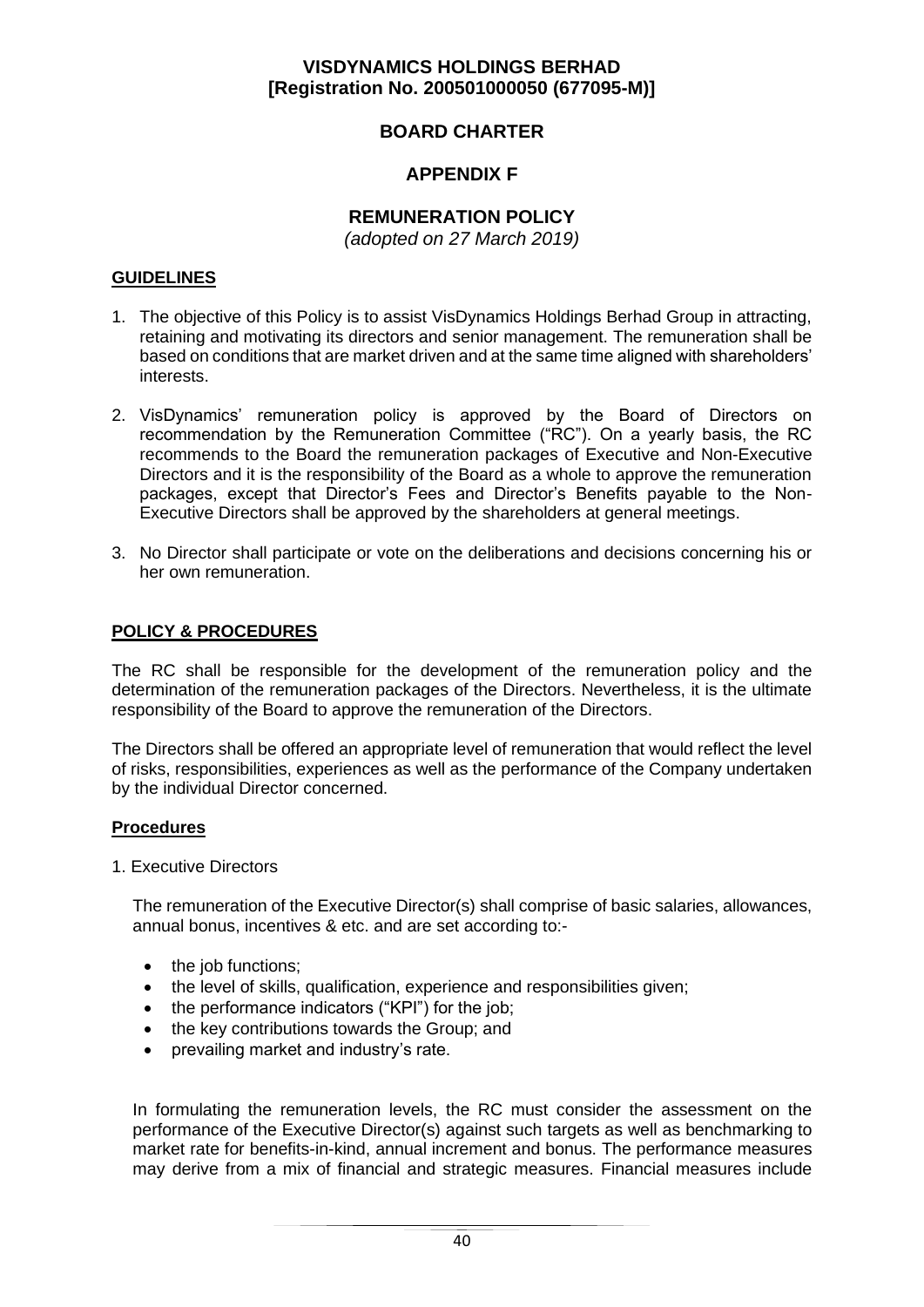**VISDYNAMICS HOLDINGS BERHAD**
**[Registration No. 200501000050 (677095-M)]**

# BOARD CHARTER

## APPENDIX F

## REMUNERATION POLICY

*(adopted on 27 March 2019)*

### GUIDELINES

1. The objective of this Policy is to assist VisDynamics Holdings Berhad Group in attracting, retaining and motivating its directors and senior management. The remuneration shall be based on conditions that are market driven and at the same time aligned with shareholders' interests.

2. VisDynamics' remuneration policy is approved by the Board of Directors on recommendation by the Remuneration Committee ("RC"). On a yearly basis, the RC recommends to the Board the remuneration packages of Executive and Non-Executive Directors and it is the responsibility of the Board as a whole to approve the remuneration packages, except that Director's Fees and Director's Benefits payable to the Non-Executive Directors shall be approved by the shareholders at general meetings.

3. No Director shall participate or vote on the deliberations and decisions concerning his or her own remuneration.

### POLICY & PROCEDURES

The RC shall be responsible for the development of the remuneration policy and the determination of the remuneration packages of the Directors. Nevertheless, it is the ultimate responsibility of the Board to approve the remuneration of the Directors.

The Directors shall be offered an appropriate level of remuneration that would reflect the level of risks, responsibilities, experiences as well as the performance of the Company undertaken by the individual Director concerned.

### Procedures

1. Executive Directors

   The remuneration of the Executive Director(s) shall comprise of basic salaries, allowances, annual bonus, incentives & etc. and are set according to:-

   - the job functions;
   - the level of skills, qualification, experience and responsibilities given;
   - the performance indicators ("KPI") for the job;
   - the key contributions towards the Group; and
   - prevailing market and industry's rate.

   In formulating the remuneration levels, the RC must consider the assessment on the performance of the Executive Director(s) against such targets as well as benchmarking to market rate for benefits-in-kind, annual increment and bonus. The performance measures may derive from a mix of financial and strategic measures. Financial measures include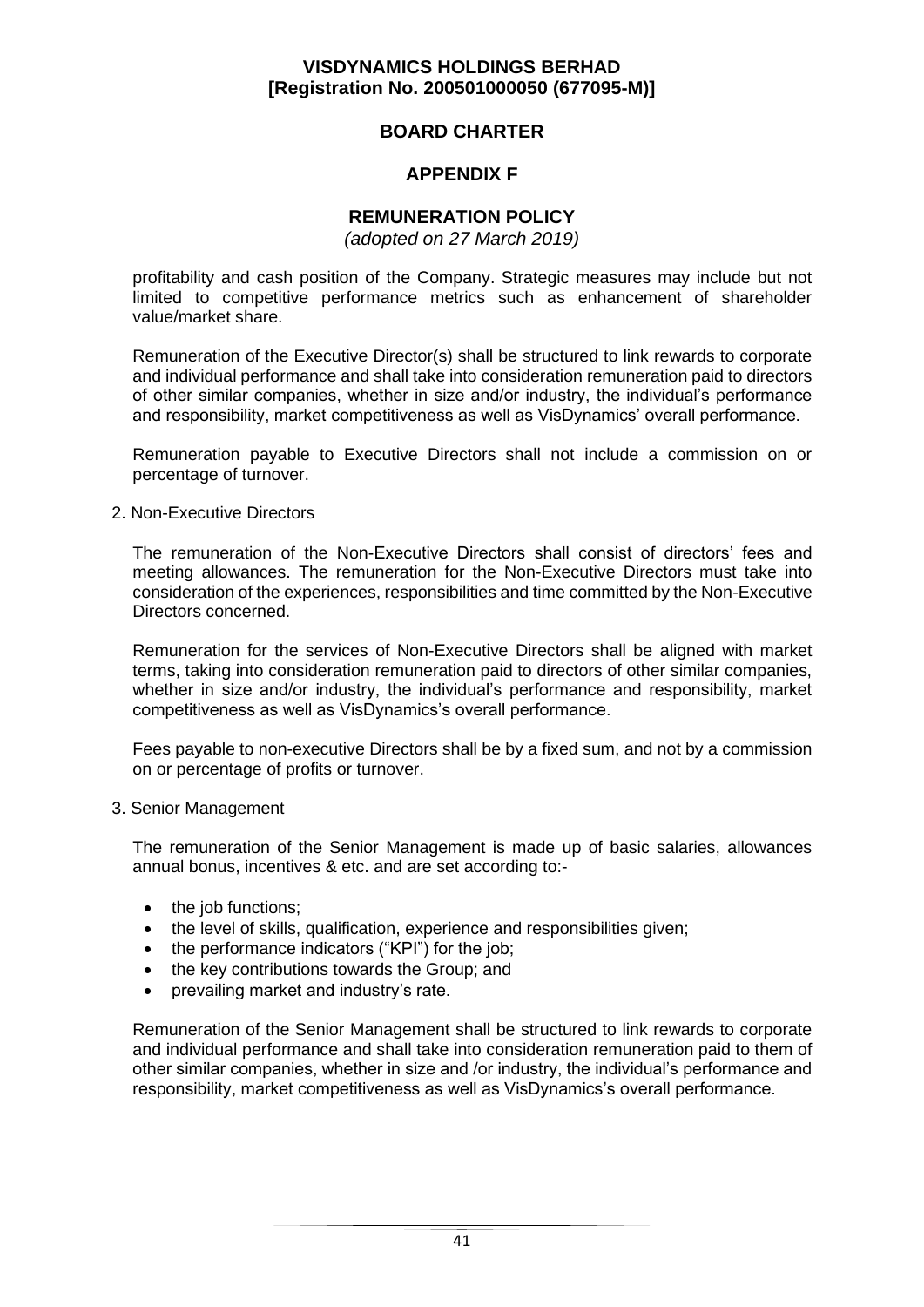profitability and cash position of the Company. Strategic measures may include but not limited to competitive performance metrics such as enhancement of shareholder value/market share.

Remuneration of the Executive Director(s) shall be structured to link rewards to corporate and individual performance and shall take into consideration remuneration paid to directors of other similar companies, whether in size and/or industry, the individual's performance and responsibility, market competitiveness as well as VisDynamics' overall performance.

Remuneration payable to Executive Directors shall not include a commission on or percentage of turnover.

2. Non-Executive Directors

The remuneration of the Non-Executive Directors shall consist of directors' fees and meeting allowances. The remuneration for the Non-Executive Directors must take into consideration of the experiences, responsibilities and time committed by the Non-Executive Directors concerned.

Remuneration for the services of Non-Executive Directors shall be aligned with market terms, taking into consideration remuneration paid to directors of other similar companies, whether in size and/or industry, the individual's performance and responsibility, market competitiveness as well as VisDynamics's overall performance.

Fees payable to non-executive Directors shall be by a fixed sum, and not by a commission on or percentage of profits or turnover.

3. Senior Management

The remuneration of the Senior Management is made up of basic salaries, allowances annual bonus, incentives & etc. and are set according to:-

- the job functions;
- the level of skills, qualification, experience and responsibilities given;
- the performance indicators ("KPI") for the job;
- the key contributions towards the Group; and
- prevailing market and industry's rate.

Remuneration of the Senior Management shall be structured to link rewards to corporate and individual performance and shall take into consideration remuneration paid to them of other similar companies, whether in size and /or industry, the individual's performance and responsibility, market competitiveness as well as VisDynamics's overall performance.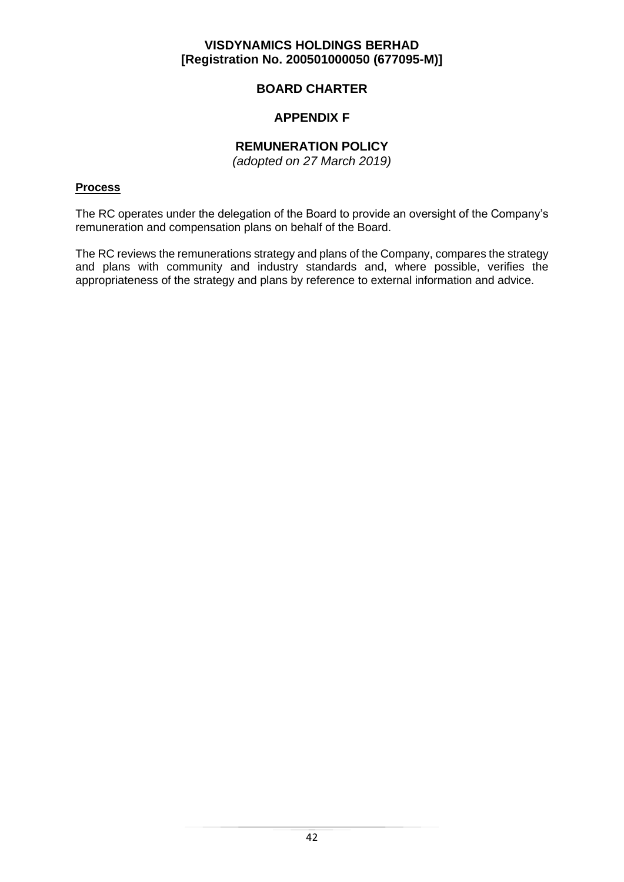**VISDYNAMICS HOLDINGS BERHAD**
**[Registration No. 200501000050 (677095-M)]**

# BOARD CHARTER

## APPENDIX F

## REMUNERATION POLICY

*(adopted on 27 March 2019)*

**Process**

The RC operates under the delegation of the Board to provide an oversight of the Company's remuneration and compensation plans on behalf of the Board.

The RC reviews the remunerations strategy and plans of the Company, compares the strategy and plans with community and industry standards and, where possible, verifies the appropriateness of the strategy and plans by reference to external information and advice.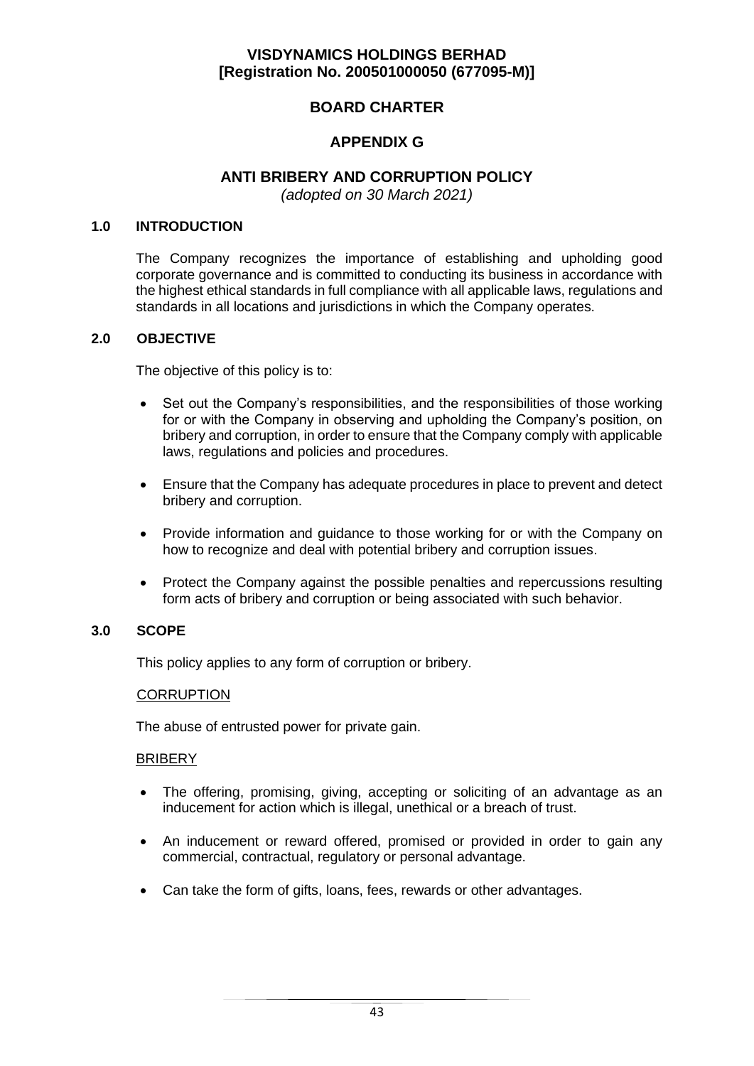**VISDYNAMICS HOLDINGS BERHAD**
**[Registration No. 200501000050 (677095-M)]**

# BOARD CHARTER

## APPENDIX G

## ANTI BRIBERY AND CORRUPTION POLICY

*(adopted on 30 March 2021)*

### 1.0 INTRODUCTION

The Company recognizes the importance of establishing and upholding good corporate governance and is committed to conducting its business in accordance with the highest ethical standards in full compliance with all applicable laws, regulations and standards in all locations and jurisdictions in which the Company operates.

### 2.0 OBJECTIVE

The objective of this policy is to:

- Set out the Company's responsibilities, and the responsibilities of those working for or with the Company in observing and upholding the Company's position, on bribery and corruption, in order to ensure that the Company comply with applicable laws, regulations and policies and procedures.
- Ensure that the Company has adequate procedures in place to prevent and detect bribery and corruption.
- Provide information and guidance to those working for or with the Company on how to recognize and deal with potential bribery and corruption issues.
- Protect the Company against the possible penalties and repercussions resulting form acts of bribery and corruption or being associated with such behavior.

### 3.0 SCOPE

This policy applies to any form of corruption or bribery.

<u>CORRUPTION</u>

The abuse of entrusted power for private gain.

<u>BRIBERY</u>

- The offering, promising, giving, accepting or soliciting of an advantage as an inducement for action which is illegal, unethical or a breach of trust.
- An inducement or reward offered, promised or provided in order to gain any commercial, contractual, regulatory or personal advantage.
- Can take the form of gifts, loans, fees, rewards or other advantages.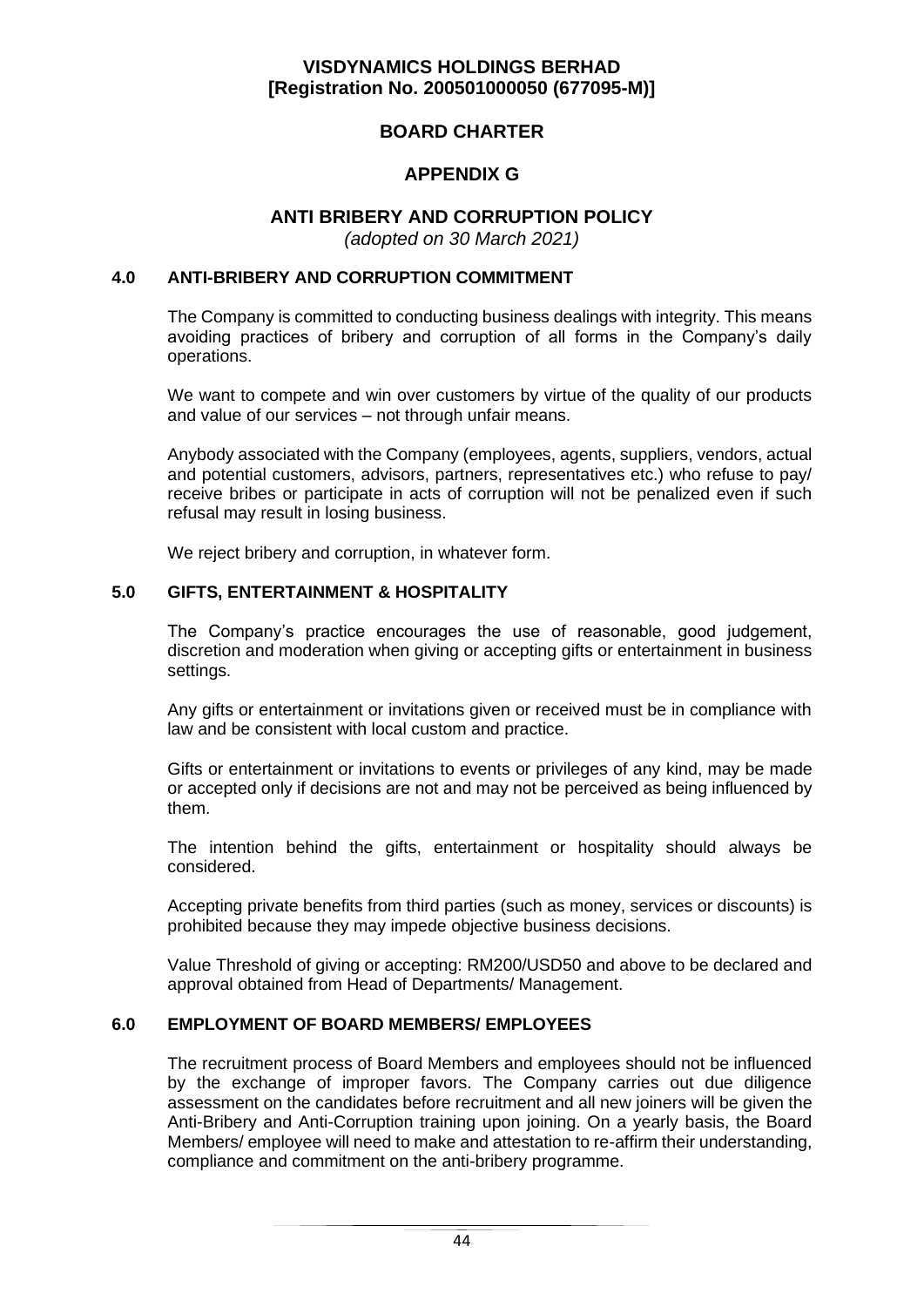**VISDYNAMICS HOLDINGS BERHAD**
**[Registration No. 200501000050 (677095-M)]**

# BOARD CHARTER

## APPENDIX G

## ANTI BRIBERY AND CORRUPTION POLICY

*(adopted on 30 March 2021)*

### 4.0 ANTI-BRIBERY AND CORRUPTION COMMITMENT

The Company is committed to conducting business dealings with integrity. This means avoiding practices of bribery and corruption of all forms in the Company's daily operations.

We want to compete and win over customers by virtue of the quality of our products and value of our services – not through unfair means.

Anybody associated with the Company (employees, agents, suppliers, vendors, actual and potential customers, advisors, partners, representatives etc.) who refuse to pay/ receive bribes or participate in acts of corruption will not be penalized even if such refusal may result in losing business.

We reject bribery and corruption, in whatever form.

### 5.0 GIFTS, ENTERTAINMENT & HOSPITALITY

The Company's practice encourages the use of reasonable, good judgement, discretion and moderation when giving or accepting gifts or entertainment in business settings.

Any gifts or entertainment or invitations given or received must be in compliance with law and be consistent with local custom and practice.

Gifts or entertainment or invitations to events or privileges of any kind, may be made or accepted only if decisions are not and may not be perceived as being influenced by them.

The intention behind the gifts, entertainment or hospitality should always be considered.

Accepting private benefits from third parties (such as money, services or discounts) is prohibited because they may impede objective business decisions.

Value Threshold of giving or accepting: RM200/USD50 and above to be declared and approval obtained from Head of Departments/ Management.

### 6.0 EMPLOYMENT OF BOARD MEMBERS/ EMPLOYEES

The recruitment process of Board Members and employees should not be influenced by the exchange of improper favors. The Company carries out due diligence assessment on the candidates before recruitment and all new joiners will be given the Anti-Bribery and Anti-Corruption training upon joining. On a yearly basis, the Board Members/ employee will need to make and attestation to re-affirm their understanding, compliance and commitment on the anti-bribery programme.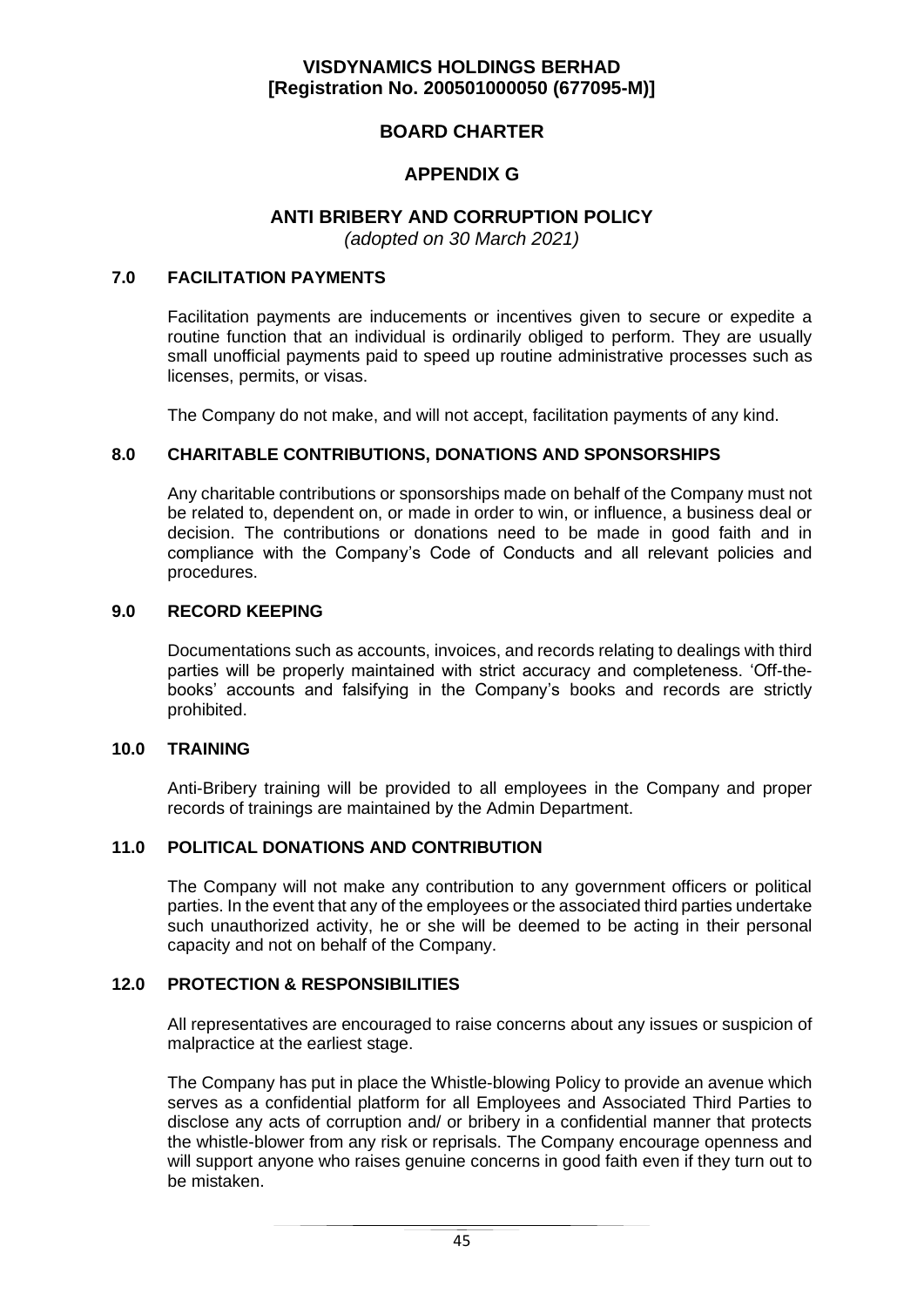**VISDYNAMICS HOLDINGS BERHAD**
**[Registration No. 200501000050 (677095-M)]**

# BOARD CHARTER

## APPENDIX G

## ANTI BRIBERY AND CORRUPTION POLICY

*(adopted on 30 March 2021)*

### 7.0 FACILITATION PAYMENTS

Facilitation payments are inducements or incentives given to secure or expedite a routine function that an individual is ordinarily obliged to perform. They are usually small unofficial payments paid to speed up routine administrative processes such as licenses, permits, or visas.

The Company do not make, and will not accept, facilitation payments of any kind.

### 8.0 CHARITABLE CONTRIBUTIONS, DONATIONS AND SPONSORSHIPS

Any charitable contributions or sponsorships made on behalf of the Company must not be related to, dependent on, or made in order to win, or influence, a business deal or decision. The contributions or donations need to be made in good faith and in compliance with the Company's Code of Conducts and all relevant policies and procedures.

### 9.0 RECORD KEEPING

Documentations such as accounts, invoices, and records relating to dealings with third parties will be properly maintained with strict accuracy and completeness. 'Off-the-books' accounts and falsifying in the Company's books and records are strictly prohibited.

### 10.0 TRAINING

Anti-Bribery training will be provided to all employees in the Company and proper records of trainings are maintained by the Admin Department.

### 11.0 POLITICAL DONATIONS AND CONTRIBUTION

The Company will not make any contribution to any government officers or political parties. In the event that any of the employees or the associated third parties undertake such unauthorized activity, he or she will be deemed to be acting in their personal capacity and not on behalf of the Company.

### 12.0 PROTECTION & RESPONSIBILITIES

All representatives are encouraged to raise concerns about any issues or suspicion of malpractice at the earliest stage.

The Company has put in place the Whistle-blowing Policy to provide an avenue which serves as a confidential platform for all Employees and Associated Third Parties to disclose any acts of corruption and/ or bribery in a confidential manner that protects the whistle-blower from any risk or reprisals. The Company encourage openness and will support anyone who raises genuine concerns in good faith even if they turn out to be mistaken.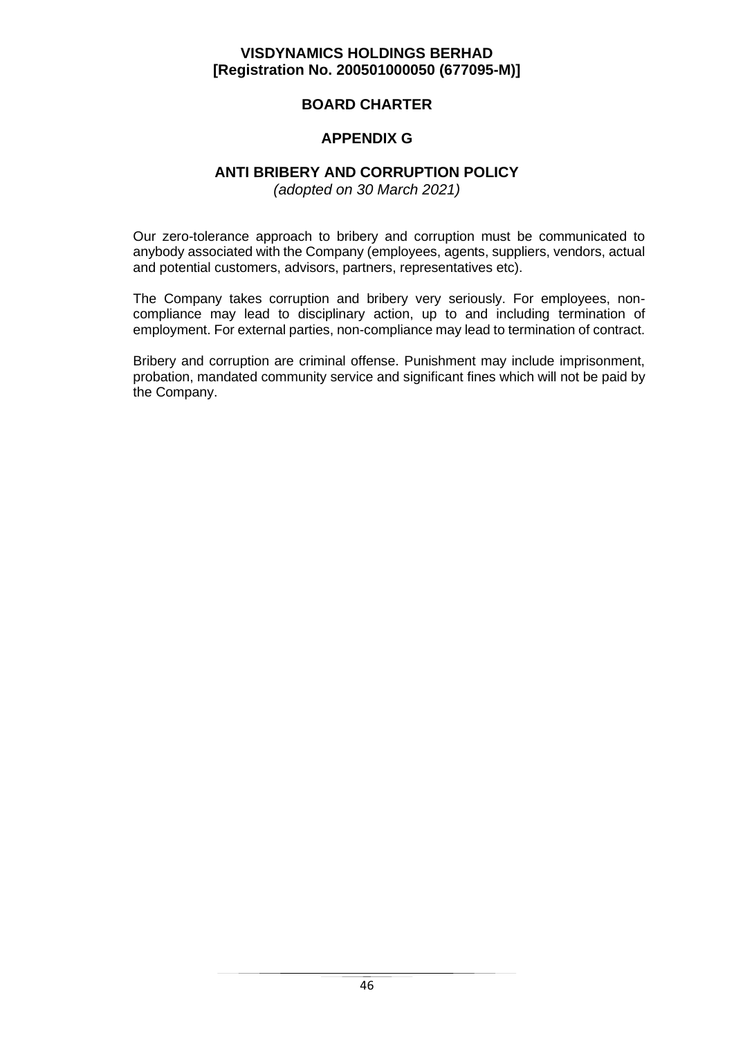**VISDYNAMICS HOLDINGS BERHAD**
**[Registration No. 200501000050 (677095-M)]**

## BOARD CHARTER

## APPENDIX G

## ANTI BRIBERY AND CORRUPTION POLICY

*(adopted on 30 March 2021)*

Our zero-tolerance approach to bribery and corruption must be communicated to anybody associated with the Company (employees, agents, suppliers, vendors, actual and potential customers, advisors, partners, representatives etc).

The Company takes corruption and bribery very seriously. For employees, non-compliance may lead to disciplinary action, up to and including termination of employment. For external parties, non-compliance may lead to termination of contract.

Bribery and corruption are criminal offense. Punishment may include imprisonment, probation, mandated community service and significant fines which will not be paid by the Company.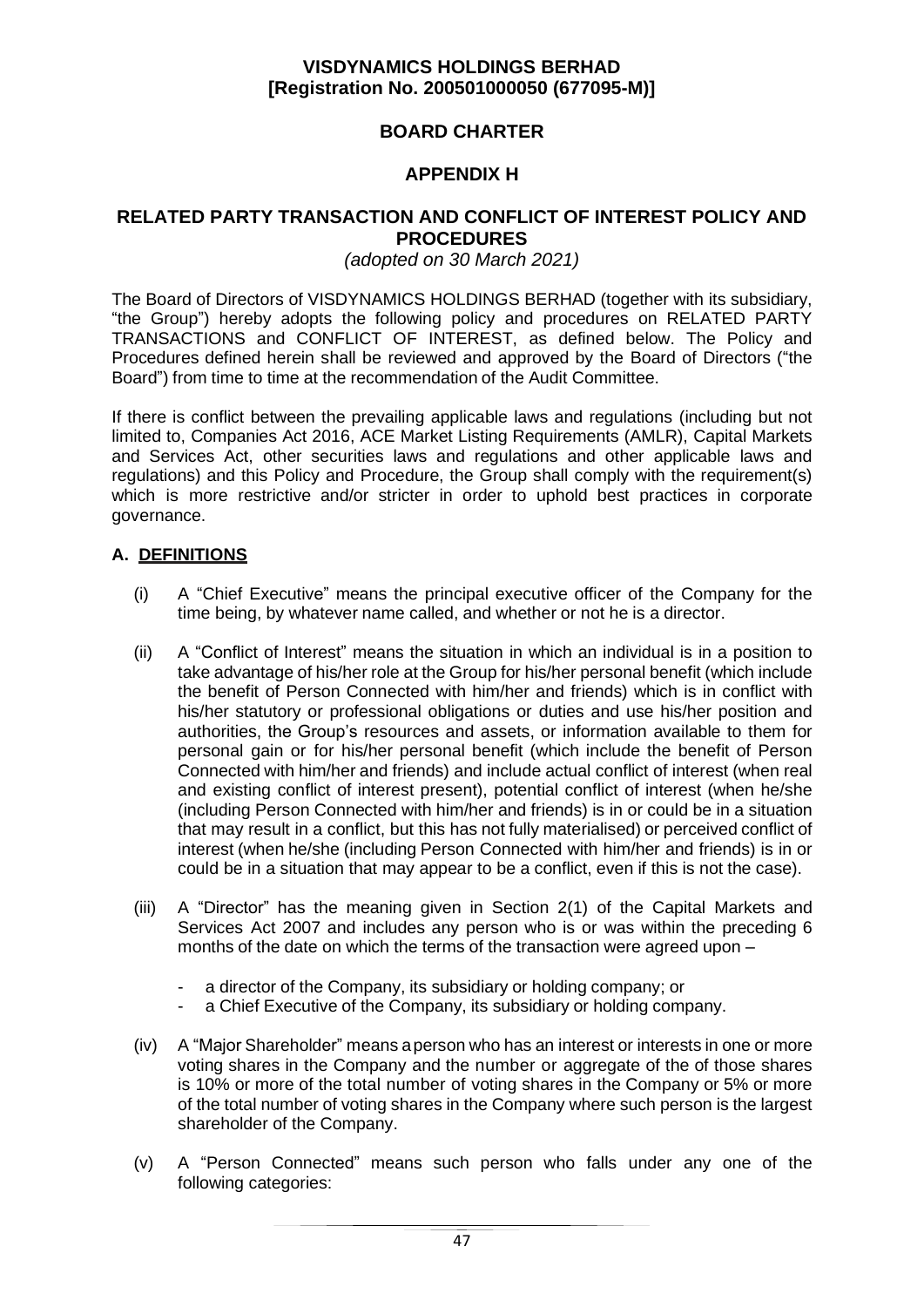**VISDYNAMICS HOLDINGS BERHAD**
**[Registration No. 200501000050 (677095-M)]**

## BOARD CHARTER

## APPENDIX H

## RELATED PARTY TRANSACTION AND CONFLICT OF INTEREST POLICY AND PROCEDURES

*(adopted on 30 March 2021)*

The Board of Directors of VISDYNAMICS HOLDINGS BERHAD (together with its subsidiary, "the Group") hereby adopts the following policy and procedures on RELATED PARTY TRANSACTIONS and CONFLICT OF INTEREST, as defined below. The Policy and Procedures defined herein shall be reviewed and approved by the Board of Directors ("the Board") from time to time at the recommendation of the Audit Committee.

If there is conflict between the prevailing applicable laws and regulations (including but not limited to, Companies Act 2016, ACE Market Listing Requirements (AMLR), Capital Markets and Services Act, other securities laws and regulations and other applicable laws and regulations) and this Policy and Procedure, the Group shall comply with the requirement(s) which is more restrictive and/or stricter in order to uphold best practices in corporate governance.

### A. DEFINITIONS

(i) A "Chief Executive" means the principal executive officer of the Company for the time being, by whatever name called, and whether or not he is a director.

(ii) A "Conflict of Interest" means the situation in which an individual is in a position to take advantage of his/her role at the Group for his/her personal benefit (which include the benefit of Person Connected with him/her and friends) which is in conflict with his/her statutory or professional obligations or duties and use his/her position and authorities, the Group's resources and assets, or information available to them for personal gain or for his/her personal benefit (which include the benefit of Person Connected with him/her and friends) and include actual conflict of interest (when real and existing conflict of interest present), potential conflict of interest (when he/she (including Person Connected with him/her and friends) is in or could be in a situation that may result in a conflict, but this has not fully materialised) or perceived conflict of interest (when he/she (including Person Connected with him/her and friends) is in or could be in a situation that may appear to be a conflict, even if this is not the case).

(iii) A "Director" has the meaning given in Section 2(1) of the Capital Markets and Services Act 2007 and includes any person who is or was within the preceding 6 months of the date on which the terms of the transaction were agreed upon –

- a director of the Company, its subsidiary or holding company; or
- a Chief Executive of the Company, its subsidiary or holding company.

(iv) A "Major Shareholder" means a person who has an interest or interests in one or more voting shares in the Company and the number or aggregate of the of those shares is 10% or more of the total number of voting shares in the Company or 5% or more of the total number of voting shares in the Company where such person is the largest shareholder of the Company.

(v) A "Person Connected" means such person who falls under any one of the following categories: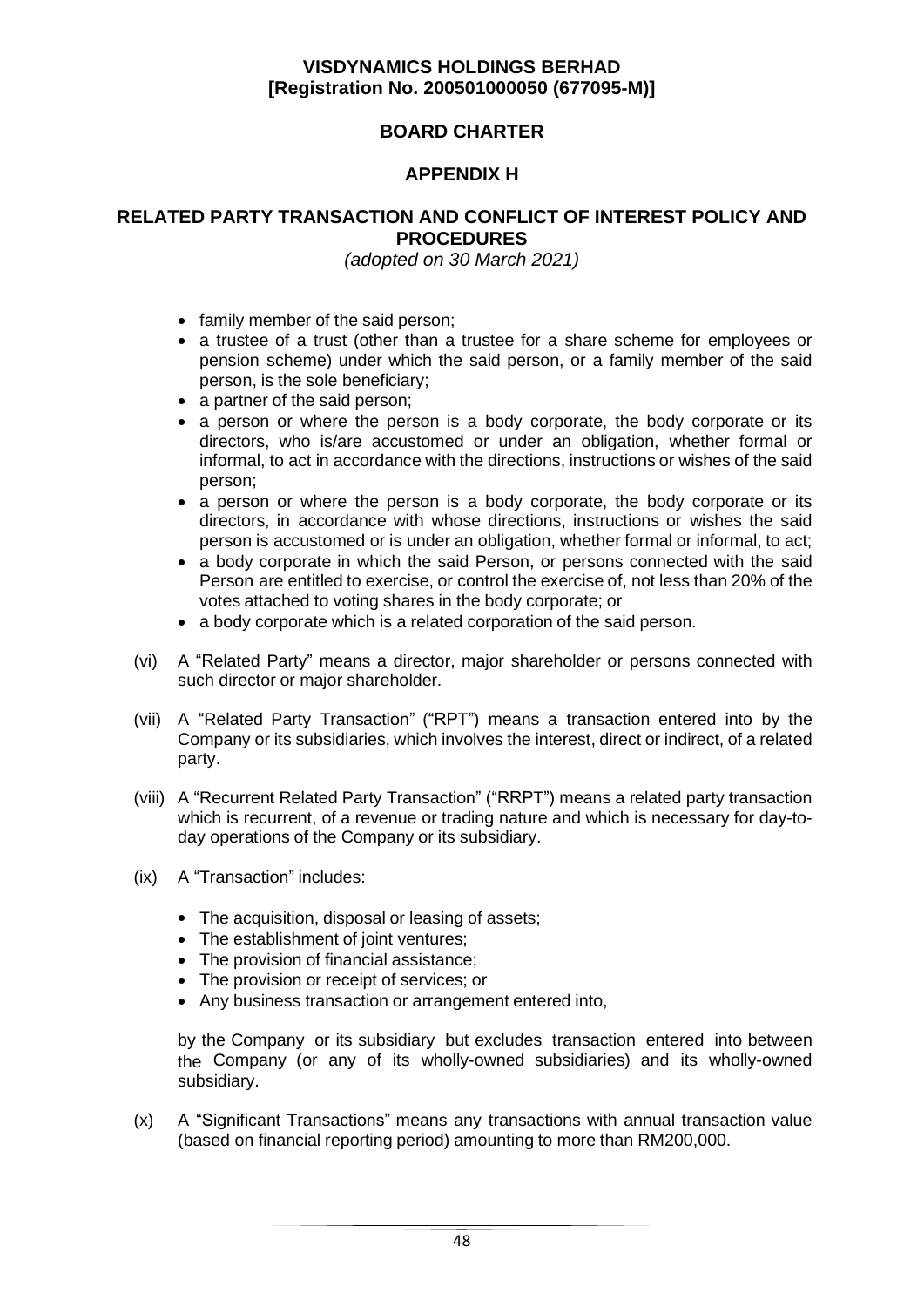- family member of the said person;
- a trustee of a trust (other than a trustee for a share scheme for employees or pension scheme) under which the said person, or a family member of the said person, is the sole beneficiary;
- a partner of the said person;
- a person or where the person is a body corporate, the body corporate or its directors, who is/are accustomed or under an obligation, whether formal or informal, to act in accordance with the directions, instructions or wishes of the said person;
- a person or where the person is a body corporate, the body corporate or its directors, in accordance with whose directions, instructions or wishes the said person is accustomed or is under an obligation, whether formal or informal, to act;
- a body corporate in which the said Person, or persons connected with the said Person are entitled to exercise, or control the exercise of, not less than 20% of the votes attached to voting shares in the body corporate; or
- a body corporate which is a related corporation of the said person.

(vi) A "Related Party" means a director, major shareholder or persons connected with such director or major shareholder.

(vii) A "Related Party Transaction" ("RPT") means a transaction entered into by the Company or its subsidiaries, which involves the interest, direct or indirect, of a related party.

(viii) A "Recurrent Related Party Transaction" ("RRPT") means a related party transaction which is recurrent, of a revenue or trading nature and which is necessary for day-to-day operations of the Company or its subsidiary.

(ix) A "Transaction" includes:

- The acquisition, disposal or leasing of assets;
- The establishment of joint ventures;
- The provision of financial assistance;
- The provision or receipt of services; or
- Any business transaction or arrangement entered into,

by the Company or its subsidiary but excludes transaction entered into between the Company (or any of its wholly-owned subsidiaries) and its wholly-owned subsidiary.

(x) A "Significant Transactions" means any transactions with annual transaction value (based on financial reporting period) amounting to more than RM200,000.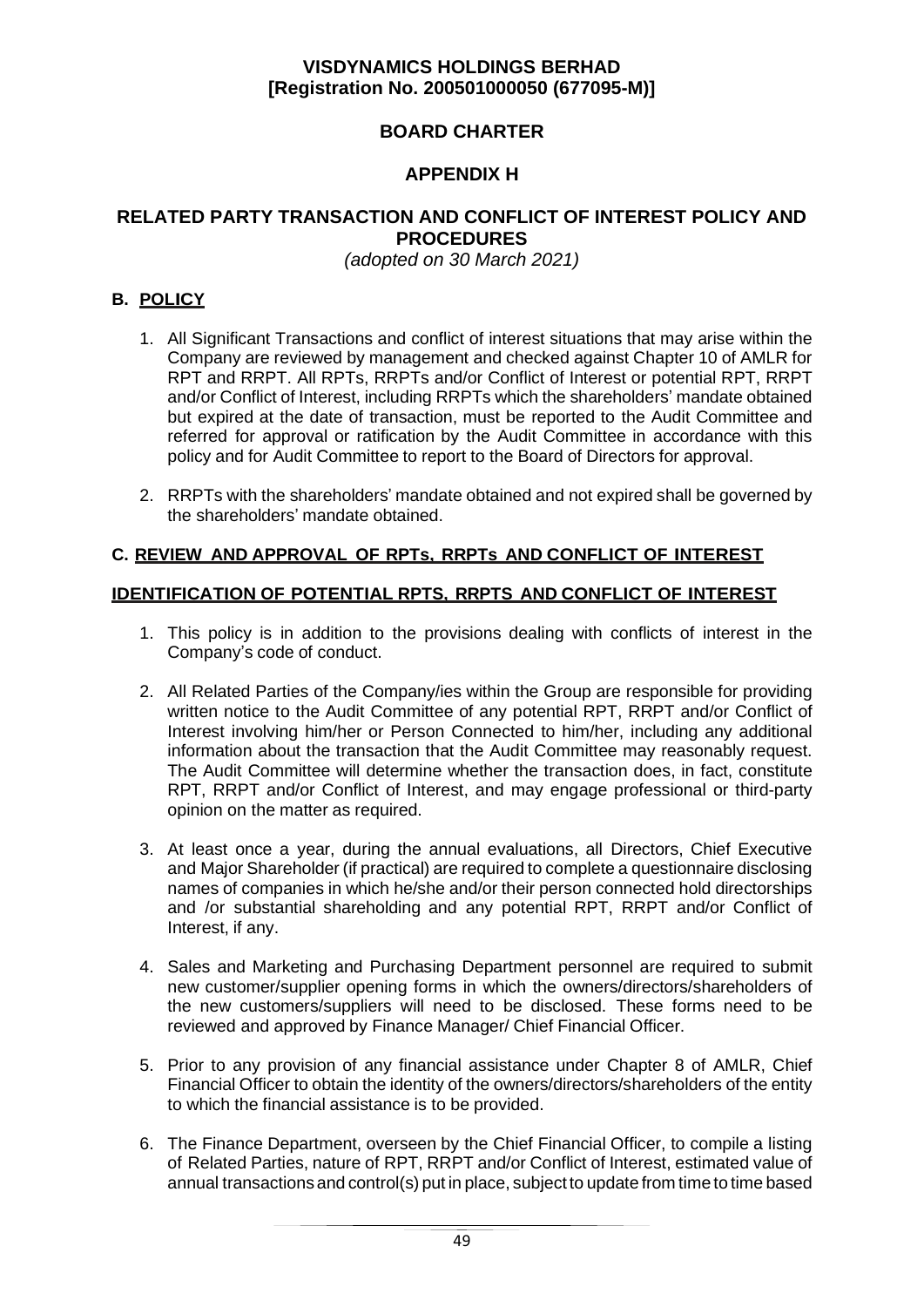**VISDYNAMICS HOLDINGS BERHAD**
**[Registration No. 200501000050 (677095-M)]**

**BOARD CHARTER**

**APPENDIX H**

# RELATED PARTY TRANSACTION AND CONFLICT OF INTEREST POLICY AND PROCEDURES

*(adopted on 30 March 2021)*

## B. POLICY

1. All Significant Transactions and conflict of interest situations that may arise within the Company are reviewed by management and checked against Chapter 10 of AMLR for RPT and RRPT. All RPTs, RRPTs and/or Conflict of Interest or potential RPT, RRPT and/or Conflict of Interest, including RRPTs which the shareholders' mandate obtained but expired at the date of transaction, must be reported to the Audit Committee and referred for approval or ratification by the Audit Committee in accordance with this policy and for Audit Committee to report to the Board of Directors for approval.

2. RRPTs with the shareholders' mandate obtained and not expired shall be governed by the shareholders' mandate obtained.

## C. REVIEW AND APPROVAL OF RPTs, RRPTs AND CONFLICT OF INTEREST

### IDENTIFICATION OF POTENTIAL RPTS, RRPTS AND CONFLICT OF INTEREST

1. This policy is in addition to the provisions dealing with conflicts of interest in the Company's code of conduct.

2. All Related Parties of the Company/ies within the Group are responsible for providing written notice to the Audit Committee of any potential RPT, RRPT and/or Conflict of Interest involving him/her or Person Connected to him/her, including any additional information about the transaction that the Audit Committee may reasonably request. The Audit Committee will determine whether the transaction does, in fact, constitute RPT, RRPT and/or Conflict of Interest, and may engage professional or third-party opinion on the matter as required.

3. At least once a year, during the annual evaluations, all Directors, Chief Executive and Major Shareholder (if practical) are required to complete a questionnaire disclosing names of companies in which he/she and/or their person connected hold directorships and /or substantial shareholding and any potential RPT, RRPT and/or Conflict of Interest, if any.

4. Sales and Marketing and Purchasing Department personnel are required to submit new customer/supplier opening forms in which the owners/directors/shareholders of the new customers/suppliers will need to be disclosed. These forms need to be reviewed and approved by Finance Manager/ Chief Financial Officer.

5. Prior to any provision of any financial assistance under Chapter 8 of AMLR, Chief Financial Officer to obtain the identity of the owners/directors/shareholders of the entity to which the financial assistance is to be provided.

6. The Finance Department, overseen by the Chief Financial Officer, to compile a listing of Related Parties, nature of RPT, RRPT and/or Conflict of Interest, estimated value of annual transactions and control(s) put in place, subject to update from time to time based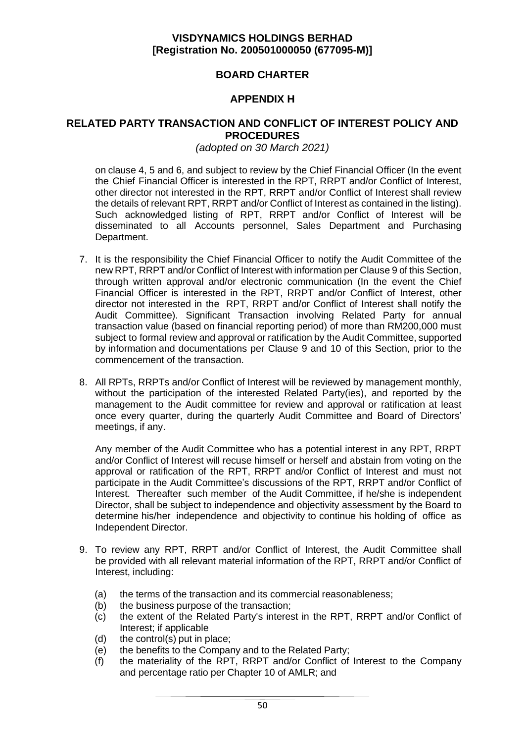on clause 4, 5 and 6, and subject to review by the Chief Financial Officer (In the event the Chief Financial Officer is interested in the RPT, RRPT and/or Conflict of Interest, other director not interested in the RPT, RRPT and/or Conflict of Interest shall review the details of relevant RPT, RRPT and/or Conflict of Interest as contained in the listing). Such acknowledged listing of RPT, RRPT and/or Conflict of Interest will be disseminated to all Accounts personnel, Sales Department and Purchasing Department.

7. It is the responsibility the Chief Financial Officer to notify the Audit Committee of the new RPT, RRPT and/or Conflict of Interest with information per Clause 9 of this Section, through written approval and/or electronic communication (In the event the Chief Financial Officer is interested in the RPT, RRPT and/or Conflict of Interest, other director not interested in the RPT, RRPT and/or Conflict of Interest shall notify the Audit Committee). Significant Transaction involving Related Party for annual transaction value (based on financial reporting period) of more than RM200,000 must subject to formal review and approval or ratification by the Audit Committee, supported by information and documentations per Clause 9 and 10 of this Section, prior to the commencement of the transaction.

8. All RPTs, RRPTs and/or Conflict of Interest will be reviewed by management monthly, without the participation of the interested Related Party(ies), and reported by the management to the Audit committee for review and approval or ratification at least once every quarter, during the quarterly Audit Committee and Board of Directors' meetings, if any.

   Any member of the Audit Committee who has a potential interest in any RPT, RRPT and/or Conflict of Interest will recuse himself or herself and abstain from voting on the approval or ratification of the RPT, RRPT and/or Conflict of Interest and must not participate in the Audit Committee's discussions of the RPT, RRPT and/or Conflict of Interest. Thereafter such member of the Audit Committee, if he/she is independent Director, shall be subject to independence and objectivity assessment by the Board to determine his/her independence and objectivity to continue his holding of office as Independent Director.

9. To review any RPT, RRPT and/or Conflict of Interest, the Audit Committee shall be provided with all relevant material information of the RPT, RRPT and/or Conflict of Interest, including:

   (a) the terms of the transaction and its commercial reasonableness;
   (b) the business purpose of the transaction;
   (c) the extent of the Related Party's interest in the RPT, RRPT and/or Conflict of Interest; if applicable
   (d) the control(s) put in place;
   (e) the benefits to the Company and to the Related Party;
   (f) the materiality of the RPT, RRPT and/or Conflict of Interest to the Company and percentage ratio per Chapter 10 of AMLR; and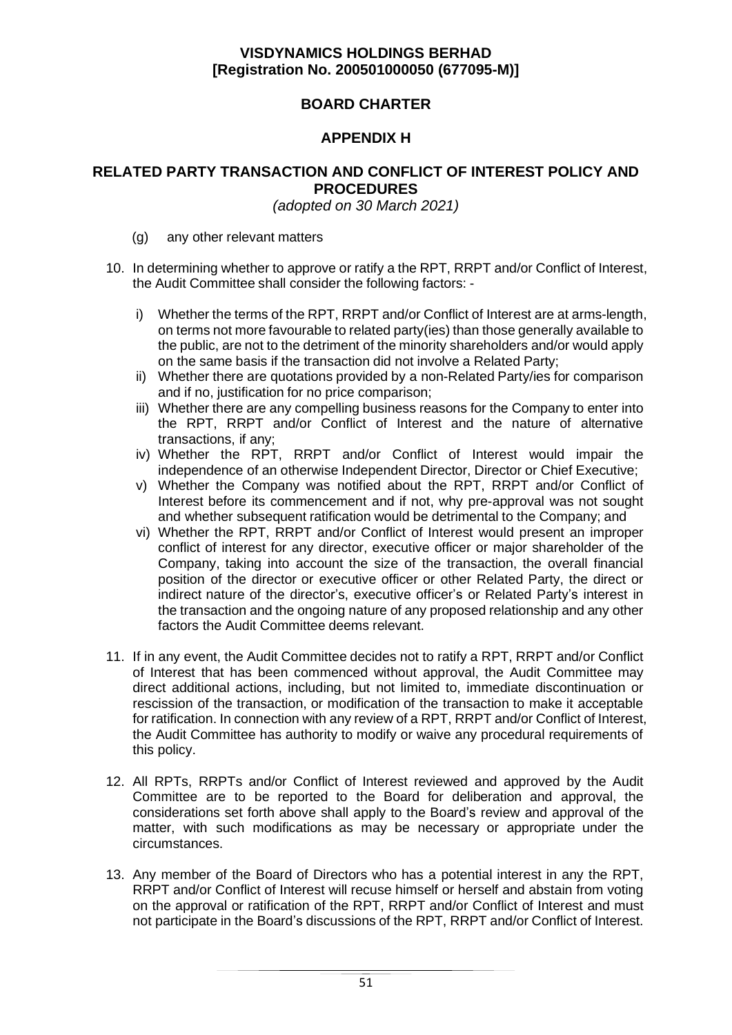(g) any other relevant matters

10. In determining whether to approve or ratify a the RPT, RRPT and/or Conflict of Interest, the Audit Committee shall consider the following factors: -

    i) Whether the terms of the RPT, RRPT and/or Conflict of Interest are at arms-length, on terms not more favourable to related party(ies) than those generally available to the public, are not to the detriment of the minority shareholders and/or would apply on the same basis if the transaction did not involve a Related Party;
    ii) Whether there are quotations provided by a non-Related Party/ies for comparison and if no, justification for no price comparison;
    iii) Whether there are any compelling business reasons for the Company to enter into the RPT, RRPT and/or Conflict of Interest and the nature of alternative transactions, if any;
    iv) Whether the RPT, RRPT and/or Conflict of Interest would impair the independence of an otherwise Independent Director, Director or Chief Executive;
    v) Whether the Company was notified about the RPT, RRPT and/or Conflict of Interest before its commencement and if not, why pre-approval was not sought and whether subsequent ratification would be detrimental to the Company; and
    vi) Whether the RPT, RRPT and/or Conflict of Interest would present an improper conflict of interest for any director, executive officer or major shareholder of the Company, taking into account the size of the transaction, the overall financial position of the director or executive officer or other Related Party, the direct or indirect nature of the director's, executive officer's or Related Party's interest in the transaction and the ongoing nature of any proposed relationship and any other factors the Audit Committee deems relevant.

11. If in any event, the Audit Committee decides not to ratify a RPT, RRPT and/or Conflict of Interest that has been commenced without approval, the Audit Committee may direct additional actions, including, but not limited to, immediate discontinuation or rescission of the transaction, or modification of the transaction to make it acceptable for ratification. In connection with any review of a RPT, RRPT and/or Conflict of Interest, the Audit Committee has authority to modify or waive any procedural requirements of this policy.

12. All RPTs, RRPTs and/or Conflict of Interest reviewed and approved by the Audit Committee are to be reported to the Board for deliberation and approval, the considerations set forth above shall apply to the Board's review and approval of the matter, with such modifications as may be necessary or appropriate under the circumstances.

13. Any member of the Board of Directors who has a potential interest in any the RPT, RRPT and/or Conflict of Interest will recuse himself or herself and abstain from voting on the approval or ratification of the RPT, RRPT and/or Conflict of Interest and must not participate in the Board's discussions of the RPT, RRPT and/or Conflict of Interest.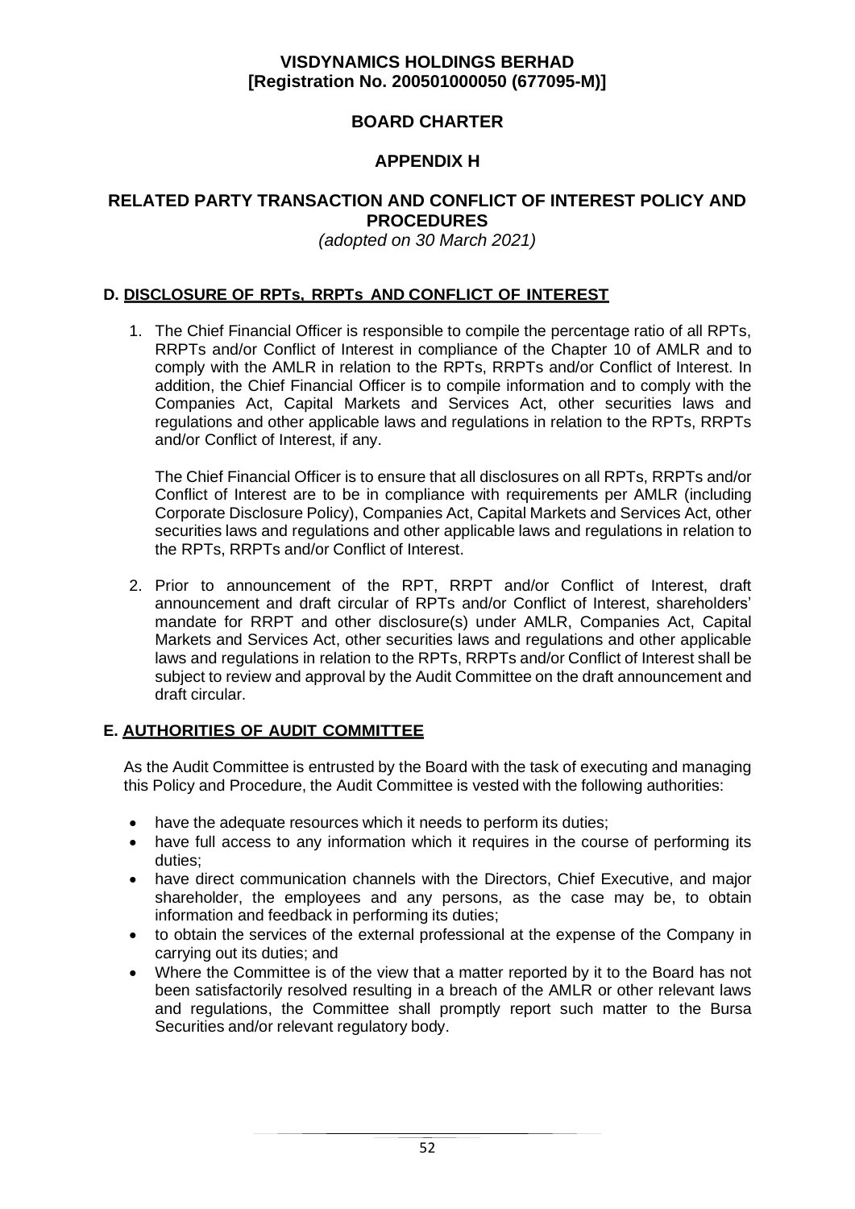**VISDYNAMICS HOLDINGS BERHAD**
**[Registration No. 200501000050 (677095-M)]**

# BOARD CHARTER

## APPENDIX H

## RELATED PARTY TRANSACTION AND CONFLICT OF INTEREST POLICY AND PROCEDURES

*(adopted on 30 March 2021)*

### D. DISCLOSURE OF RPTs, RRPTs AND CONFLICT OF INTEREST

1. The Chief Financial Officer is responsible to compile the percentage ratio of all RPTs, RRPTs and/or Conflict of Interest in compliance of the Chapter 10 of AMLR and to comply with the AMLR in relation to the RPTs, RRPTs and/or Conflict of Interest. In addition, the Chief Financial Officer is to compile information and to comply with the Companies Act, Capital Markets and Services Act, other securities laws and regulations and other applicable laws and regulations in relation to the RPTs, RRPTs and/or Conflict of Interest, if any.

   The Chief Financial Officer is to ensure that all disclosures on all RPTs, RRPTs and/or Conflict of Interest are to be in compliance with requirements per AMLR (including Corporate Disclosure Policy), Companies Act, Capital Markets and Services Act, other securities laws and regulations and other applicable laws and regulations in relation to the RPTs, RRPTs and/or Conflict of Interest.

2. Prior to announcement of the RPT, RRPT and/or Conflict of Interest, draft announcement and draft circular of RPTs and/or Conflict of Interest, shareholders' mandate for RRPT and other disclosure(s) under AMLR, Companies Act, Capital Markets and Services Act, other securities laws and regulations and other applicable laws and regulations in relation to the RPTs, RRPTs and/or Conflict of Interest shall be subject to review and approval by the Audit Committee on the draft announcement and draft circular.

### E. AUTHORITIES OF AUDIT COMMITTEE

As the Audit Committee is entrusted by the Board with the task of executing and managing this Policy and Procedure, the Audit Committee is vested with the following authorities:

- have the adequate resources which it needs to perform its duties;
- have full access to any information which it requires in the course of performing its duties;
- have direct communication channels with the Directors, Chief Executive, and major shareholder, the employees and any persons, as the case may be, to obtain information and feedback in performing its duties;
- to obtain the services of the external professional at the expense of the Company in carrying out its duties; and
- Where the Committee is of the view that a matter reported by it to the Board has not been satisfactorily resolved resulting in a breach of the AMLR or other relevant laws and regulations, the Committee shall promptly report such matter to the Bursa Securities and/or relevant regulatory body.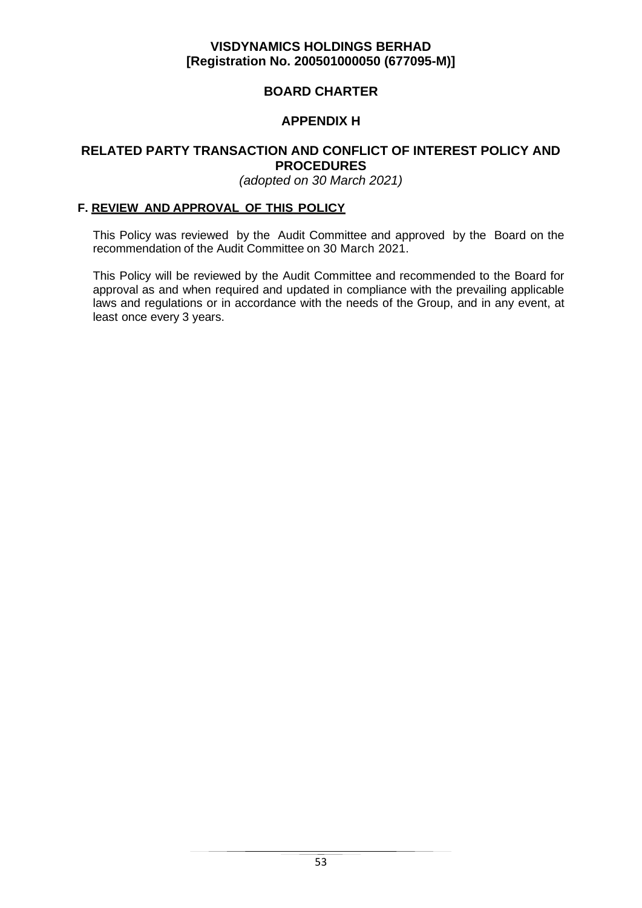**VISDYNAMICS HOLDINGS BERHAD**
**[Registration No. 200501000050 (677095-M)]**

# BOARD CHARTER

## APPENDIX H

## RELATED PARTY TRANSACTION AND CONFLICT OF INTEREST POLICY AND PROCEDURES

*(adopted on 30 March 2021)*

### F. REVIEW AND APPROVAL OF THIS POLICY

This Policy was reviewed by the Audit Committee and approved by the Board on the recommendation of the Audit Committee on 30 March 2021.

This Policy will be reviewed by the Audit Committee and recommended to the Board for approval as and when required and updated in compliance with the prevailing applicable laws and regulations or in accordance with the needs of the Group, and in any event, at least once every 3 years.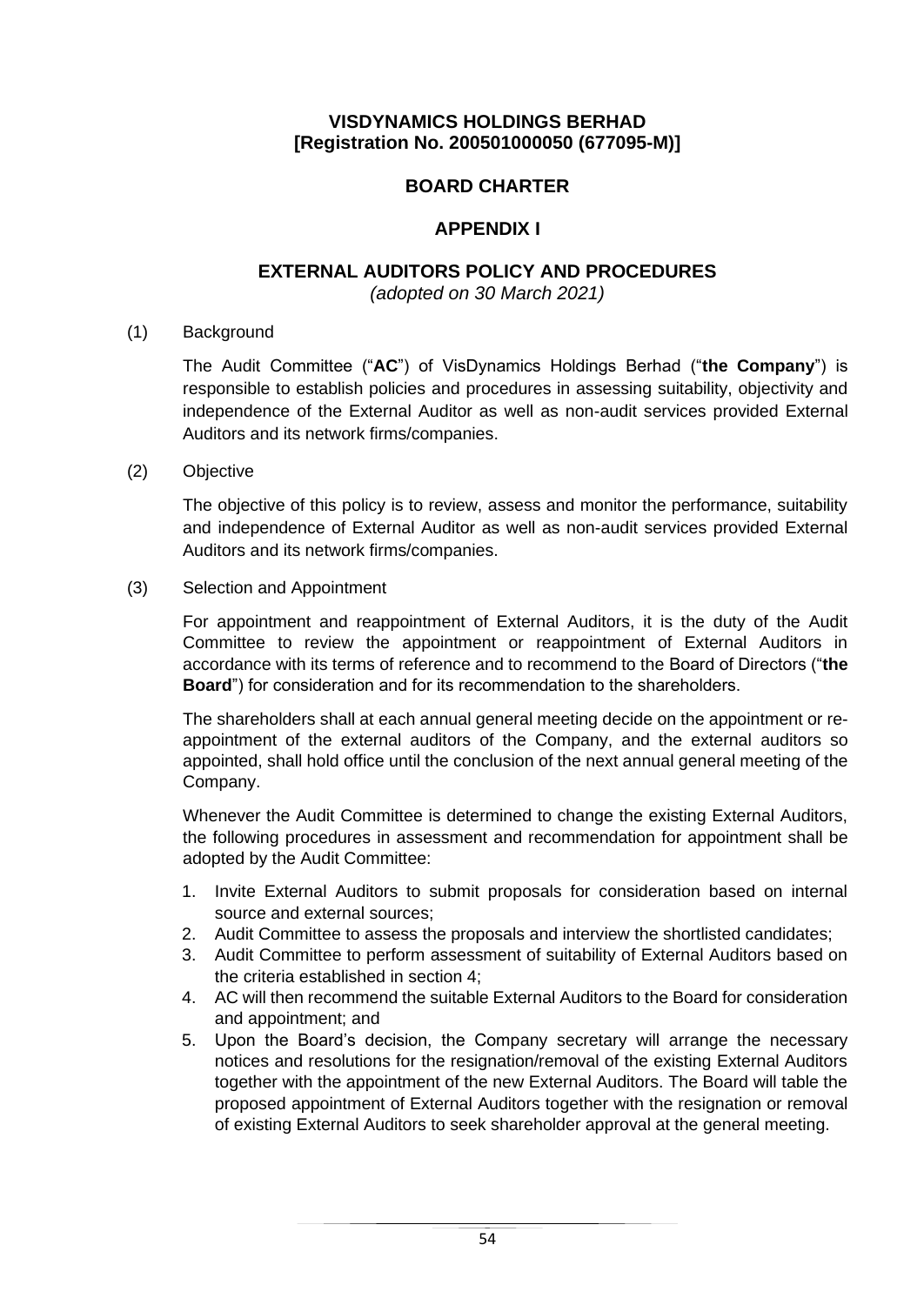**VISDYNAMICS HOLDINGS BERHAD**
**[Registration No. 200501000050 (677095-M)]**

## BOARD CHARTER

## APPENDIX I

## EXTERNAL AUDITORS POLICY AND PROCEDURES

*(adopted on 30 March 2021)*

(1) Background

The Audit Committee ("**AC**") of VisDynamics Holdings Berhad ("**the Company**") is responsible to establish policies and procedures in assessing suitability, objectivity and independence of the External Auditor as well as non-audit services provided External Auditors and its network firms/companies.

(2) Objective

The objective of this policy is to review, assess and monitor the performance, suitability and independence of External Auditor as well as non-audit services provided External Auditors and its network firms/companies.

(3) Selection and Appointment

For appointment and reappointment of External Auditors, it is the duty of the Audit Committee to review the appointment or reappointment of External Auditors in accordance with its terms of reference and to recommend to the Board of Directors ("**the Board**") for consideration and for its recommendation to the shareholders.

The shareholders shall at each annual general meeting decide on the appointment or re-appointment of the external auditors of the Company, and the external auditors so appointed, shall hold office until the conclusion of the next annual general meeting of the Company.

Whenever the Audit Committee is determined to change the existing External Auditors, the following procedures in assessment and recommendation for appointment shall be adopted by the Audit Committee:

1. Invite External Auditors to submit proposals for consideration based on internal source and external sources;
2. Audit Committee to assess the proposals and interview the shortlisted candidates;
3. Audit Committee to perform assessment of suitability of External Auditors based on the criteria established in section 4;
4. AC will then recommend the suitable External Auditors to the Board for consideration and appointment; and
5. Upon the Board's decision, the Company secretary will arrange the necessary notices and resolutions for the resignation/removal of the existing External Auditors together with the appointment of the new External Auditors. The Board will table the proposed appointment of External Auditors together with the resignation or removal of existing External Auditors to seek shareholder approval at the general meeting.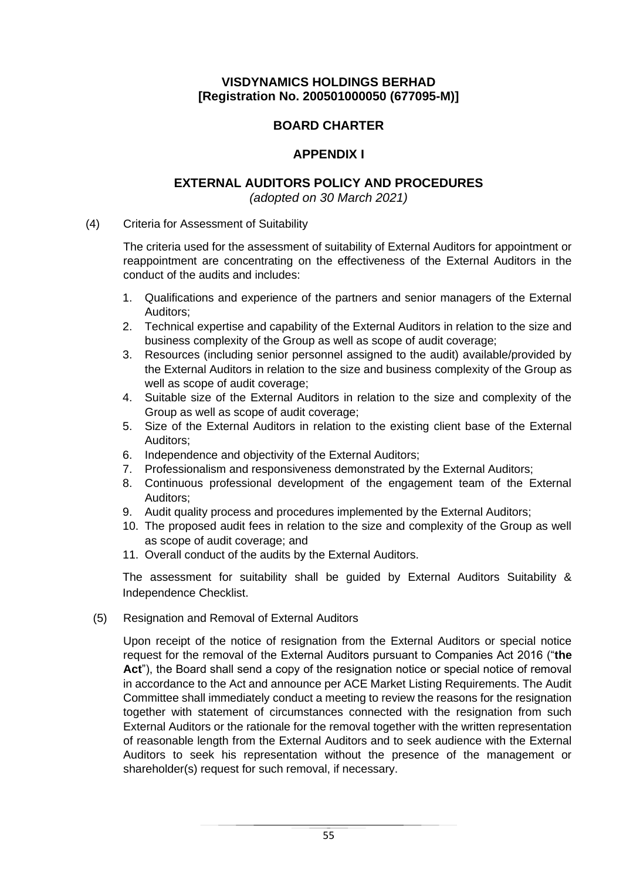**VISDYNAMICS HOLDINGS BERHAD**
**[Registration No. 200501000050 (677095-M)]**

**BOARD CHARTER**

**APPENDIX I**

**EXTERNAL AUDITORS POLICY AND PROCEDURES**
*(adopted on 30 March 2021)*

(4) Criteria for Assessment of Suitability

The criteria used for the assessment of suitability of External Auditors for appointment or reappointment are concentrating on the effectiveness of the External Auditors in the conduct of the audits and includes:

1. Qualifications and experience of the partners and senior managers of the External Auditors;
2. Technical expertise and capability of the External Auditors in relation to the size and business complexity of the Group as well as scope of audit coverage;
3. Resources (including senior personnel assigned to the audit) available/provided by the External Auditors in relation to the size and business complexity of the Group as well as scope of audit coverage;
4. Suitable size of the External Auditors in relation to the size and complexity of the Group as well as scope of audit coverage;
5. Size of the External Auditors in relation to the existing client base of the External Auditors;
6. Independence and objectivity of the External Auditors;
7. Professionalism and responsiveness demonstrated by the External Auditors;
8. Continuous professional development of the engagement team of the External Auditors;
9. Audit quality process and procedures implemented by the External Auditors;
10. The proposed audit fees in relation to the size and complexity of the Group as well as scope of audit coverage; and
11. Overall conduct of the audits by the External Auditors.

The assessment for suitability shall be guided by External Auditors Suitability & Independence Checklist.

(5) Resignation and Removal of External Auditors

Upon receipt of the notice of resignation from the External Auditors or special notice request for the removal of the External Auditors pursuant to Companies Act 2016 ("**the Act**"), the Board shall send a copy of the resignation notice or special notice of removal in accordance to the Act and announce per ACE Market Listing Requirements. The Audit Committee shall immediately conduct a meeting to review the reasons for the resignation together with statement of circumstances connected with the resignation from such External Auditors or the rationale for the removal together with the written representation of reasonable length from the External Auditors and to seek audience with the External Auditors to seek his representation without the presence of the management or shareholder(s) request for such removal, if necessary.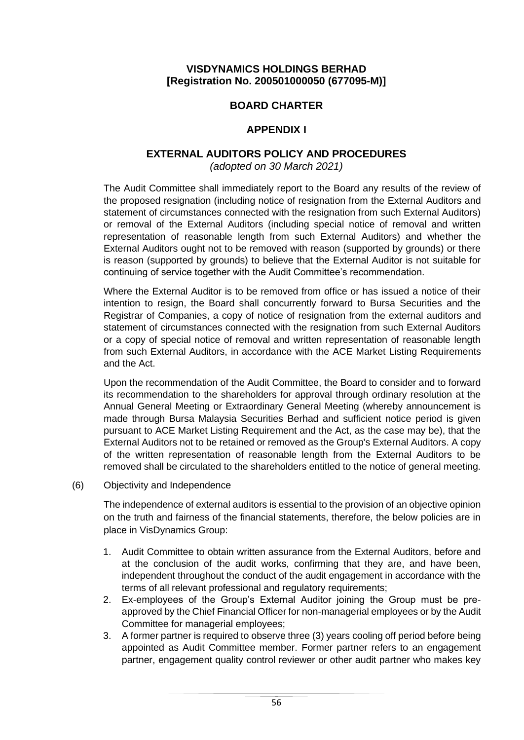# VISDYNAMICS HOLDINGS BERHAD
# [Registration No. 200501000050 (677095-M)]

## BOARD CHARTER

## APPENDIX I

## EXTERNAL AUDITORS POLICY AND PROCEDURES

*(adopted on 30 March 2021)*

The Audit Committee shall immediately report to the Board any results of the review of the proposed resignation (including notice of resignation from the External Auditors and statement of circumstances connected with the resignation from such External Auditors) or removal of the External Auditors (including special notice of removal and written representation of reasonable length from such External Auditors) and whether the External Auditors ought not to be removed with reason (supported by grounds) or there is reason (supported by grounds) to believe that the External Auditor is not suitable for continuing of service together with the Audit Committee's recommendation.

Where the External Auditor is to be removed from office or has issued a notice of their intention to resign, the Board shall concurrently forward to Bursa Securities and the Registrar of Companies, a copy of notice of resignation from the external auditors and statement of circumstances connected with the resignation from such External Auditors or a copy of special notice of removal and written representation of reasonable length from such External Auditors, in accordance with the ACE Market Listing Requirements and the Act.

Upon the recommendation of the Audit Committee, the Board to consider and to forward its recommendation to the shareholders for approval through ordinary resolution at the Annual General Meeting or Extraordinary General Meeting (whereby announcement is made through Bursa Malaysia Securities Berhad and sufficient notice period is given pursuant to ACE Market Listing Requirement and the Act, as the case may be), that the External Auditors not to be retained or removed as the Group's External Auditors. A copy of the written representation of reasonable length from the External Auditors to be removed shall be circulated to the shareholders entitled to the notice of general meeting.

(6) Objectivity and Independence

The independence of external auditors is essential to the provision of an objective opinion on the truth and fairness of the financial statements, therefore, the below policies are in place in VisDynamics Group:

1. Audit Committee to obtain written assurance from the External Auditors, before and at the conclusion of the audit works, confirming that they are, and have been, independent throughout the conduct of the audit engagement in accordance with the terms of all relevant professional and regulatory requirements;
2. Ex-employees of the Group's External Auditor joining the Group must be pre-approved by the Chief Financial Officer for non-managerial employees or by the Audit Committee for managerial employees;
3. A former partner is required to observe three (3) years cooling off period before being appointed as Audit Committee member. Former partner refers to an engagement partner, engagement quality control reviewer or other audit partner who makes key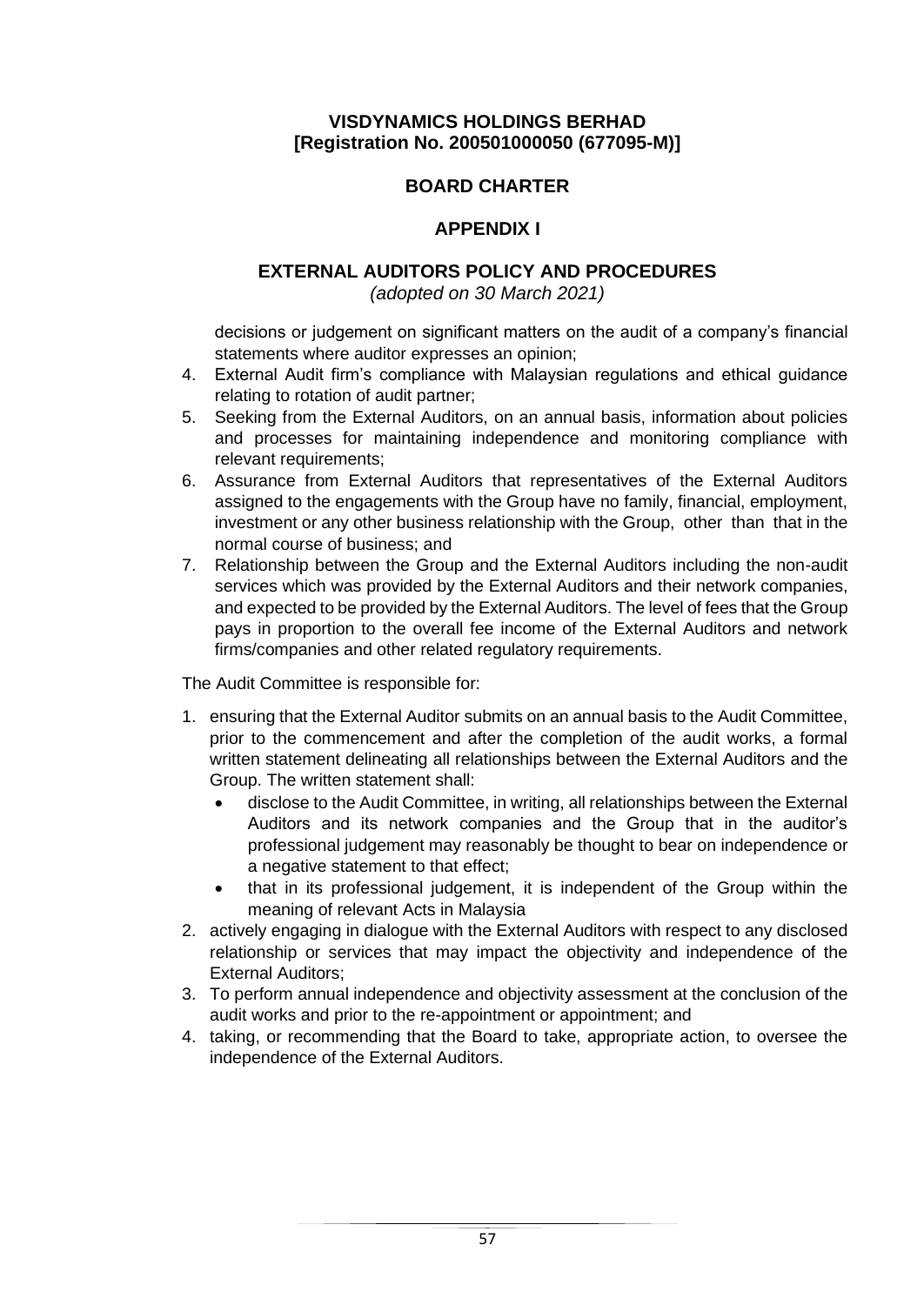decisions or judgement on significant matters on the audit of a company's financial statements where auditor expresses an opinion;

4. External Audit firm's compliance with Malaysian regulations and ethical guidance relating to rotation of audit partner;
5. Seeking from the External Auditors, on an annual basis, information about policies and processes for maintaining independence and monitoring compliance with relevant requirements;
6. Assurance from External Auditors that representatives of the External Auditors assigned to the engagements with the Group have no family, financial, employment, investment or any other business relationship with the Group, other than that in the normal course of business; and
7. Relationship between the Group and the External Auditors including the non-audit services which was provided by the External Auditors and their network companies, and expected to be provided by the External Auditors. The level of fees that the Group pays in proportion to the overall fee income of the External Auditors and network firms/companies and other related regulatory requirements.

The Audit Committee is responsible for:

1. ensuring that the External Auditor submits on an annual basis to the Audit Committee, prior to the commencement and after the completion of the audit works, a formal written statement delineating all relationships between the External Auditors and the Group. The written statement shall:
   - disclose to the Audit Committee, in writing, all relationships between the External Auditors and its network companies and the Group that in the auditor's professional judgement may reasonably be thought to bear on independence or a negative statement to that effect;
   - that in its professional judgement, it is independent of the Group within the meaning of relevant Acts in Malaysia
2. actively engaging in dialogue with the External Auditors with respect to any disclosed relationship or services that may impact the objectivity and independence of the External Auditors;
3. To perform annual independence and objectivity assessment at the conclusion of the audit works and prior to the re-appointment or appointment; and
4. taking, or recommending that the Board to take, appropriate action, to oversee the independence of the External Auditors.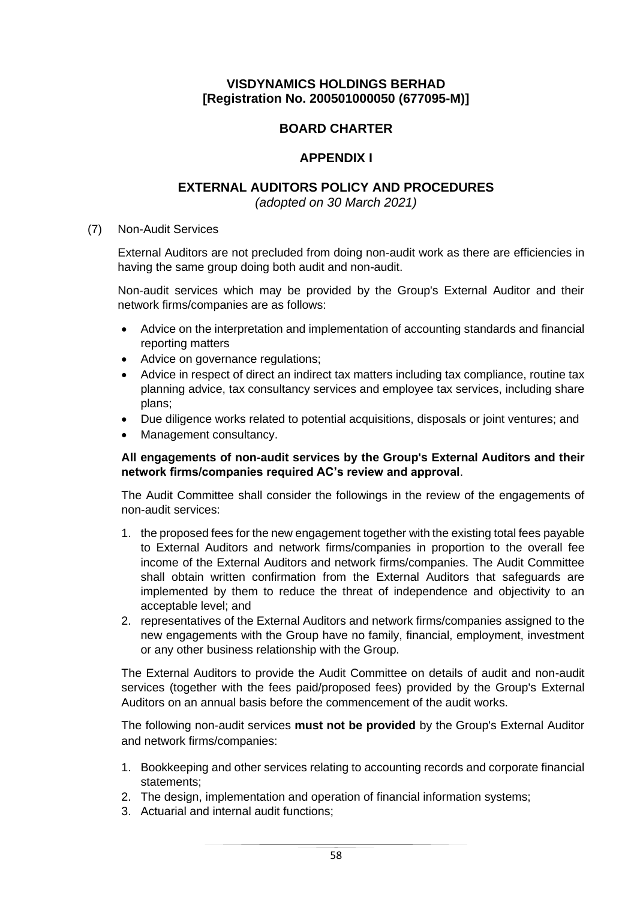# VISDYNAMICS HOLDINGS BERHAD
# [Registration No. 200501000050 (677095-M)]

## BOARD CHARTER

## APPENDIX I

## EXTERNAL AUDITORS POLICY AND PROCEDURES

*(adopted on 30 March 2021)*

(7) Non-Audit Services

External Auditors are not precluded from doing non-audit work as there are efficiencies in having the same group doing both audit and non-audit.

Non-audit services which may be provided by the Group's External Auditor and their network firms/companies are as follows:

- Advice on the interpretation and implementation of accounting standards and financial reporting matters
- Advice on governance regulations;
- Advice in respect of direct an indirect tax matters including tax compliance, routine tax planning advice, tax consultancy services and employee tax services, including share plans;
- Due diligence works related to potential acquisitions, disposals or joint ventures; and
- Management consultancy.

**All engagements of non-audit services by the Group's External Auditors and their network firms/companies required AC's review and approval**.

The Audit Committee shall consider the followings in the review of the engagements of non-audit services:

1. the proposed fees for the new engagement together with the existing total fees payable to External Auditors and network firms/companies in proportion to the overall fee income of the External Auditors and network firms/companies. The Audit Committee shall obtain written confirmation from the External Auditors that safeguards are implemented by them to reduce the threat of independence and objectivity to an acceptable level; and
2. representatives of the External Auditors and network firms/companies assigned to the new engagements with the Group have no family, financial, employment, investment or any other business relationship with the Group.

The External Auditors to provide the Audit Committee on details of audit and non-audit services (together with the fees paid/proposed fees) provided by the Group's External Auditors on an annual basis before the commencement of the audit works.

The following non-audit services **must not be provided** by the Group's External Auditor and network firms/companies:

1. Bookkeeping and other services relating to accounting records and corporate financial statements;
2. The design, implementation and operation of financial information systems;
3. Actuarial and internal audit functions;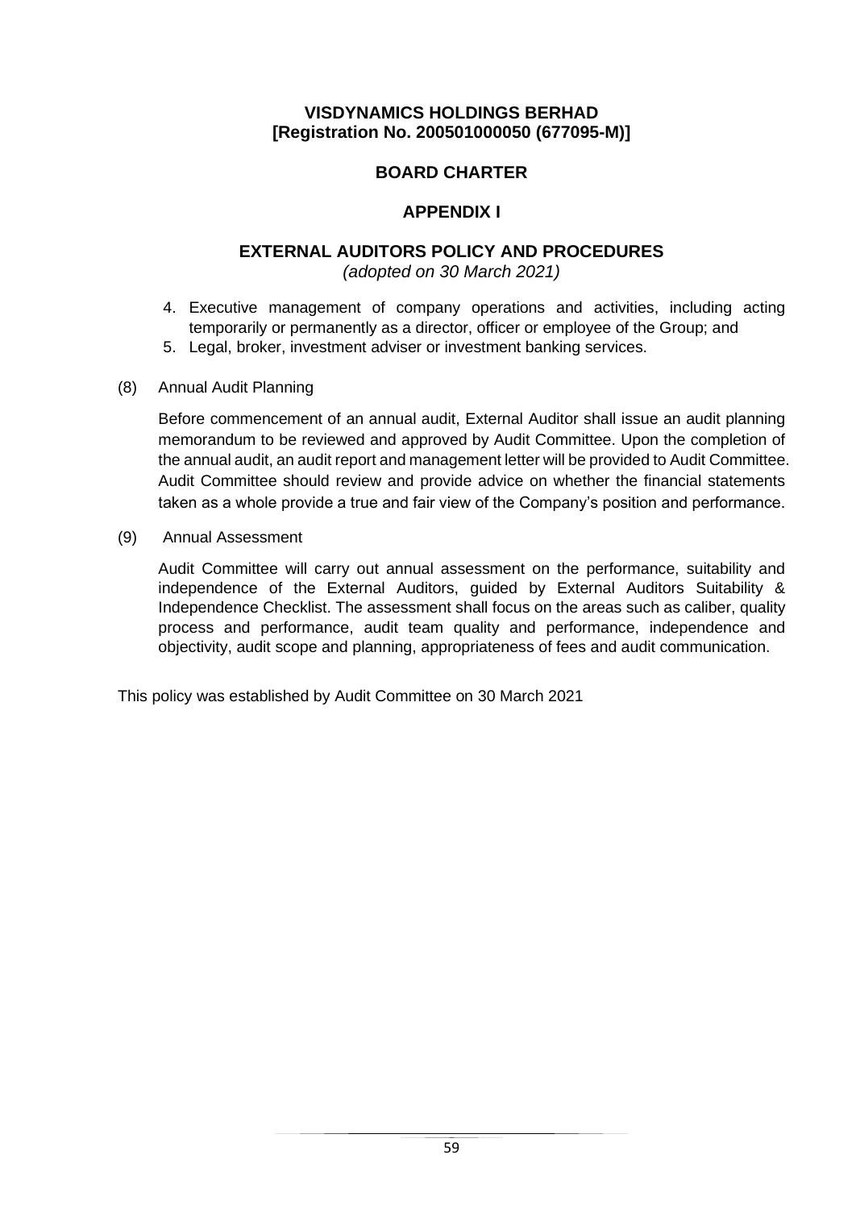**VISDYNAMICS HOLDINGS BERHAD**
**[Registration No. 200501000050 (677095-M)]**

## BOARD CHARTER

## APPENDIX I

## EXTERNAL AUDITORS POLICY AND PROCEDURES

*(adopted on 30 March 2021)*

4. Executive management of company operations and activities, including acting temporarily or permanently as a director, officer or employee of the Group; and
5. Legal, broker, investment adviser or investment banking services.

(8) Annual Audit Planning

Before commencement of an annual audit, External Auditor shall issue an audit planning memorandum to be reviewed and approved by Audit Committee. Upon the completion of the annual audit, an audit report and management letter will be provided to Audit Committee. Audit Committee should review and provide advice on whether the financial statements taken as a whole provide a true and fair view of the Company's position and performance.

(9) Annual Assessment

Audit Committee will carry out annual assessment on the performance, suitability and independence of the External Auditors, guided by External Auditors Suitability & Independence Checklist. The assessment shall focus on the areas such as caliber, quality process and performance, audit team quality and performance, independence and objectivity, audit scope and planning, appropriateness of fees and audit communication.

This policy was established by Audit Committee on 30 March 2021